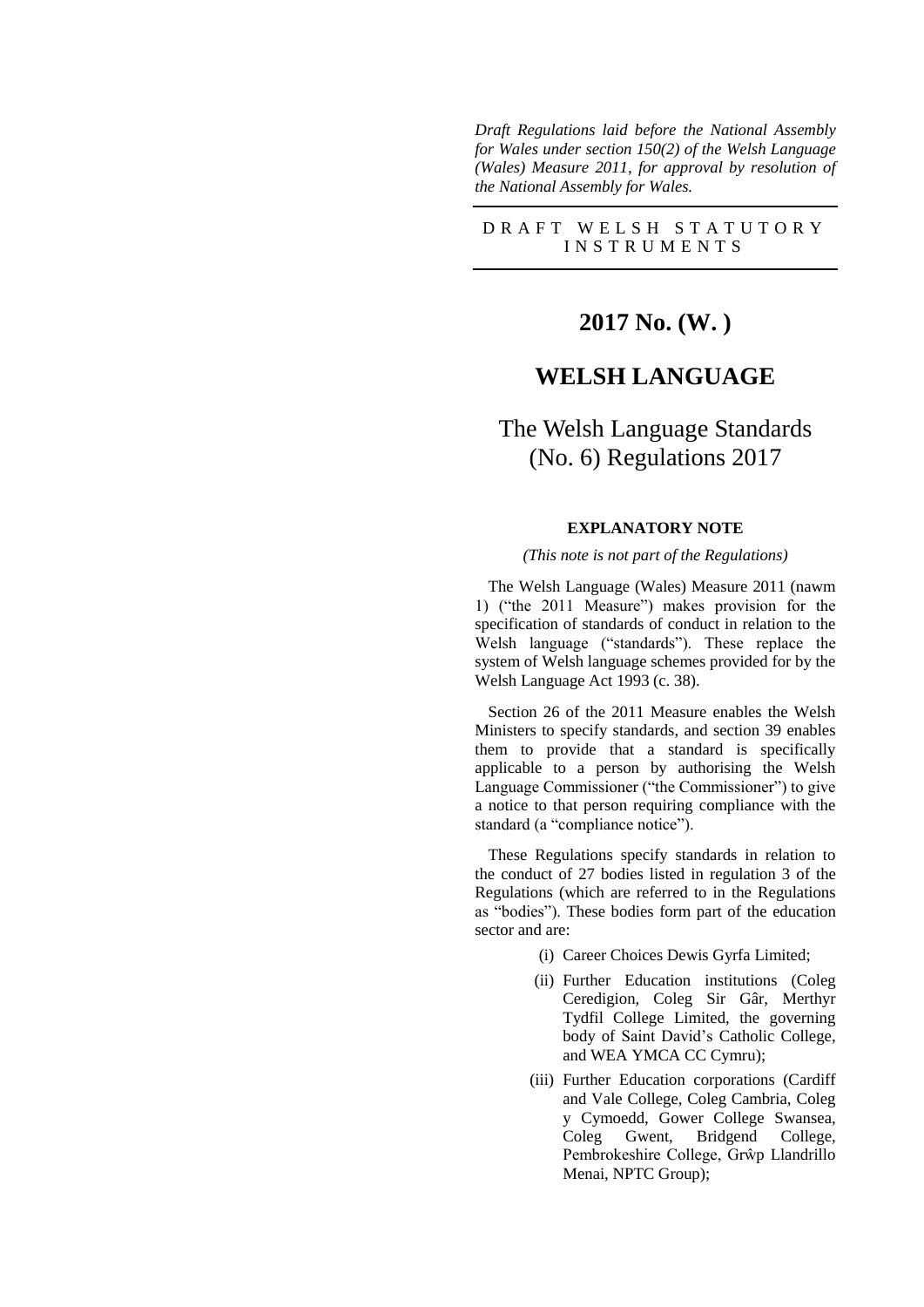*Draft Regulations laid before the National Assembly for Wales under section 150(2) of the Welsh Language (Wales) Measure 2011, for approval by resolution of the National Assembly for Wales.*

DRAFT WELSH STATUTORY INSTRUMENTS

# 2017 No. (W. )

# WELSH LANGUAGE

## The Welsh Language Standards (No. 6) Regulations 2017

### EXPLANATORY NOTE

*(This note is not part of the Regulations)*

The Welsh Language (Wales) Measure 2011 (nawm 1) ("the 2011 Measure") makes provision for the specification of standards of conduct in relation to the Welsh language ("standards"). These replace the system of Welsh language schemes provided for by the Welsh Language Act 1993 (c. 38).

Section 26 of the 2011 Measure enables the Welsh Ministers to specify standards, and section 39 enables them to provide that a standard is specifically applicable to a person by authorising the Welsh Language Commissioner ("the Commissioner") to give a notice to that person requiring compliance with the standard (a "compliance notice").

These Regulations specify standards in relation to the conduct of 27 bodies listed in regulation 3 of the Regulations (which are referred to in the Regulations as "bodies"). These bodies form part of the education sector and are:

(i) Career Choices Dewis Gyrfa Limited;

(ii) Further Education institutions (Coleg Ceredigion, Coleg Sir Gâr, Merthyr Tydfil College Limited, the governing body of Saint David's Catholic College, and WEA YMCA CC Cymru);

(iii) Further Education corporations (Cardiff and Vale College, Coleg Cambria, Coleg y Cymoedd, Gower College Swansea, Coleg Gwent, Bridgend College, Pembrokeshire College, Grŵp Llandrillo Menai, NPTC Group);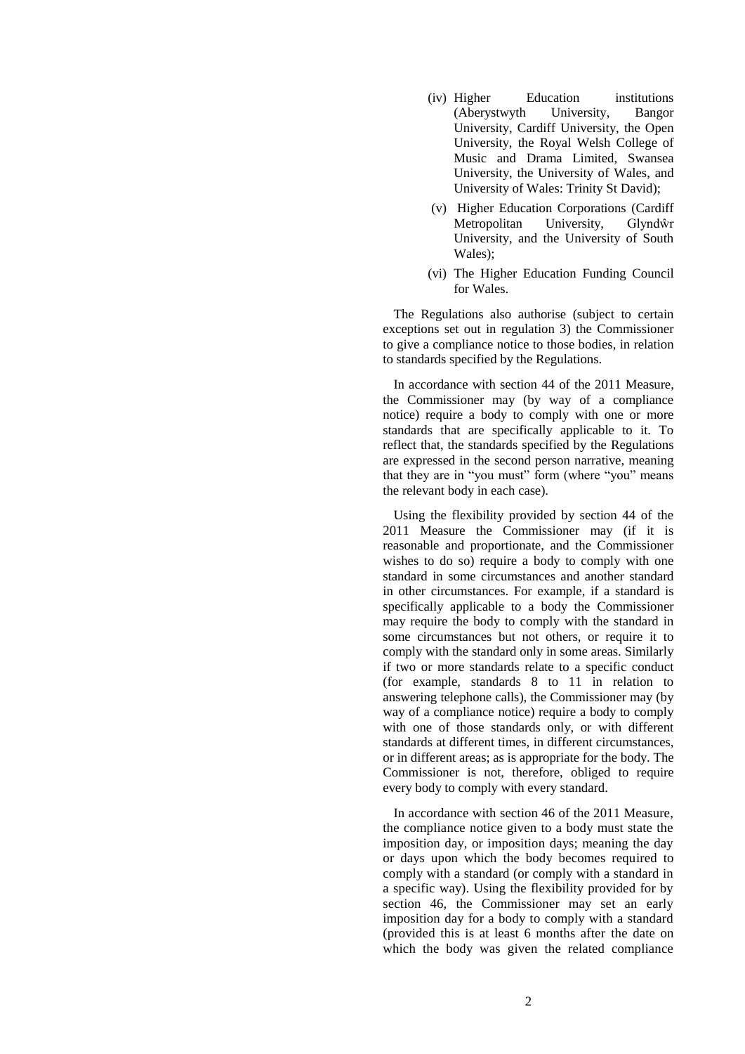(iv) Higher Education institutions (Aberystwyth University, Bangor University, Cardiff University, the Open University, the Royal Welsh College of Music and Drama Limited, Swansea University, the University of Wales, and University of Wales: Trinity St David);

(v) Higher Education Corporations (Cardiff Metropolitan University, Glyndŵr University, and the University of South Wales);

(vi) The Higher Education Funding Council for Wales.

The Regulations also authorise (subject to certain exceptions set out in regulation 3) the Commissioner to give a compliance notice to those bodies, in relation to standards specified by the Regulations.

In accordance with section 44 of the 2011 Measure, the Commissioner may (by way of a compliance notice) require a body to comply with one or more standards that are specifically applicable to it. To reflect that, the standards specified by the Regulations are expressed in the second person narrative, meaning that they are in "you must" form (where "you" means the relevant body in each case).

Using the flexibility provided by section 44 of the 2011 Measure the Commissioner may (if it is reasonable and proportionate, and the Commissioner wishes to do so) require a body to comply with one standard in some circumstances and another standard in other circumstances. For example, if a standard is specifically applicable to a body the Commissioner may require the body to comply with the standard in some circumstances but not others, or require it to comply with the standard only in some areas. Similarly if two or more standards relate to a specific conduct (for example, standards 8 to 11 in relation to answering telephone calls), the Commissioner may (by way of a compliance notice) require a body to comply with one of those standards only, or with different standards at different times, in different circumstances, or in different areas; as is appropriate for the body. The Commissioner is not, therefore, obliged to require every body to comply with every standard.

In accordance with section 46 of the 2011 Measure, the compliance notice given to a body must state the imposition day, or imposition days; meaning the day or days upon which the body becomes required to comply with a standard (or comply with a standard in a specific way). Using the flexibility provided for by section 46, the Commissioner may set an early imposition day for a body to comply with a standard (provided this is at least 6 months after the date on which the body was given the related compliance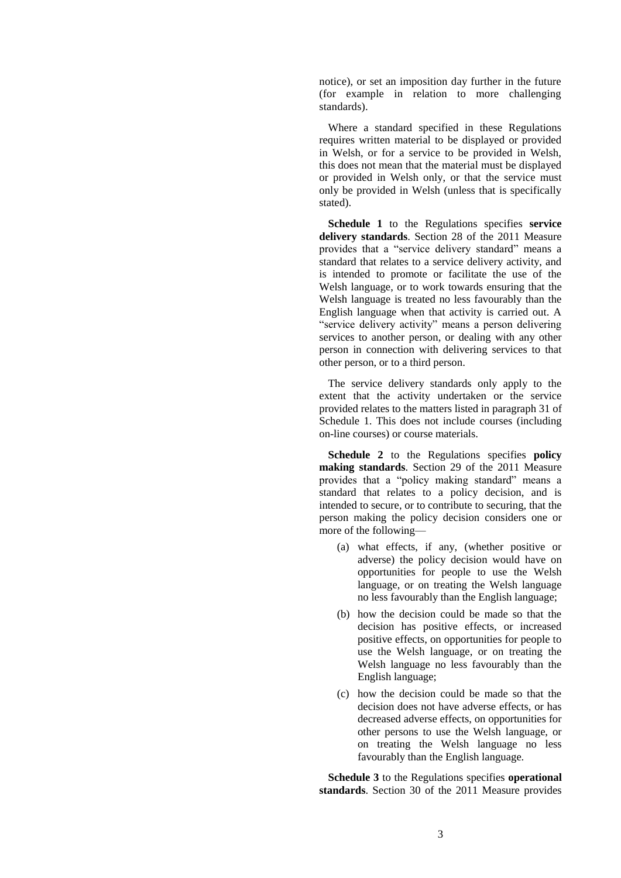notice), or set an imposition day further in the future (for example in relation to more challenging standards).

Where a standard specified in these Regulations requires written material to be displayed or provided in Welsh, or for a service to be provided in Welsh, this does not mean that the material must be displayed or provided in Welsh only, or that the service must only be provided in Welsh (unless that is specifically stated).

**Schedule 1** to the Regulations specifies **service delivery standards**. Section 28 of the 2011 Measure provides that a "service delivery standard" means a standard that relates to a service delivery activity, and is intended to promote or facilitate the use of the Welsh language, or to work towards ensuring that the Welsh language is treated no less favourably than the English language when that activity is carried out. A "service delivery activity" means a person delivering services to another person, or dealing with any other person in connection with delivering services to that other person, or to a third person.

The service delivery standards only apply to the extent that the activity undertaken or the service provided relates to the matters listed in paragraph 31 of Schedule 1. This does not include courses (including on-line courses) or course materials.

**Schedule 2** to the Regulations specifies **policy making standards**. Section 29 of the 2011 Measure provides that a "policy making standard" means a standard that relates to a policy decision, and is intended to secure, or to contribute to securing, that the person making the policy decision considers one or more of the following—

(a) what effects, if any, (whether positive or adverse) the policy decision would have on opportunities for people to use the Welsh language, or on treating the Welsh language no less favourably than the English language;

(b) how the decision could be made so that the decision has positive effects, or increased positive effects, on opportunities for people to use the Welsh language, or on treating the Welsh language no less favourably than the English language;

(c) how the decision could be made so that the decision does not have adverse effects, or has decreased adverse effects, on opportunities for other persons to use the Welsh language, or on treating the Welsh language no less favourably than the English language.

**Schedule 3** to the Regulations specifies **operational standards**. Section 30 of the 2011 Measure provides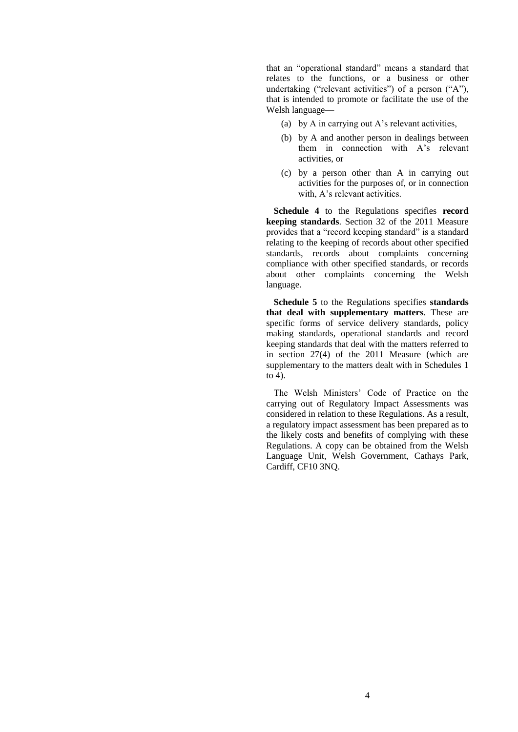that an "operational standard" means a standard that relates to the functions, or a business or other undertaking ("relevant activities") of a person ("A"), that is intended to promote or facilitate the use of the Welsh language—

(a) by A in carrying out A's relevant activities,

(b) by A and another person in dealings between them in connection with A's relevant activities, or

(c) by a person other than A in carrying out activities for the purposes of, or in connection with, A's relevant activities.

**Schedule 4** to the Regulations specifies **record keeping standards**. Section 32 of the 2011 Measure provides that a "record keeping standard" is a standard relating to the keeping of records about other specified standards, records about complaints concerning compliance with other specified standards, or records about other complaints concerning the Welsh language.

**Schedule 5** to the Regulations specifies **standards that deal with supplementary matters**. These are specific forms of service delivery standards, policy making standards, operational standards and record keeping standards that deal with the matters referred to in section 27(4) of the 2011 Measure (which are supplementary to the matters dealt with in Schedules 1 to 4).

The Welsh Ministers' Code of Practice on the carrying out of Regulatory Impact Assessments was considered in relation to these Regulations. As a result, a regulatory impact assessment has been prepared as to the likely costs and benefits of complying with these Regulations. A copy can be obtained from the Welsh Language Unit, Welsh Government, Cathays Park, Cardiff, CF10 3NQ.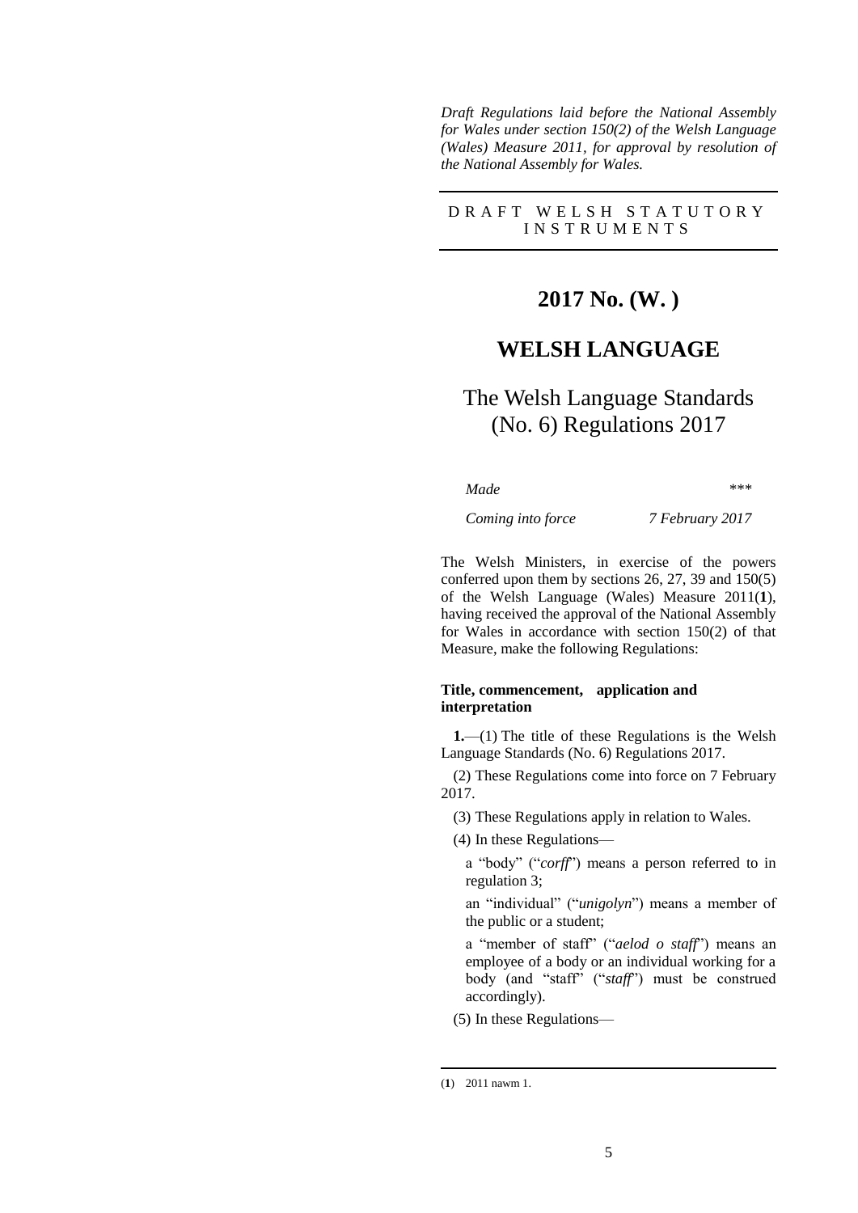*Draft Regulations laid before the National Assembly for Wales under section 150(2) of the Welsh Language (Wales) Measure 2011, for approval by resolution of the National Assembly for Wales.*

DRAFT WELSH STATUTORY INSTRUMENTS

# 2017 No. (W. )

# WELSH LANGUAGE

## The Welsh Language Standards (No. 6) Regulations 2017

| | |
|---|---|
| *Made* | *\*\*\** |
| *Coming into force* | *7 February 2017* |

The Welsh Ministers, in exercise of the powers conferred upon them by sections 26, 27, 39 and 150(5) of the Welsh Language (Wales) Measure 2011(**1**), having received the approval of the National Assembly for Wales in accordance with section 150(2) of that Measure, make the following Regulations:

**Title, commencement, application and interpretation**

**1.**—(1) The title of these Regulations is the Welsh Language Standards (No. 6) Regulations 2017.

(2) These Regulations come into force on 7 February 2017.

(3) These Regulations apply in relation to Wales.

(4) In these Regulations—

a "body" ("*corff*") means a person referred to in regulation 3;

an "individual" ("*unigolyn*") means a member of the public or a student;

a "member of staff" ("*aelod o staff*") means an employee of a body or an individual working for a body (and "staff" ("*staff*") must be construed accordingly).

(5) In these Regulations—

(**1**) 2011 nawm 1.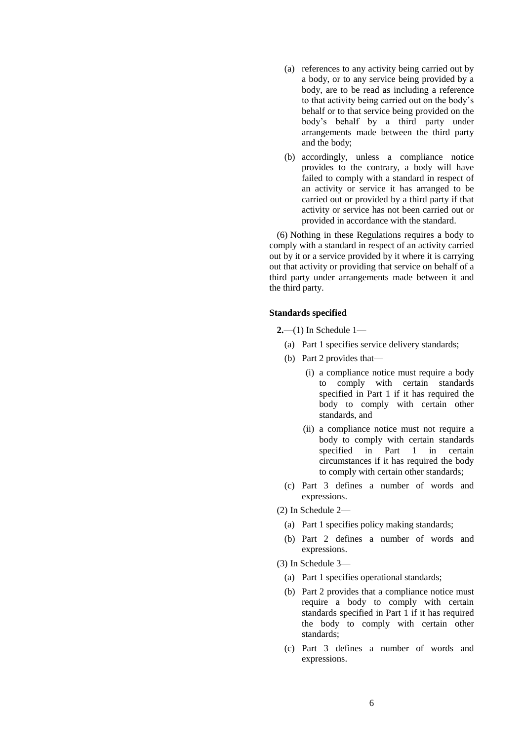(a) references to any activity being carried out by a body, or to any service being provided by a body, are to be read as including a reference to that activity being carried out on the body's behalf or to that service being provided on the body's behalf by a third party under arrangements made between the third party and the body;

(b) accordingly, unless a compliance notice provides to the contrary, a body will have failed to comply with a standard in respect of an activity or service it has arranged to be carried out or provided by a third party if that activity or service has not been carried out or provided in accordance with the standard.

(6) Nothing in these Regulations requires a body to comply with a standard in respect of an activity carried out by it or a service provided by it where it is carrying out that activity or providing that service on behalf of a third party under arrangements made between it and the third party.

**Standards specified**

**2.**—(1) In Schedule 1—

(a) Part 1 specifies service delivery standards;

(b) Part 2 provides that—

(i) a compliance notice must require a body to comply with certain standards specified in Part 1 if it has required the body to comply with certain other standards, and

(ii) a compliance notice must not require a body to comply with certain standards specified in Part 1 in certain circumstances if it has required the body to comply with certain other standards;

(c) Part 3 defines a number of words and expressions.

(2) In Schedule 2—

(a) Part 1 specifies policy making standards;

(b) Part 2 defines a number of words and expressions.

(3) In Schedule 3—

(a) Part 1 specifies operational standards;

(b) Part 2 provides that a compliance notice must require a body to comply with certain standards specified in Part 1 if it has required the body to comply with certain other standards;

(c) Part 3 defines a number of words and expressions.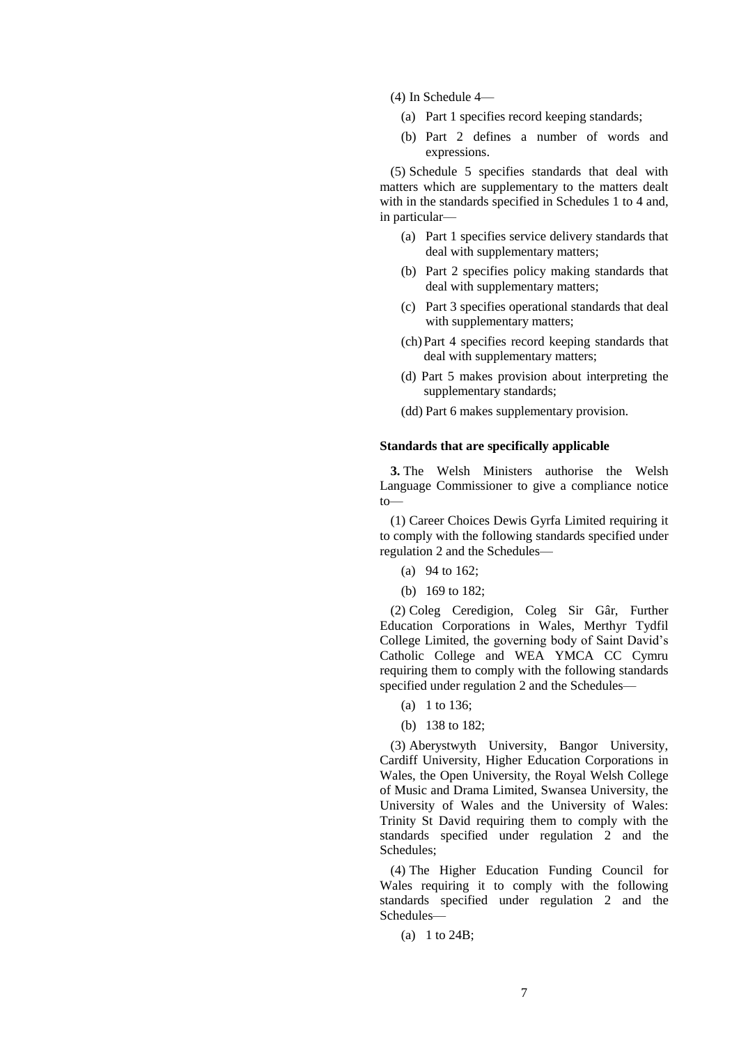(4) In Schedule 4—

(a) Part 1 specifies record keeping standards;

(b) Part 2 defines a number of words and expressions.

(5) Schedule 5 specifies standards that deal with matters which are supplementary to the matters dealt with in the standards specified in Schedules 1 to 4 and, in particular—

(a) Part 1 specifies service delivery standards that deal with supplementary matters;

(b) Part 2 specifies policy making standards that deal with supplementary matters;

(c) Part 3 specifies operational standards that deal with supplementary matters;

(ch) Part 4 specifies record keeping standards that deal with supplementary matters;

(d) Part 5 makes provision about interpreting the supplementary standards;

(dd) Part 6 makes supplementary provision.

**Standards that are specifically applicable**

**3.** The Welsh Ministers authorise the Welsh Language Commissioner to give a compliance notice to—

(1) Career Choices Dewis Gyrfa Limited requiring it to comply with the following standards specified under regulation 2 and the Schedules—

(a) 94 to 162;

(b) 169 to 182;

(2) Coleg Ceredigion, Coleg Sir Gâr, Further Education Corporations in Wales, Merthyr Tydfil College Limited, the governing body of Saint David's Catholic College and WEA YMCA CC Cymru requiring them to comply with the following standards specified under regulation 2 and the Schedules—

(a) 1 to 136;

(b) 138 to 182;

(3) Aberystwyth University, Bangor University, Cardiff University, Higher Education Corporations in Wales, the Open University, the Royal Welsh College of Music and Drama Limited, Swansea University, the University of Wales and the University of Wales: Trinity St David requiring them to comply with the standards specified under regulation 2 and the Schedules;

(4) The Higher Education Funding Council for Wales requiring it to comply with the following standards specified under regulation 2 and the Schedules—

(a) 1 to 24B;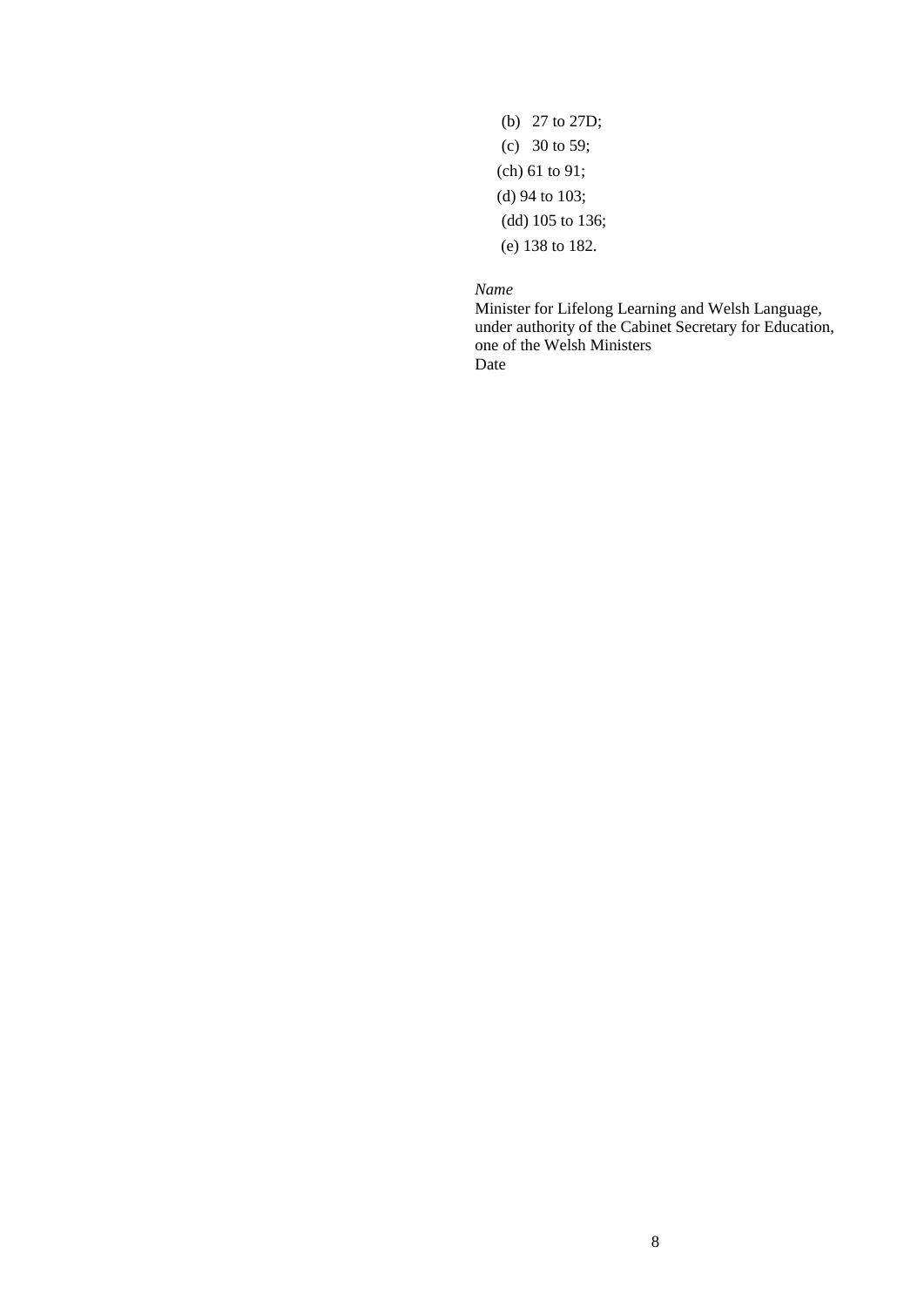(b) 27 to 27D;

(c) 30 to 59;

(ch) 61 to 91;

(d) 94 to 103;

(dd) 105 to 136;

(e) 138 to 182.

*Name*
Minister for Lifelong Learning and Welsh Language, under authority of the Cabinet Secretary for Education, one of the Welsh Ministers
Date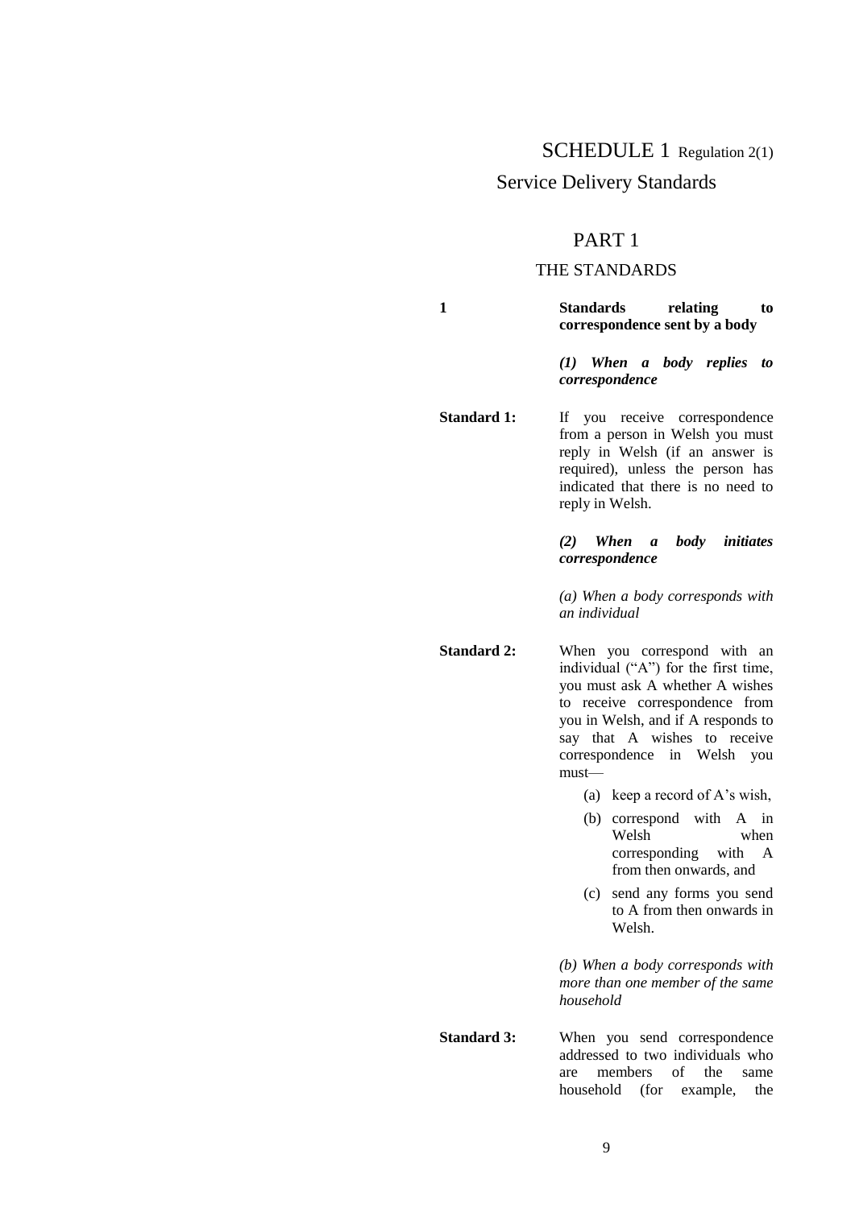# SCHEDULE 1 Regulation 2(1)

## Service Delivery Standards

## PART 1

### THE STANDARDS

**1 Standards relating to correspondence sent by a body**

***(1) When a body replies to correspondence***

**Standard 1:** If you receive correspondence from a person in Welsh you must reply in Welsh (if an answer is required), unless the person has indicated that there is no need to reply in Welsh.

***(2) When a body initiates correspondence***

*(a) When a body corresponds with an individual*

**Standard 2:** When you correspond with an individual ("A") for the first time, you must ask A whether A wishes to receive correspondence from you in Welsh, and if A responds to say that A wishes to receive correspondence in Welsh you must—

(a) keep a record of A's wish,

(b) correspond with A in Welsh when corresponding with A from then onwards, and

(c) send any forms you send to A from then onwards in Welsh.

*(b) When a body corresponds with more than one member of the same household*

**Standard 3:** When you send correspondence addressed to two individuals who are members of the same household (for example, the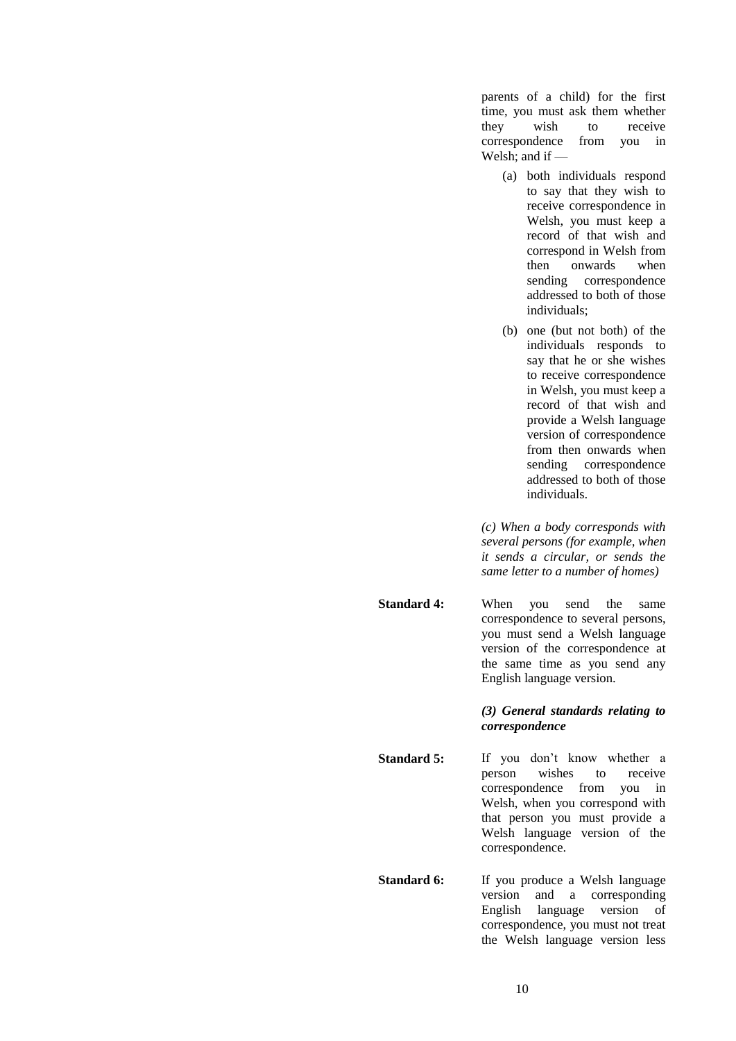parents of a child) for the first time, you must ask them whether they wish to receive correspondence from you in Welsh; and if —

(a) both individuals respond to say that they wish to receive correspondence in Welsh, you must keep a record of that wish and correspond in Welsh from then onwards when sending correspondence addressed to both of those individuals;

(b) one (but not both) of the individuals responds to say that he or she wishes to receive correspondence in Welsh, you must keep a record of that wish and provide a Welsh language version of correspondence from then onwards when sending correspondence addressed to both of those individuals.

*(c) When a body corresponds with several persons (for example, when it sends a circular, or sends the same letter to a number of homes)*

**Standard 4:** When you send the same correspondence to several persons, you must send a Welsh language version of the correspondence at the same time as you send any English language version.

***(3) General standards relating to correspondence***

**Standard 5:** If you don't know whether a person wishes to receive correspondence from you in Welsh, when you correspond with that person you must provide a Welsh language version of the correspondence.

**Standard 6:** If you produce a Welsh language version and a corresponding English language version of correspondence, you must not treat the Welsh language version less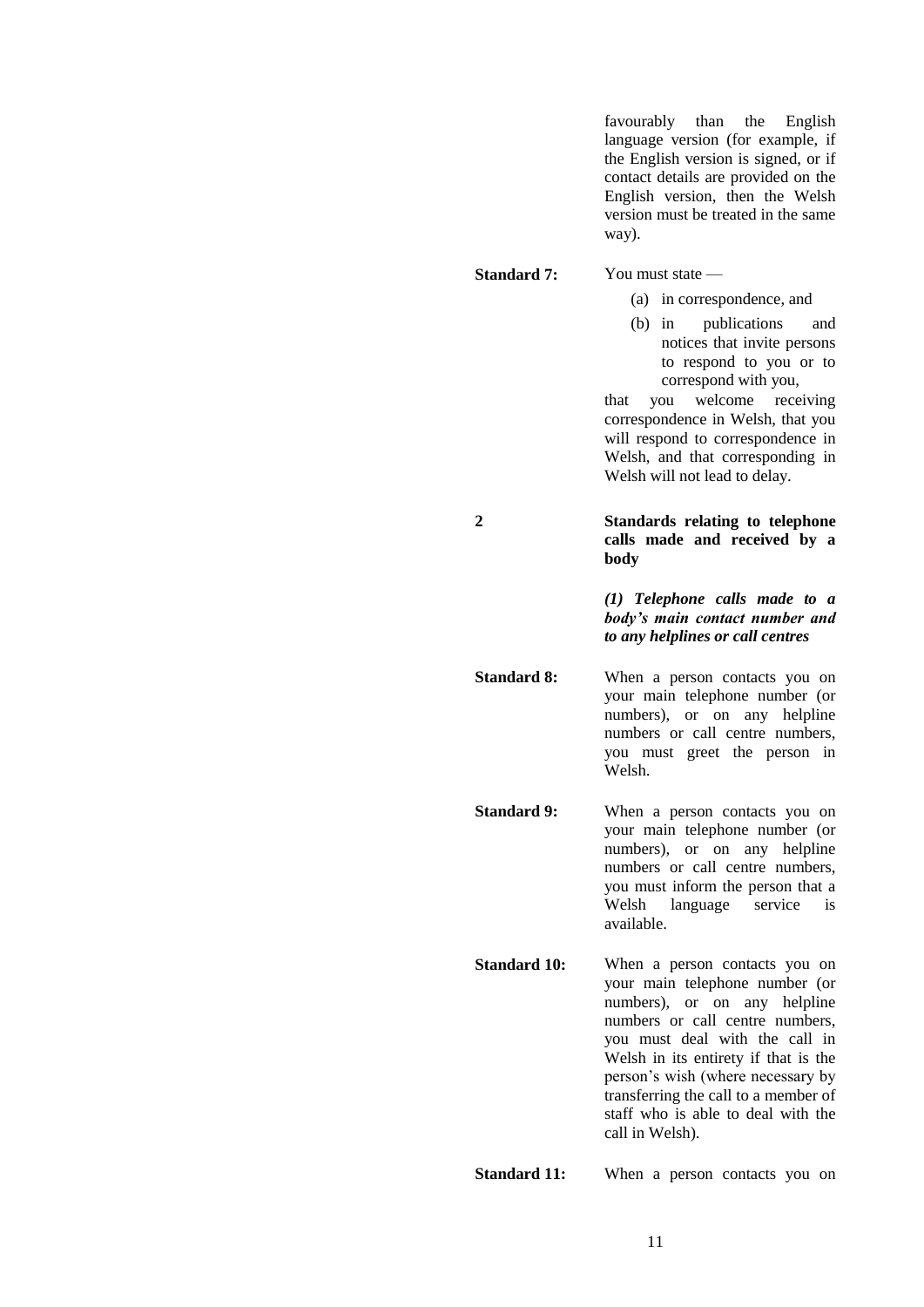favourably than the English language version (for example, if the English version is signed, or if contact details are provided on the English version, then the Welsh version must be treated in the same way).

**Standard 7:** You must state —

(a) in correspondence, and

(b) in publications and notices that invite persons to respond to you or to correspond with you,

that you welcome receiving correspondence in Welsh, that you will respond to correspondence in Welsh, and that corresponding in Welsh will not lead to delay.

## 2 Standards relating to telephone calls made and received by a body

***(1) Telephone calls made to a body's main contact number and to any helplines or call centres***

**Standard 8:** When a person contacts you on your main telephone number (or numbers), or on any helpline numbers or call centre numbers, you must greet the person in Welsh.

**Standard 9:** When a person contacts you on your main telephone number (or numbers), or on any helpline numbers or call centre numbers, you must inform the person that a Welsh language service is available.

**Standard 10:** When a person contacts you on your main telephone number (or numbers), or on any helpline numbers or call centre numbers, you must deal with the call in Welsh in its entirety if that is the person's wish (where necessary by transferring the call to a member of staff who is able to deal with the call in Welsh).

**Standard 11:** When a person contacts you on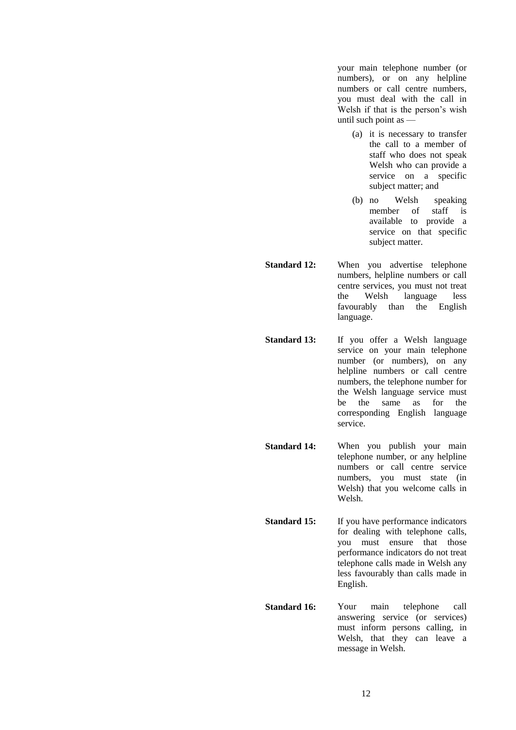your main telephone number (or numbers), or on any helpline numbers or call centre numbers, you must deal with the call in Welsh if that is the person's wish until such point as —

(a) it is necessary to transfer the call to a member of staff who does not speak Welsh who can provide a service on a specific subject matter; and

(b) no Welsh speaking member of staff is available to provide a service on that specific subject matter.

**Standard 12:** When you advertise telephone numbers, helpline numbers or call centre services, you must not treat the Welsh language less favourably than the English language.

**Standard 13:** If you offer a Welsh language service on your main telephone number (or numbers), on any helpline numbers or call centre numbers, the telephone number for the Welsh language service must be the same as for the corresponding English language service.

**Standard 14:** When you publish your main telephone number, or any helpline numbers or call centre service numbers, you must state (in Welsh) that you welcome calls in Welsh.

**Standard 15:** If you have performance indicators for dealing with telephone calls, you must ensure that those performance indicators do not treat telephone calls made in Welsh any less favourably than calls made in English.

**Standard 16:** Your main telephone call answering service (or services) must inform persons calling, in Welsh, that they can leave a message in Welsh.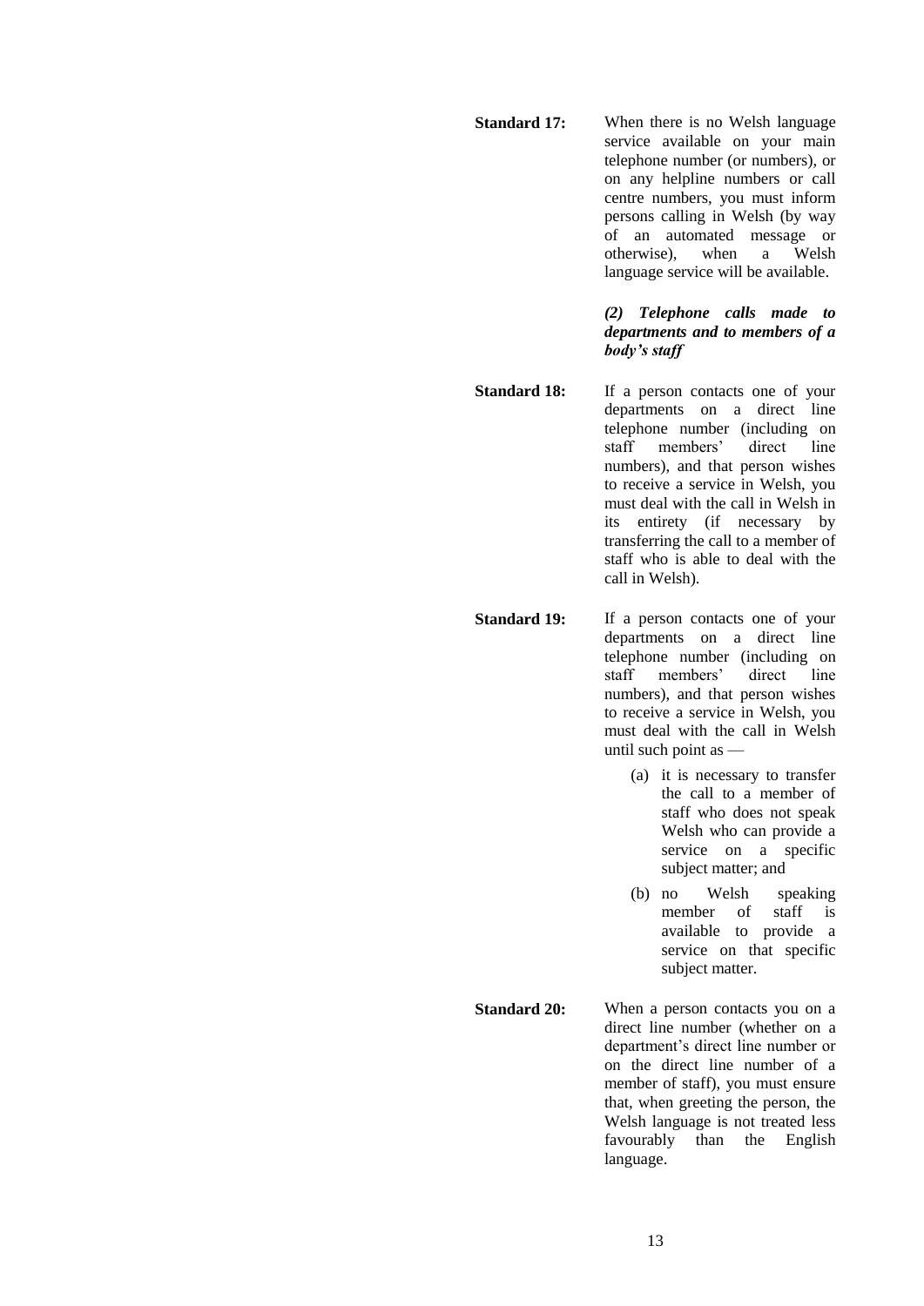**Standard 17:** When there is no Welsh language service available on your main telephone number (or numbers), or on any helpline numbers or call centre numbers, you must inform persons calling in Welsh (by way of an automated message or otherwise), when a Welsh language service will be available.

***(2) Telephone calls made to departments and to members of a body's staff***

**Standard 18:** If a person contacts one of your departments on a direct line telephone number (including on staff members' direct line numbers), and that person wishes to receive a service in Welsh, you must deal with the call in Welsh in its entirety (if necessary by transferring the call to a member of staff who is able to deal with the call in Welsh).

**Standard 19:** If a person contacts one of your departments on a direct line telephone number (including on staff members' direct line numbers), and that person wishes to receive a service in Welsh, you must deal with the call in Welsh until such point as —

(a) it is necessary to transfer the call to a member of staff who does not speak Welsh who can provide a service on a specific subject matter; and

(b) no Welsh speaking member of staff is available to provide a service on that specific subject matter.

**Standard 20:** When a person contacts you on a direct line number (whether on a department's direct line number or on the direct line number of a member of staff), you must ensure that, when greeting the person, the Welsh language is not treated less favourably than the English language.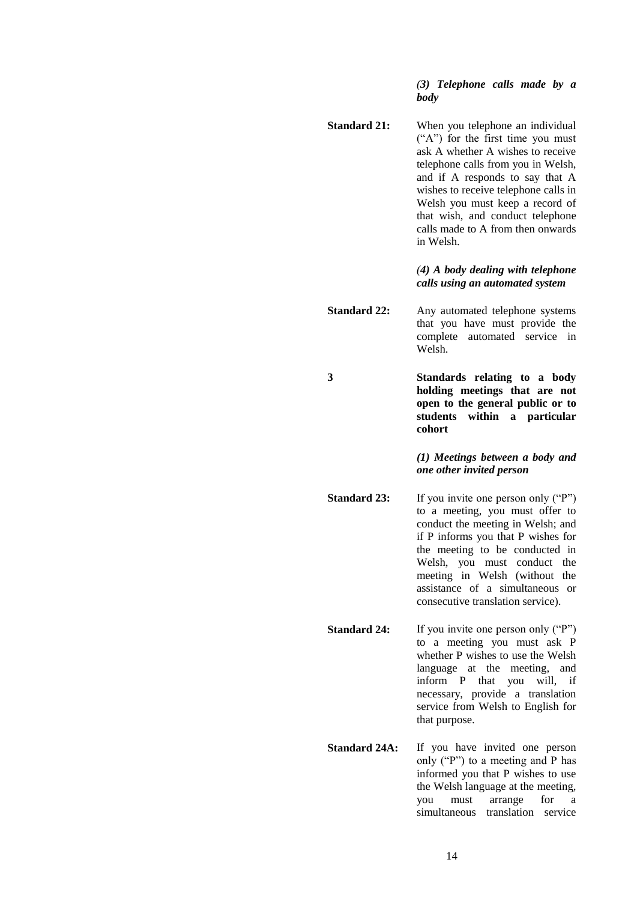*(3) Telephone calls made by a body*

**Standard 21:** When you telephone an individual ("A") for the first time you must ask A whether A wishes to receive telephone calls from you in Welsh, and if A responds to say that A wishes to receive telephone calls in Welsh you must keep a record of that wish, and conduct telephone calls made to A from then onwards in Welsh.

*(4) A body dealing with telephone calls using an automated system*

**Standard 22:** Any automated telephone systems that you have must provide the complete automated service in Welsh.

**3 Standards relating to a body holding meetings that are not open to the general public or to students within a particular cohort**

*(1) Meetings between a body and one other invited person*

**Standard 23:** If you invite one person only ("P") to a meeting, you must offer to conduct the meeting in Welsh; and if P informs you that P wishes for the meeting to be conducted in Welsh, you must conduct the meeting in Welsh (without the assistance of a simultaneous or consecutive translation service).

**Standard 24:** If you invite one person only ("P") to a meeting you must ask P whether P wishes to use the Welsh language at the meeting, and inform P that you will, if necessary, provide a translation service from Welsh to English for that purpose.

**Standard 24A:** If you have invited one person only ("P") to a meeting and P has informed you that P wishes to use the Welsh language at the meeting, you must arrange for a simultaneous translation service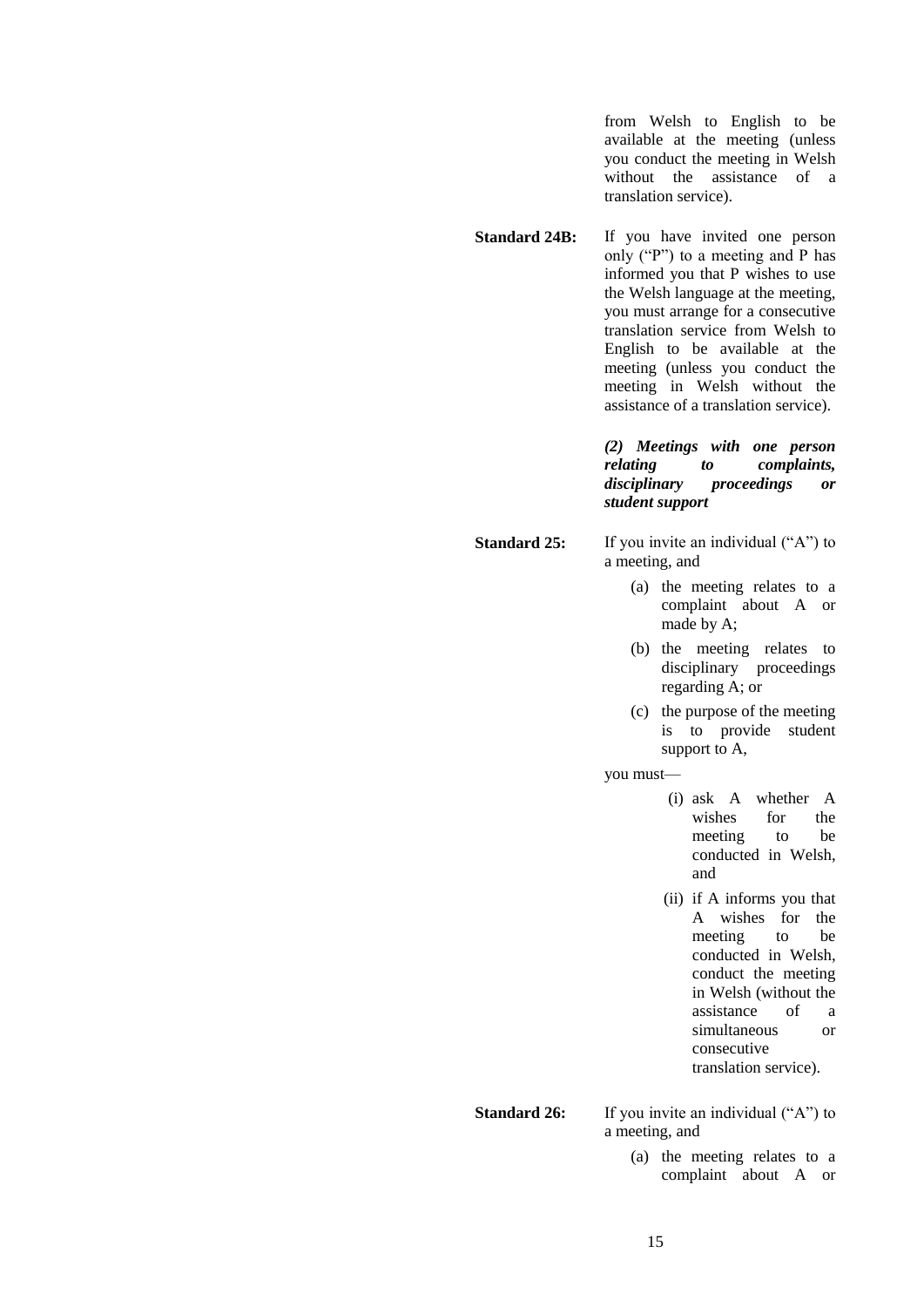from Welsh to English to be available at the meeting (unless you conduct the meeting in Welsh without the assistance of a translation service).

**Standard 24B:** If you have invited one person only ("P") to a meeting and P has informed you that P wishes to use the Welsh language at the meeting, you must arrange for a consecutive translation service from Welsh to English to be available at the meeting (unless you conduct the meeting in Welsh without the assistance of a translation service).

***(2) Meetings with one person relating to complaints, disciplinary proceedings or student support***

**Standard 25:** If you invite an individual ("A") to a meeting, and

- (a) the meeting relates to a complaint about A or made by A;
- (b) the meeting relates to disciplinary proceedings regarding A; or
- (c) the purpose of the meeting is to provide student support to A,

you must—

- (i) ask A whether A wishes for the meeting to be conducted in Welsh, and
- (ii) if A informs you that A wishes for the meeting to be conducted in Welsh, conduct the meeting in Welsh (without the assistance of a simultaneous or consecutive translation service).

**Standard 26:** If you invite an individual ("A") to a meeting, and

- (a) the meeting relates to a complaint about A or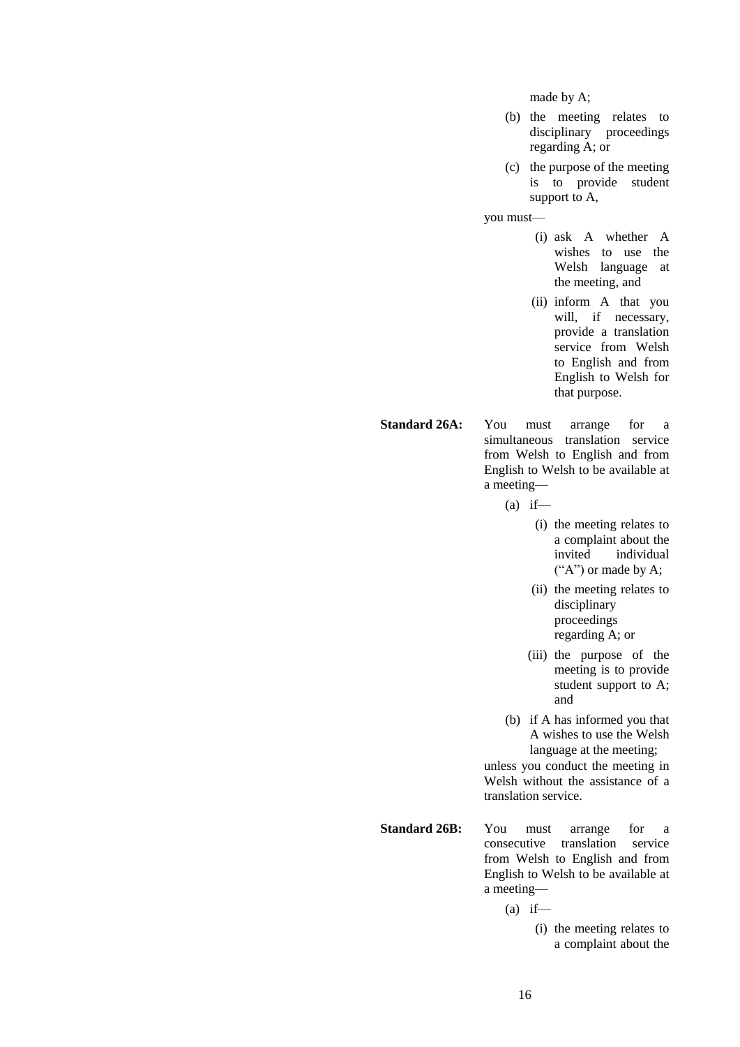made by A;

(b) the meeting relates to disciplinary proceedings regarding A; or

(c) the purpose of the meeting is to provide student support to A,

you must—

(i) ask A whether A wishes to use the Welsh language at the meeting, and

(ii) inform A that you will, if necessary, provide a translation service from Welsh to English and from English to Welsh for that purpose.

**Standard 26A:** You must arrange for a simultaneous translation service from Welsh to English and from English to Welsh to be available at a meeting—

(a) if—

(i) the meeting relates to a complaint about the invited individual ("A") or made by A;

(ii) the meeting relates to disciplinary proceedings regarding A; or

(iii) the purpose of the meeting is to provide student support to A; and

(b) if A has informed you that A wishes to use the Welsh language at the meeting;

unless you conduct the meeting in Welsh without the assistance of a translation service.

**Standard 26B:** You must arrange for a consecutive translation service from Welsh to English and from English to Welsh to be available at a meeting—

(a) if—

(i) the meeting relates to a complaint about the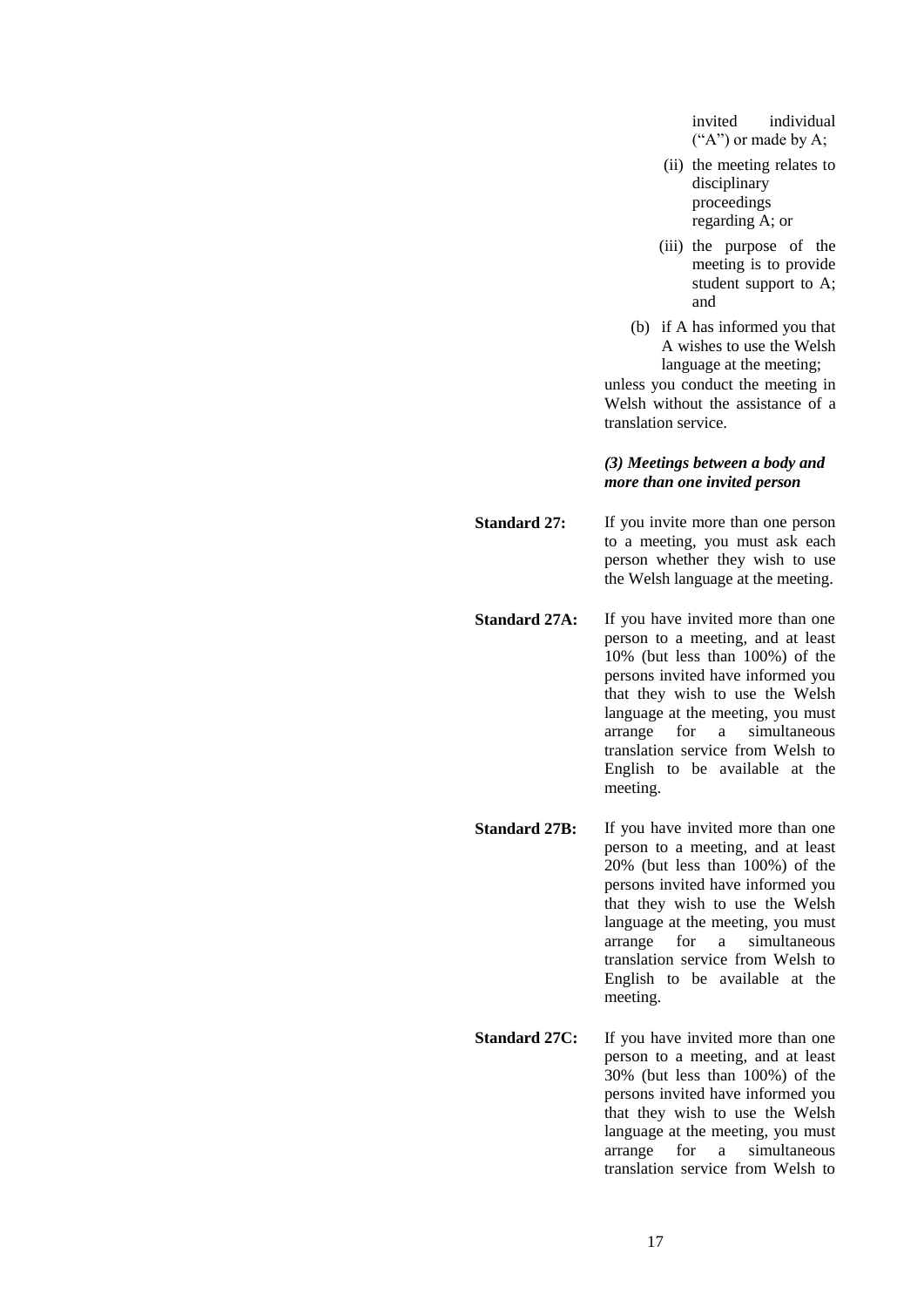invited individual ("A") or made by A;

(ii) the meeting relates to disciplinary proceedings regarding A; or

(iii) the purpose of the meeting is to provide student support to A; and

(b) if A has informed you that A wishes to use the Welsh language at the meeting;

unless you conduct the meeting in Welsh without the assistance of a translation service.

***(3) Meetings between a body and more than one invited person***

**Standard 27:** If you invite more than one person to a meeting, you must ask each person whether they wish to use the Welsh language at the meeting.

**Standard 27A:** If you have invited more than one person to a meeting, and at least 10% (but less than 100%) of the persons invited have informed you that they wish to use the Welsh language at the meeting, you must arrange for a simultaneous translation service from Welsh to English to be available at the meeting.

**Standard 27B:** If you have invited more than one person to a meeting, and at least 20% (but less than 100%) of the persons invited have informed you that they wish to use the Welsh language at the meeting, you must arrange for a simultaneous translation service from Welsh to English to be available at the meeting.

**Standard 27C:** If you have invited more than one person to a meeting, and at least 30% (but less than 100%) of the persons invited have informed you that they wish to use the Welsh language at the meeting, you must arrange for a simultaneous translation service from Welsh to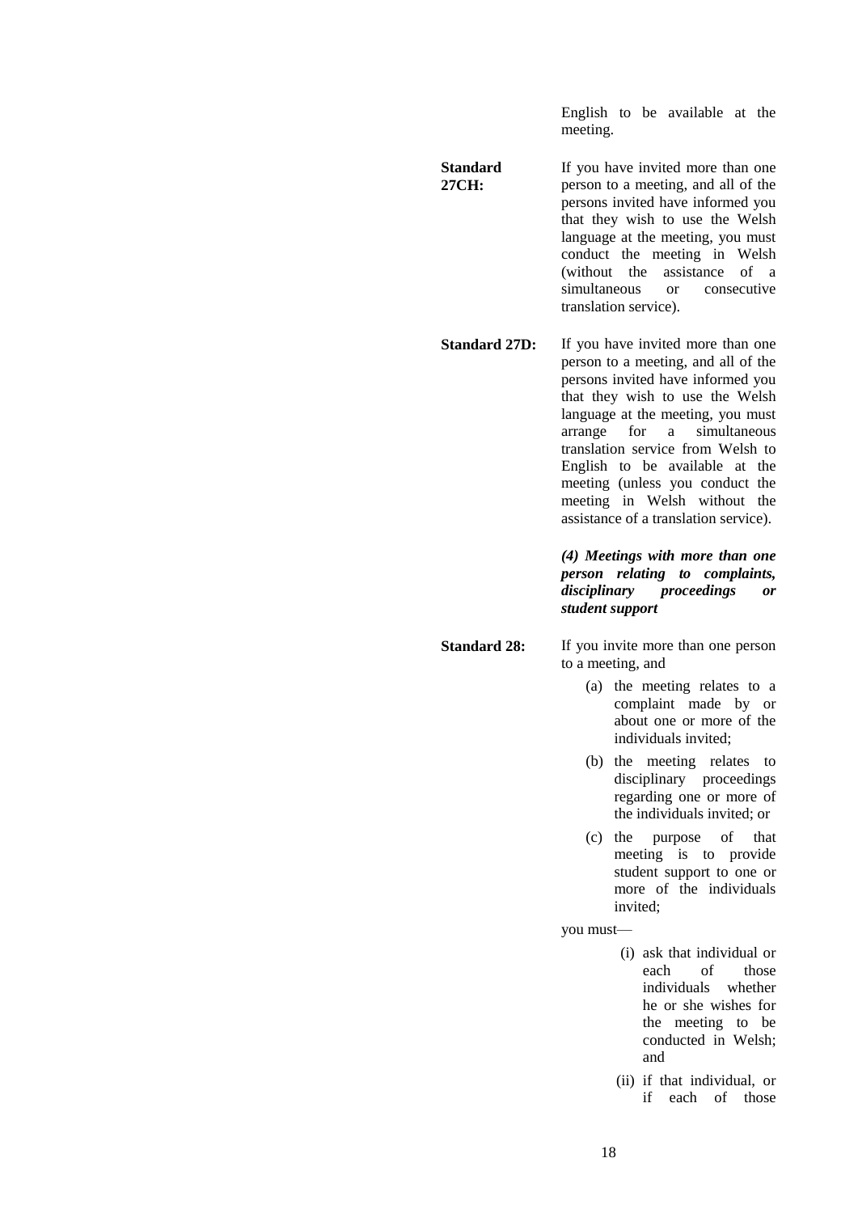English to be available at the meeting.

**Standard 27CH:** If you have invited more than one person to a meeting, and all of the persons invited have informed you that they wish to use the Welsh language at the meeting, you must conduct the meeting in Welsh (without the assistance of a simultaneous or consecutive translation service).

**Standard 27D:** If you have invited more than one person to a meeting, and all of the persons invited have informed you that they wish to use the Welsh language at the meeting, you must arrange for a simultaneous translation service from Welsh to English to be available at the meeting (unless you conduct the meeting in Welsh without the assistance of a translation service).

***(4) Meetings with more than one person relating to complaints, disciplinary proceedings or student support***

**Standard 28:** If you invite more than one person to a meeting, and

(a) the meeting relates to a complaint made by or about one or more of the individuals invited;

(b) the meeting relates to disciplinary proceedings regarding one or more of the individuals invited; or

(c) the purpose of that meeting is to provide student support to one or more of the individuals invited;

you must—

(i) ask that individual or each of those individuals whether he or she wishes for the meeting to be conducted in Welsh; and

(ii) if that individual, or if each of those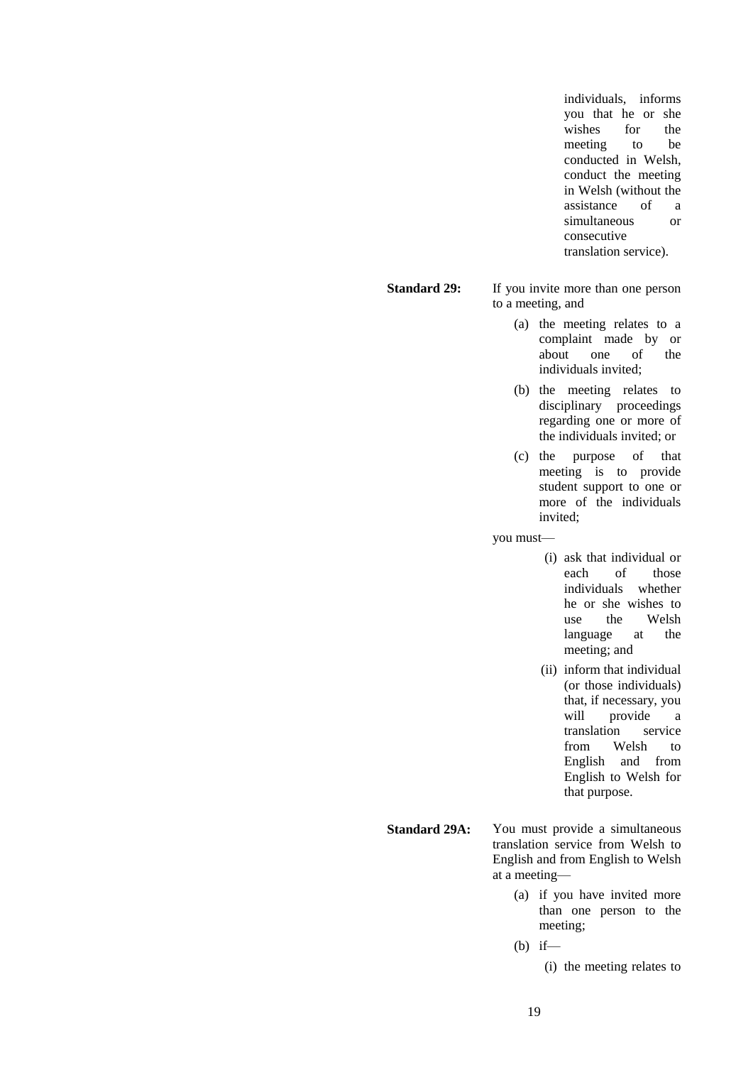individuals, informs you that he or she wishes for the meeting to be conducted in Welsh, conduct the meeting in Welsh (without the assistance of a simultaneous or consecutive translation service).

**Standard 29:** If you invite more than one person to a meeting, and

(a) the meeting relates to a complaint made by or about one of the individuals invited;

(b) the meeting relates to disciplinary proceedings regarding one or more of the individuals invited; or

(c) the purpose of that meeting is to provide student support to one or more of the individuals invited;

you must—

(i) ask that individual or each of those individuals whether he or she wishes to use the Welsh language at the meeting; and

(ii) inform that individual (or those individuals) that, if necessary, you will provide a translation service from Welsh to English and from English to Welsh for that purpose.

**Standard 29A:** You must provide a simultaneous translation service from Welsh to English and from English to Welsh at a meeting—

(a) if you have invited more than one person to the meeting;

(b) if—

(i) the meeting relates to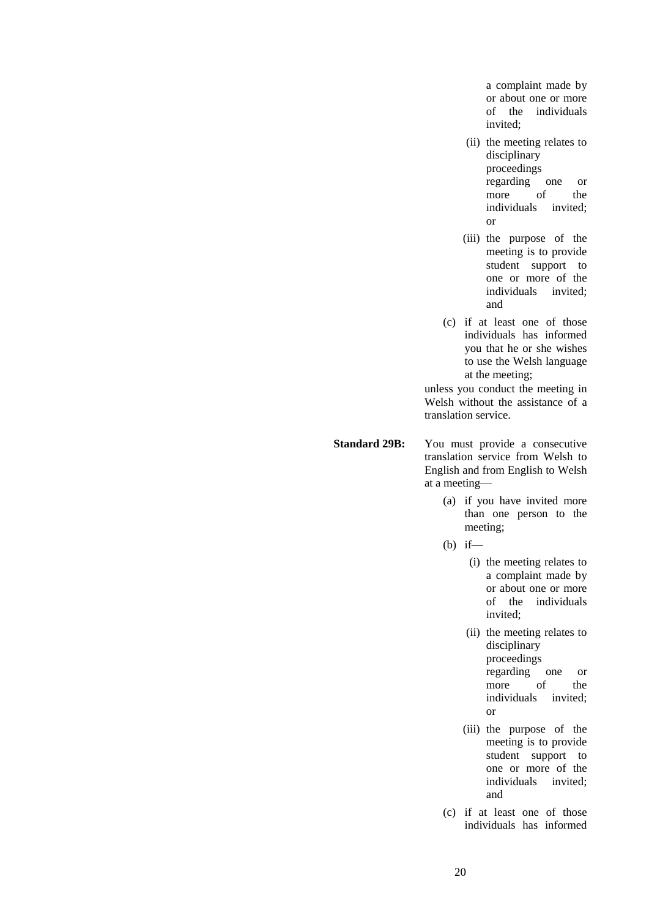a complaint made by or about one or more of the individuals invited;

(ii) the meeting relates to disciplinary proceedings regarding one or more of the individuals invited; or

(iii) the purpose of the meeting is to provide student support to one or more of the individuals invited; and

(c) if at least one of those individuals has informed you that he or she wishes to use the Welsh language at the meeting;

unless you conduct the meeting in Welsh without the assistance of a translation service.

**Standard 29B:** You must provide a consecutive translation service from Welsh to English and from English to Welsh at a meeting—

(a) if you have invited more than one person to the meeting;

(b) if—

(i) the meeting relates to a complaint made by or about one or more of the individuals invited;

(ii) the meeting relates to disciplinary proceedings regarding one or more of the individuals invited; or

(iii) the purpose of the meeting is to provide student support to one or more of the individuals invited; and

(c) if at least one of those individuals has informed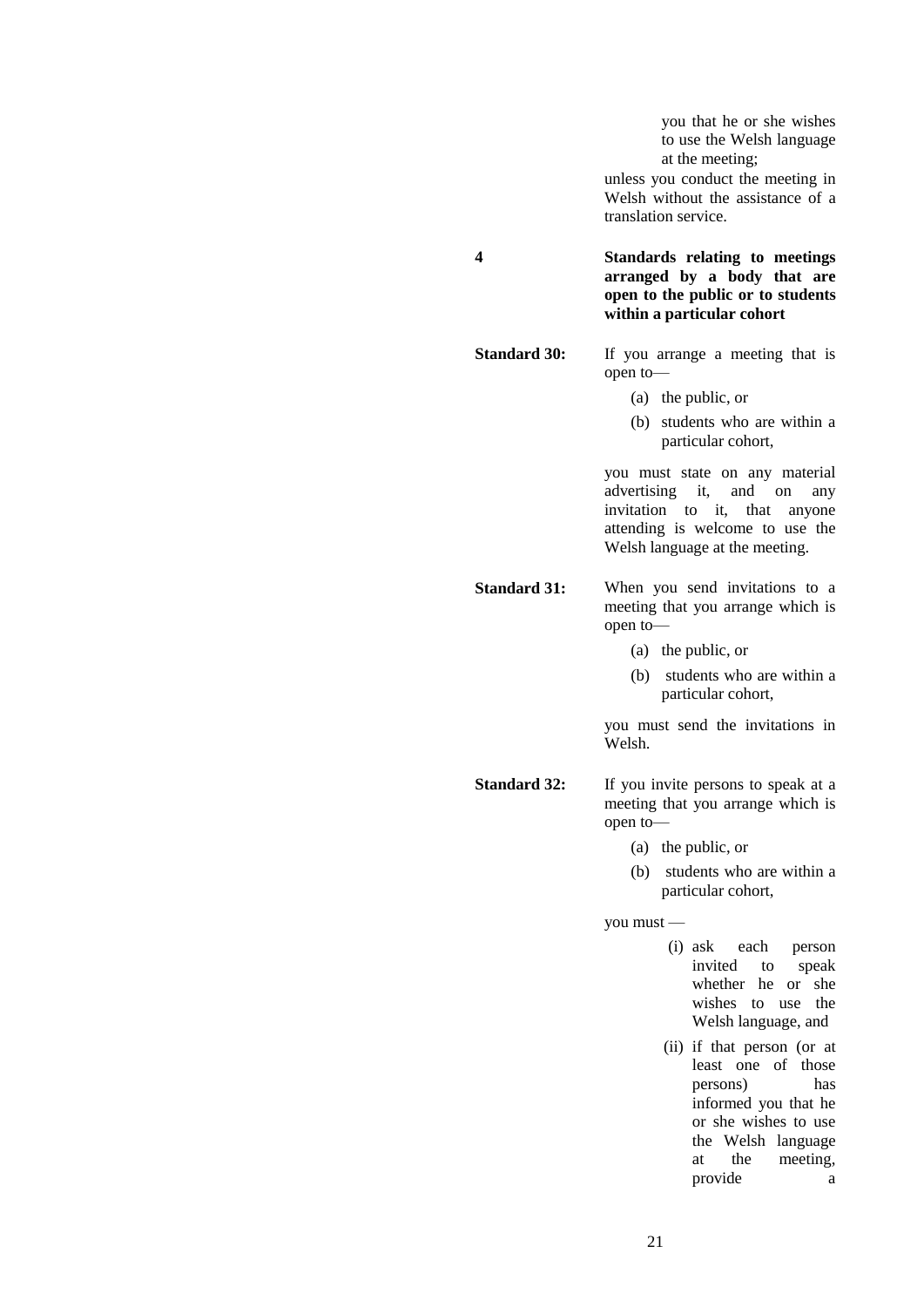you that he or she wishes to use the Welsh language at the meeting;

unless you conduct the meeting in Welsh without the assistance of a translation service.

## 4 Standards relating to meetings arranged by a body that are open to the public or to students within a particular cohort

**Standard 30:** If you arrange a meeting that is open to—

(a) the public, or

(b) students who are within a particular cohort,

you must state on any material advertising it, and on any invitation to it, that anyone attending is welcome to use the Welsh language at the meeting.

**Standard 31:** When you send invitations to a meeting that you arrange which is open to—

(a) the public, or

(b) students who are within a particular cohort,

you must send the invitations in Welsh.

**Standard 32:** If you invite persons to speak at a meeting that you arrange which is open to—

(a) the public, or

(b) students who are within a particular cohort,

you must —

(i) ask each person invited to speak whether he or she wishes to use the Welsh language, and

(ii) if that person (or at least one of those persons) has informed you that he or she wishes to use the Welsh language at the meeting, provide a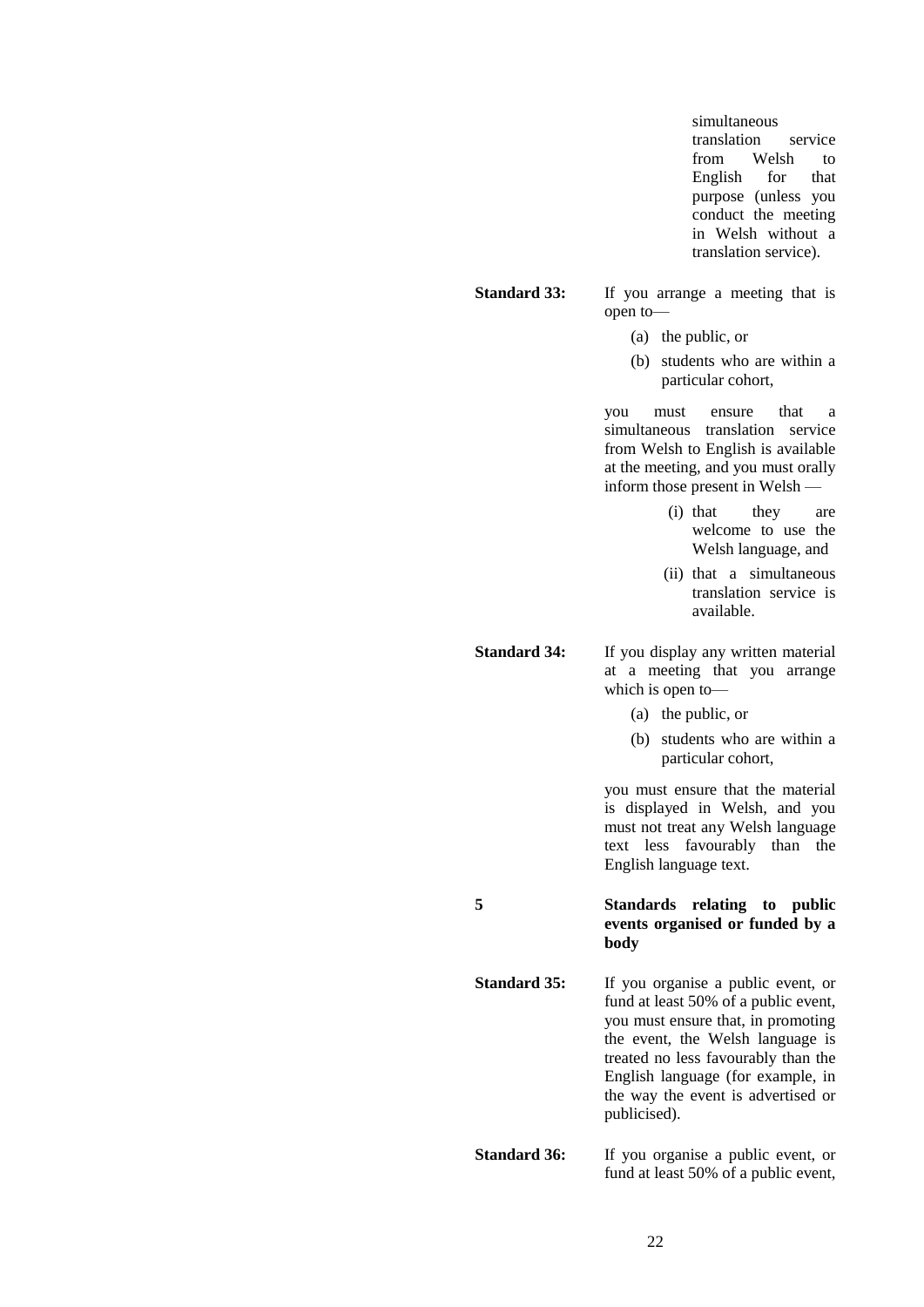simultaneous translation service from Welsh to English for that purpose (unless you conduct the meeting in Welsh without a translation service).

**Standard 33:** If you arrange a meeting that is open to—

(a) the public, or

(b) students who are within a particular cohort,

you must ensure that a simultaneous translation service from Welsh to English is available at the meeting, and you must orally inform those present in Welsh —

(i) that they are welcome to use the Welsh language, and

(ii) that a simultaneous translation service is available.

**Standard 34:** If you display any written material at a meeting that you arrange which is open to—

(a) the public, or

(b) students who are within a particular cohort,

you must ensure that the material is displayed in Welsh, and you must not treat any Welsh language text less favourably than the English language text.

## 5 Standards relating to public events organised or funded by a body

**Standard 35:** If you organise a public event, or fund at least 50% of a public event, you must ensure that, in promoting the event, the Welsh language is treated no less favourably than the English language (for example, in the way the event is advertised or publicised).

**Standard 36:** If you organise a public event, or fund at least 50% of a public event,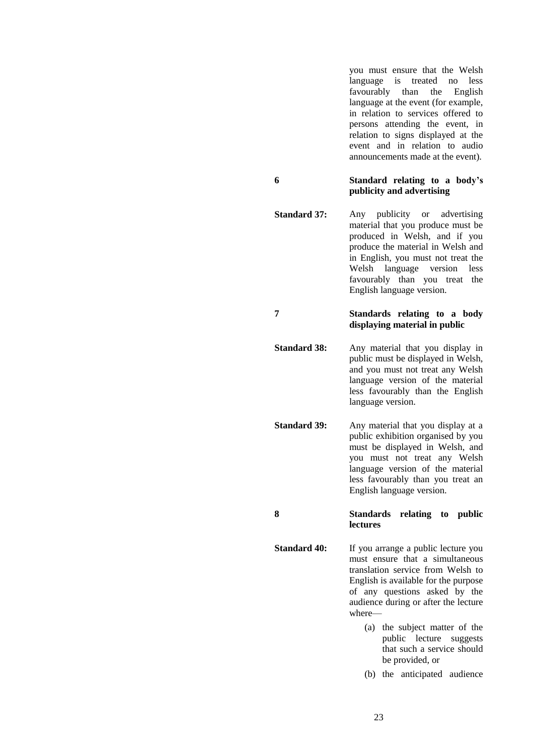you must ensure that the Welsh language is treated no less favourably than the English language at the event (for example, in relation to services offered to persons attending the event, in relation to signs displayed at the event and in relation to audio announcements made at the event).

**6 Standard relating to a body's publicity and advertising**

**Standard 37:** Any publicity or advertising material that you produce must be produced in Welsh, and if you produce the material in Welsh and in English, you must not treat the Welsh language version less favourably than you treat the English language version.

**7 Standards relating to a body displaying material in public**

**Standard 38:** Any material that you display in public must be displayed in Welsh, and you must not treat any Welsh language version of the material less favourably than the English language version.

**Standard 39:** Any material that you display at a public exhibition organised by you must be displayed in Welsh, and you must not treat any Welsh language version of the material less favourably than you treat an English language version.

**8 Standards relating to public lectures**

**Standard 40:** If you arrange a public lecture you must ensure that a simultaneous translation service from Welsh to English is available for the purpose of any questions asked by the audience during or after the lecture where—

(a) the subject matter of the public lecture suggests that such a service should be provided, or

(b) the anticipated audience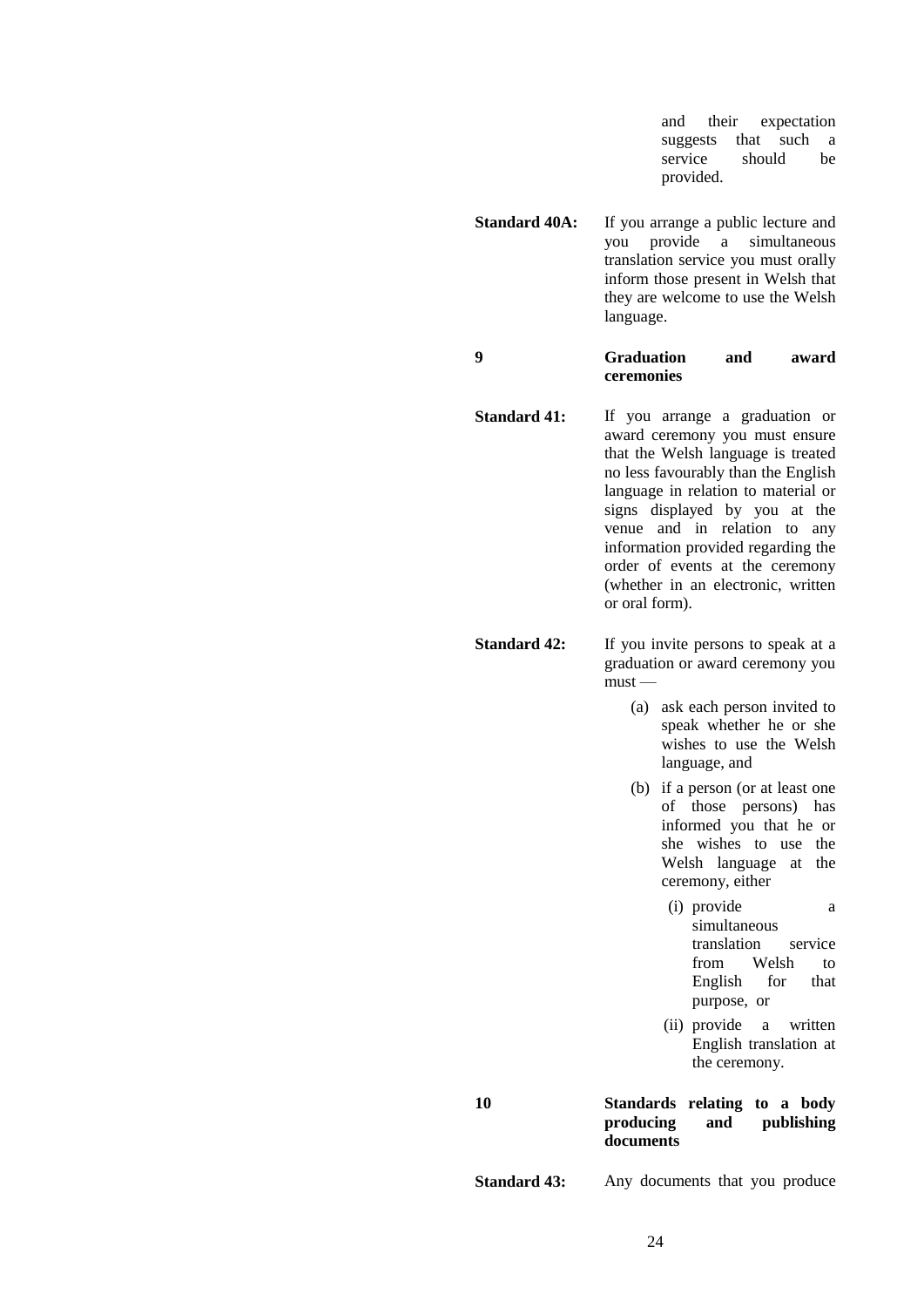and their expectation suggests that such a service should be provided.

**Standard 40A:** If you arrange a public lecture and you provide a simultaneous translation service you must orally inform those present in Welsh that they are welcome to use the Welsh language.

## 9 Graduation and award ceremonies

**Standard 41:** If you arrange a graduation or award ceremony you must ensure that the Welsh language is treated no less favourably than the English language in relation to material or signs displayed by you at the venue and in relation to any information provided regarding the order of events at the ceremony (whether in an electronic, written or oral form).

**Standard 42:** If you invite persons to speak at a graduation or award ceremony you must —

(a) ask each person invited to speak whether he or she wishes to use the Welsh language, and

(b) if a person (or at least one of those persons) has informed you that he or she wishes to use the Welsh language at the ceremony, either

(i) provide a simultaneous translation service from Welsh to English for that purpose, or

(ii) provide a written English translation at the ceremony.

## 10 Standards relating to a body producing and publishing documents

**Standard 43:** Any documents that you produce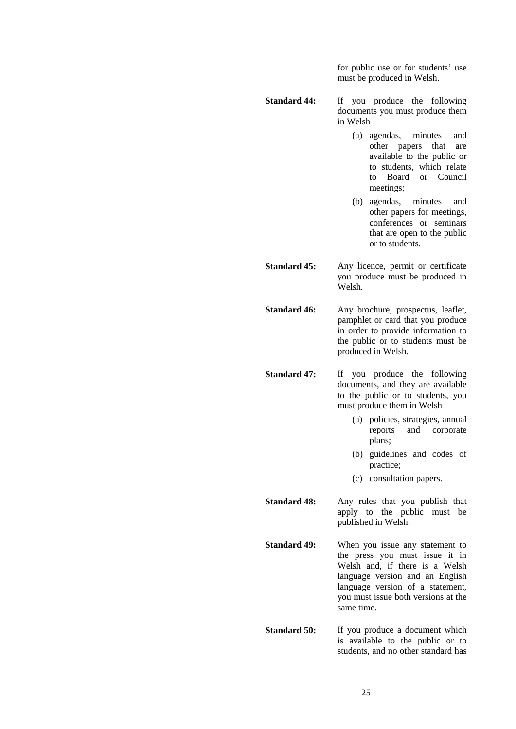for public use or for students' use must be produced in Welsh.

**Standard 44:** If you produce the following documents you must produce them in Welsh—

(a) agendas, minutes and other papers that are available to the public or to students, which relate to Board or Council meetings;

(b) agendas, minutes and other papers for meetings, conferences or seminars that are open to the public or to students.

**Standard 45:** Any licence, permit or certificate you produce must be produced in Welsh.

**Standard 46:** Any brochure, prospectus, leaflet, pamphlet or card that you produce in order to provide information to the public or to students must be produced in Welsh.

**Standard 47:** If you produce the following documents, and they are available to the public or to students, you must produce them in Welsh —

(a) policies, strategies, annual reports and corporate plans;

(b) guidelines and codes of practice;

(c) consultation papers.

**Standard 48:** Any rules that you publish that apply to the public must be published in Welsh.

**Standard 49:** When you issue any statement to the press you must issue it in Welsh and, if there is a Welsh language version and an English language version of a statement, you must issue both versions at the same time.

**Standard 50:** If you produce a document which is available to the public or to students, and no other standard has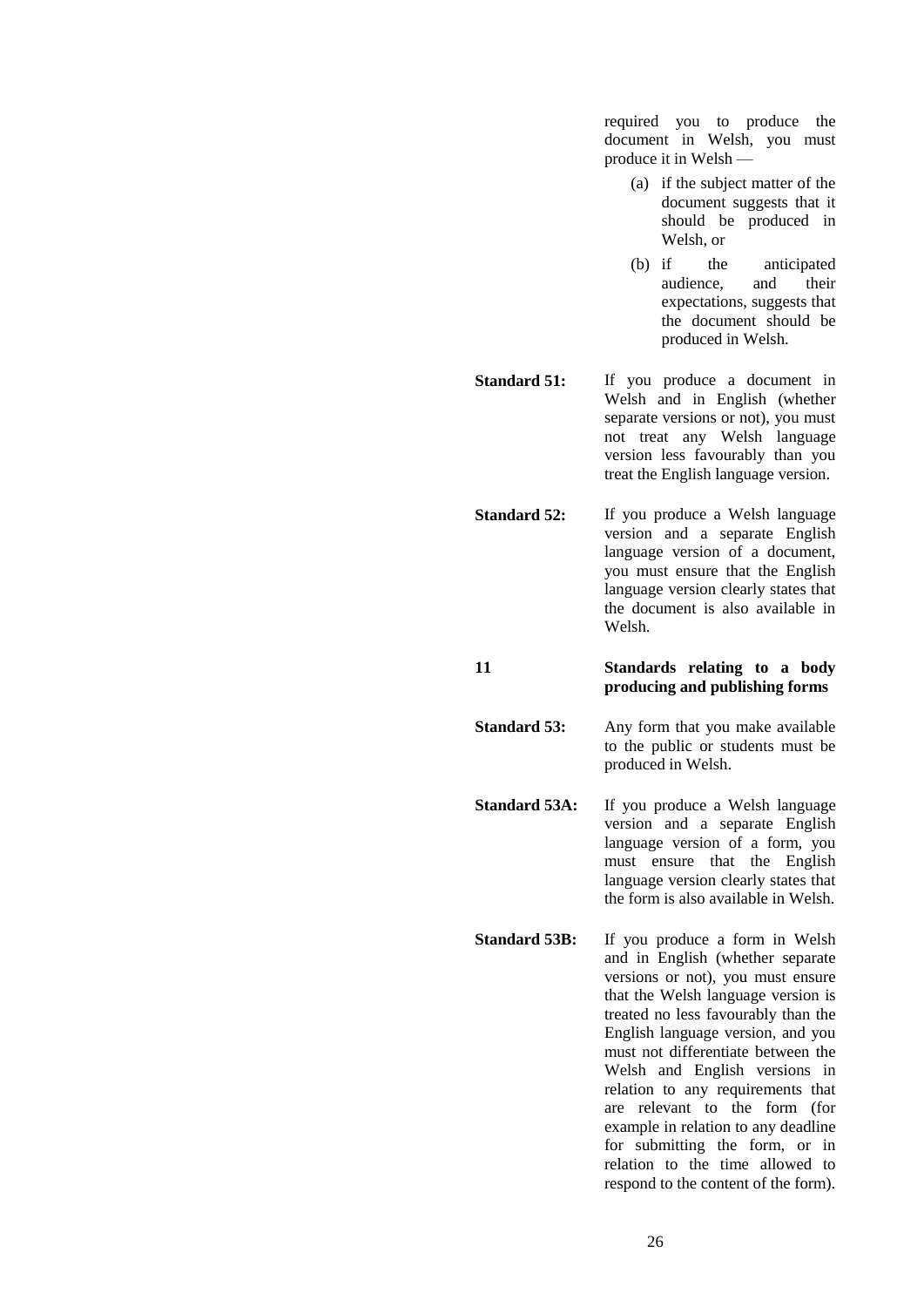required you to produce the document in Welsh, you must produce it in Welsh —

(a) if the subject matter of the document suggests that it should be produced in Welsh, or

(b) if the anticipated audience, and their expectations, suggests that the document should be produced in Welsh.

**Standard 51:** If you produce a document in Welsh and in English (whether separate versions or not), you must not treat any Welsh language version less favourably than you treat the English language version.

**Standard 52:** If you produce a Welsh language version and a separate English language version of a document, you must ensure that the English language version clearly states that the document is also available in Welsh.

## 11 Standards relating to a body producing and publishing forms

**Standard 53:** Any form that you make available to the public or students must be produced in Welsh.

**Standard 53A:** If you produce a Welsh language version and a separate English language version of a form, you must ensure that the English language version clearly states that the form is also available in Welsh.

**Standard 53B:** If you produce a form in Welsh and in English (whether separate versions or not), you must ensure that the Welsh language version is treated no less favourably than the English language version, and you must not differentiate between the Welsh and English versions in relation to any requirements that are relevant to the form (for example in relation to any deadline for submitting the form, or in relation to the time allowed to respond to the content of the form).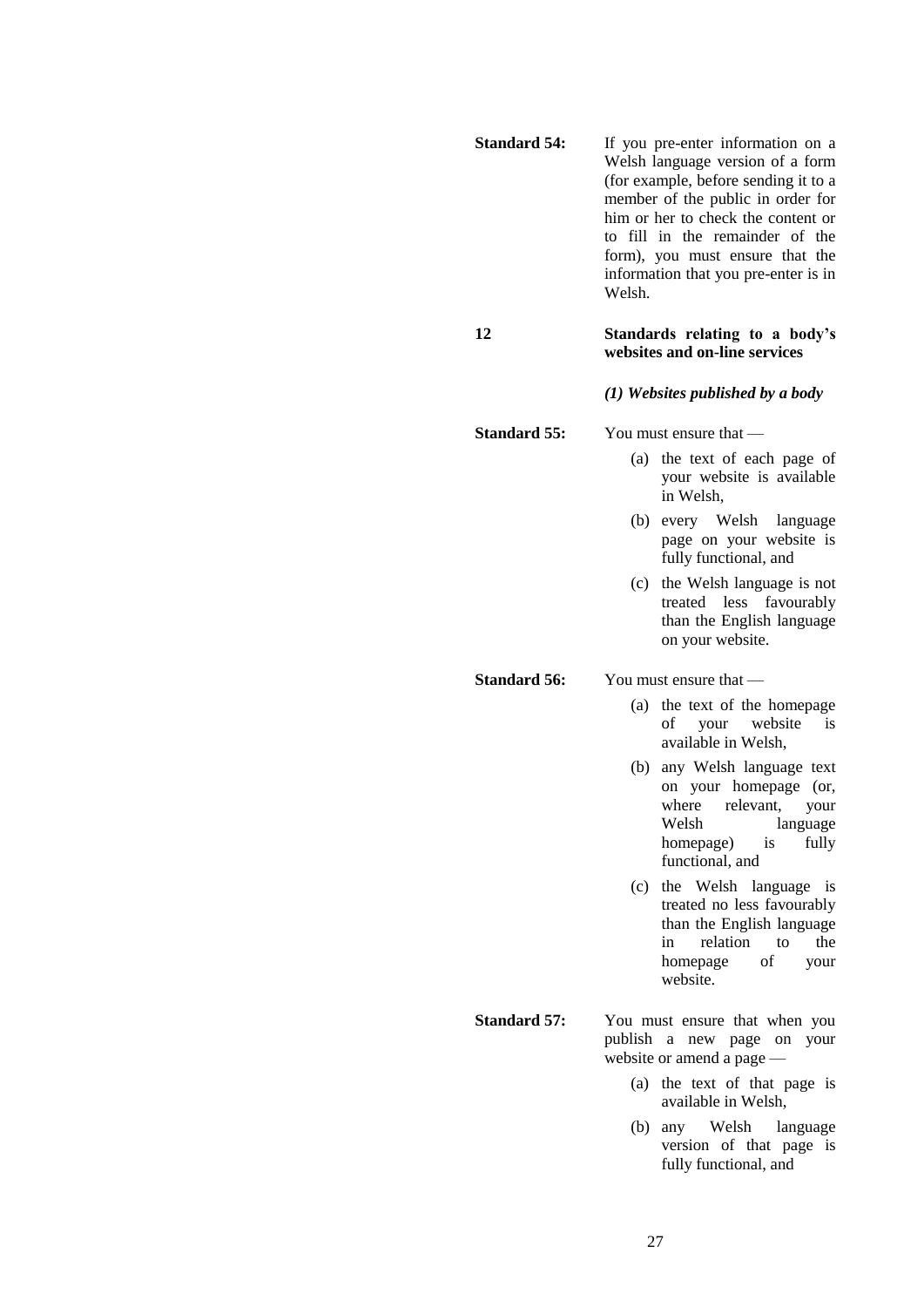**Standard 54:** If you pre-enter information on a Welsh language version of a form (for example, before sending it to a member of the public in order for him or her to check the content or to fill in the remainder of the form), you must ensure that the information that you pre-enter is in Welsh.

## 12 Standards relating to a body's websites and on-line services

### *(1) Websites published by a body*

**Standard 55:** You must ensure that —

(a) the text of each page of your website is available in Welsh,

(b) every Welsh language page on your website is fully functional, and

(c) the Welsh language is not treated less favourably than the English language on your website.

**Standard 56:** You must ensure that —

(a) the text of the homepage of your website is available in Welsh,

(b) any Welsh language text on your homepage (or, where relevant, your Welsh language homepage) is fully functional, and

(c) the Welsh language is treated no less favourably than the English language in relation to the homepage of your website.

**Standard 57:** You must ensure that when you publish a new page on your website or amend a page —

(a) the text of that page is available in Welsh,

(b) any Welsh language version of that page is fully functional, and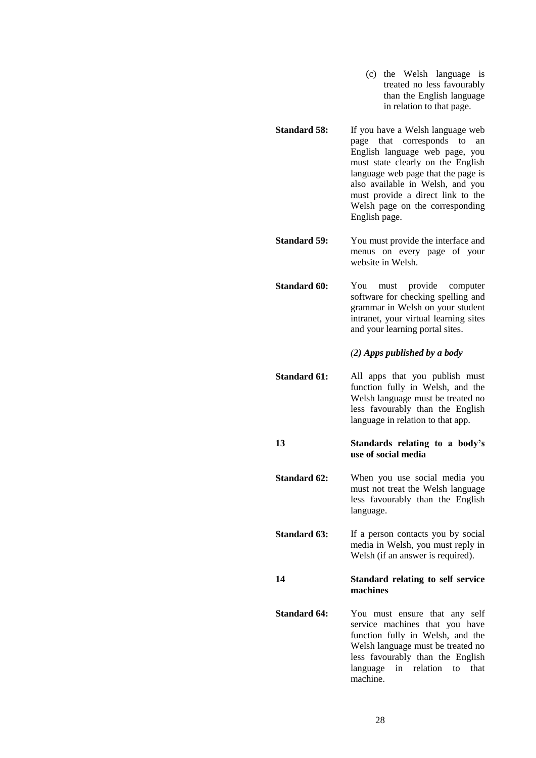(c) the Welsh language is treated no less favourably than the English language in relation to that page.

**Standard 58:** If you have a Welsh language web page that corresponds to an English language web page, you must state clearly on the English language web page that the page is also available in Welsh, and you must provide a direct link to the Welsh page on the corresponding English page.

**Standard 59:** You must provide the interface and menus on every page of your website in Welsh.

**Standard 60:** You must provide computer software for checking spelling and grammar in Welsh on your student intranet, your virtual learning sites and your learning portal sites.

*(2) Apps published by a body*

**Standard 61:** All apps that you publish must function fully in Welsh, and the Welsh language must be treated no less favourably than the English language in relation to that app.

**13 Standards relating to a body's use of social media**

**Standard 62:** When you use social media you must not treat the Welsh language less favourably than the English language.

**Standard 63:** If a person contacts you by social media in Welsh, you must reply in Welsh (if an answer is required).

**14 Standard relating to self service machines**

**Standard 64:** You must ensure that any self service machines that you have function fully in Welsh, and the Welsh language must be treated no less favourably than the English language in relation to that machine.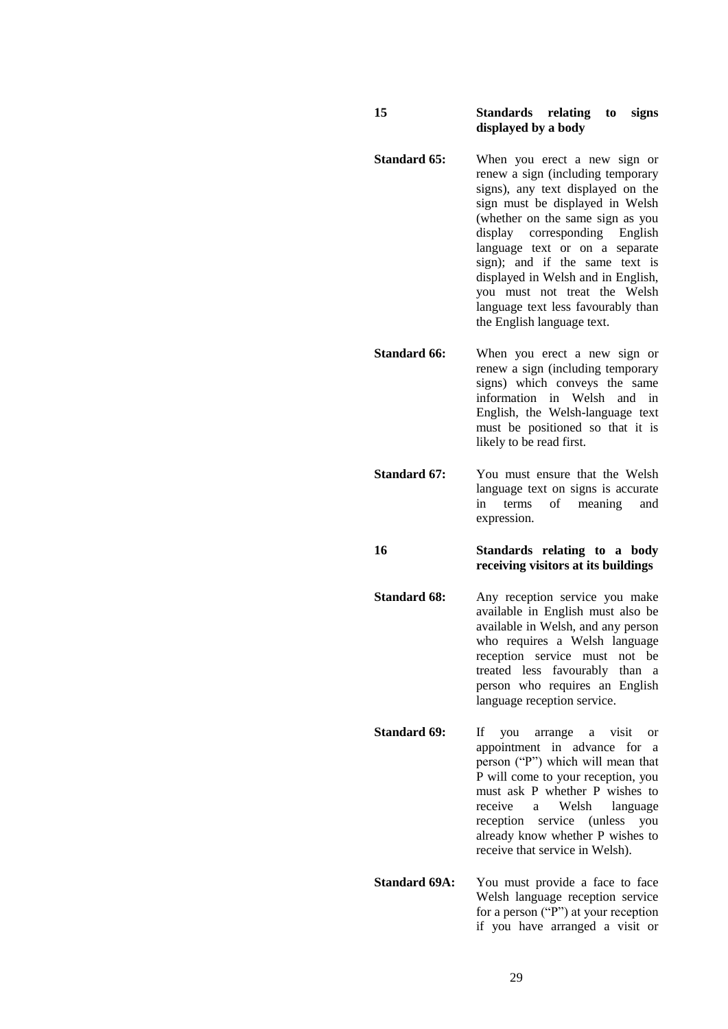## 15 Standards relating to signs displayed by a body

**Standard 65:** When you erect a new sign or renew a sign (including temporary signs), any text displayed on the sign must be displayed in Welsh (whether on the same sign as you display corresponding English language text or on a separate sign); and if the same text is displayed in Welsh and in English, you must not treat the Welsh language text less favourably than the English language text.

**Standard 66:** When you erect a new sign or renew a sign (including temporary signs) which conveys the same information in Welsh and in English, the Welsh-language text must be positioned so that it is likely to be read first.

**Standard 67:** You must ensure that the Welsh language text on signs is accurate in terms of meaning and expression.

## 16 Standards relating to a body receiving visitors at its buildings

**Standard 68:** Any reception service you make available in English must also be available in Welsh, and any person who requires a Welsh language reception service must not be treated less favourably than a person who requires an English language reception service.

**Standard 69:** If you arrange a visit or appointment in advance for a person ("P") which will mean that P will come to your reception, you must ask P whether P wishes to receive a Welsh language reception service (unless you already know whether P wishes to receive that service in Welsh).

**Standard 69A:** You must provide a face to face Welsh language reception service for a person ("P") at your reception if you have arranged a visit or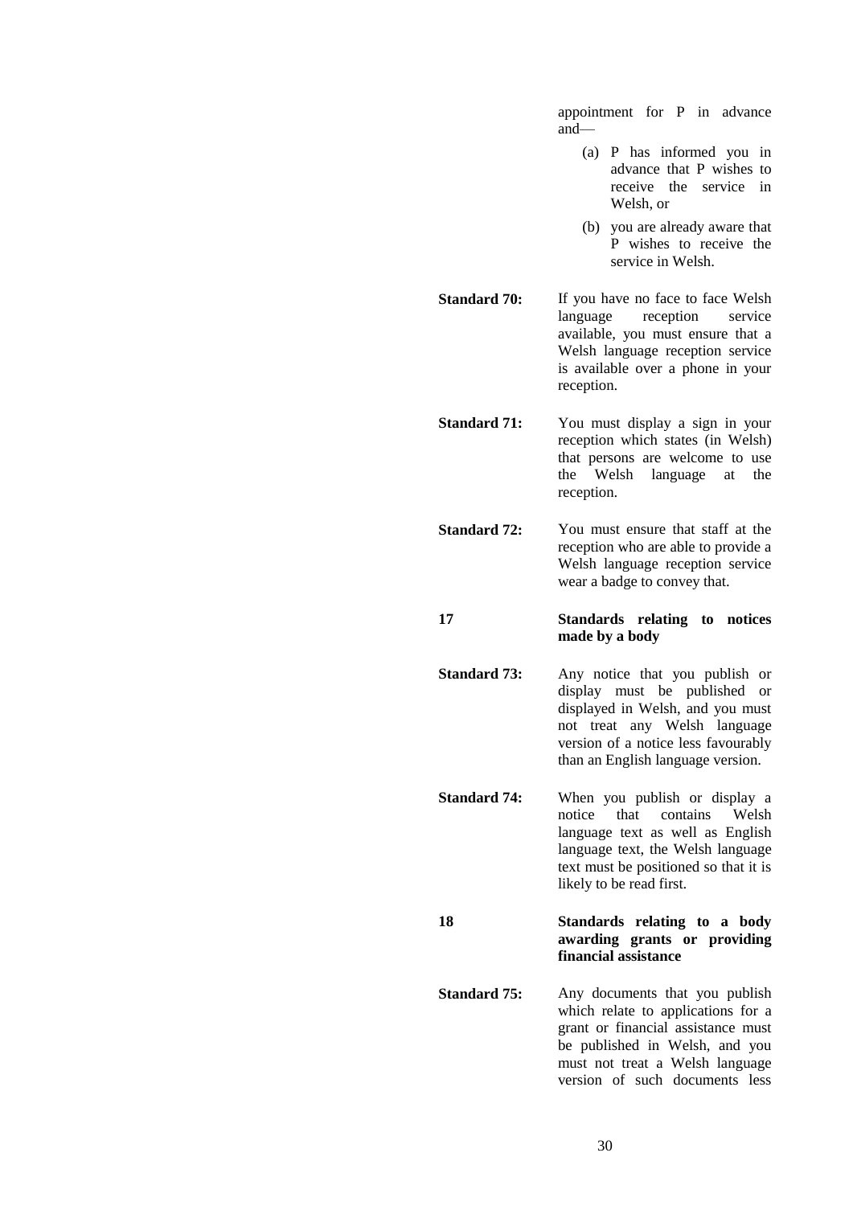appointment for P in advance and—

(a) P has informed you in advance that P wishes to receive the service in Welsh, or

(b) you are already aware that P wishes to receive the service in Welsh.

**Standard 70:** If you have no face to face Welsh language reception service available, you must ensure that a Welsh language reception service is available over a phone in your reception.

**Standard 71:** You must display a sign in your reception which states (in Welsh) that persons are welcome to use the Welsh language at the reception.

**Standard 72:** You must ensure that staff at the reception who are able to provide a Welsh language reception service wear a badge to convey that.

**17 Standards relating to notices made by a body**

**Standard 73:** Any notice that you publish or display must be published or displayed in Welsh, and you must not treat any Welsh language version of a notice less favourably than an English language version.

**Standard 74:** When you publish or display a notice that contains Welsh language text as well as English language text, the Welsh language text must be positioned so that it is likely to be read first.

**18 Standards relating to a body awarding grants or providing financial assistance**

**Standard 75:** Any documents that you publish which relate to applications for a grant or financial assistance must be published in Welsh, and you must not treat a Welsh language version of such documents less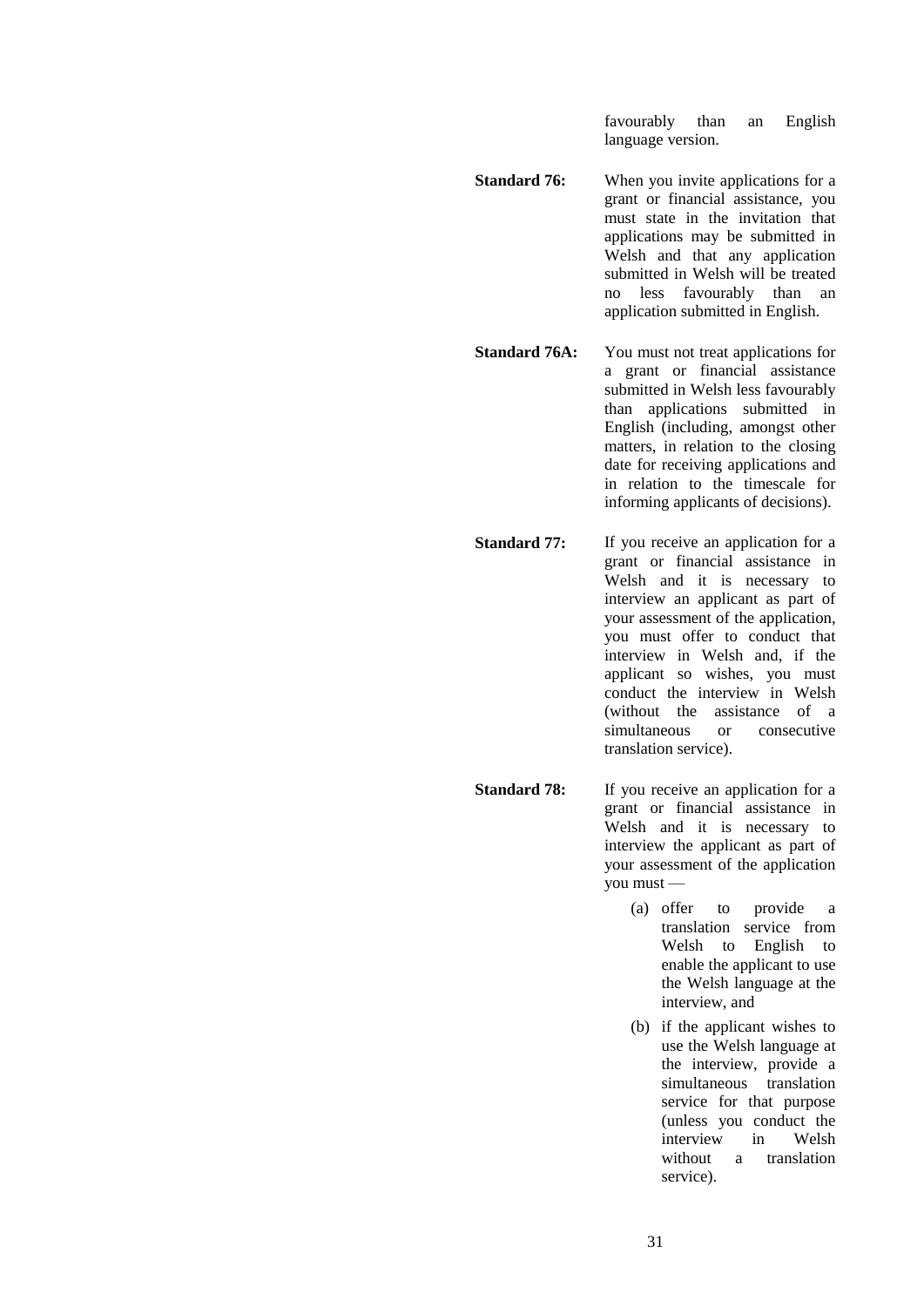favourably than an English language version.

**Standard 76:** When you invite applications for a grant or financial assistance, you must state in the invitation that applications may be submitted in Welsh and that any application submitted in Welsh will be treated no less favourably than an application submitted in English.

**Standard 76A:** You must not treat applications for a grant or financial assistance submitted in Welsh less favourably than applications submitted in English (including, amongst other matters, in relation to the closing date for receiving applications and in relation to the timescale for informing applicants of decisions).

**Standard 77:** If you receive an application for a grant or financial assistance in Welsh and it is necessary to interview an applicant as part of your assessment of the application, you must offer to conduct that interview in Welsh and, if the applicant so wishes, you must conduct the interview in Welsh (without the assistance of a simultaneous or consecutive translation service).

**Standard 78:** If you receive an application for a grant or financial assistance in Welsh and it is necessary to interview the applicant as part of your assessment of the application you must —

(a) offer to provide a translation service from Welsh to English to enable the applicant to use the Welsh language at the interview, and

(b) if the applicant wishes to use the Welsh language at the interview, provide a simultaneous translation service for that purpose (unless you conduct the interview in Welsh without a translation service).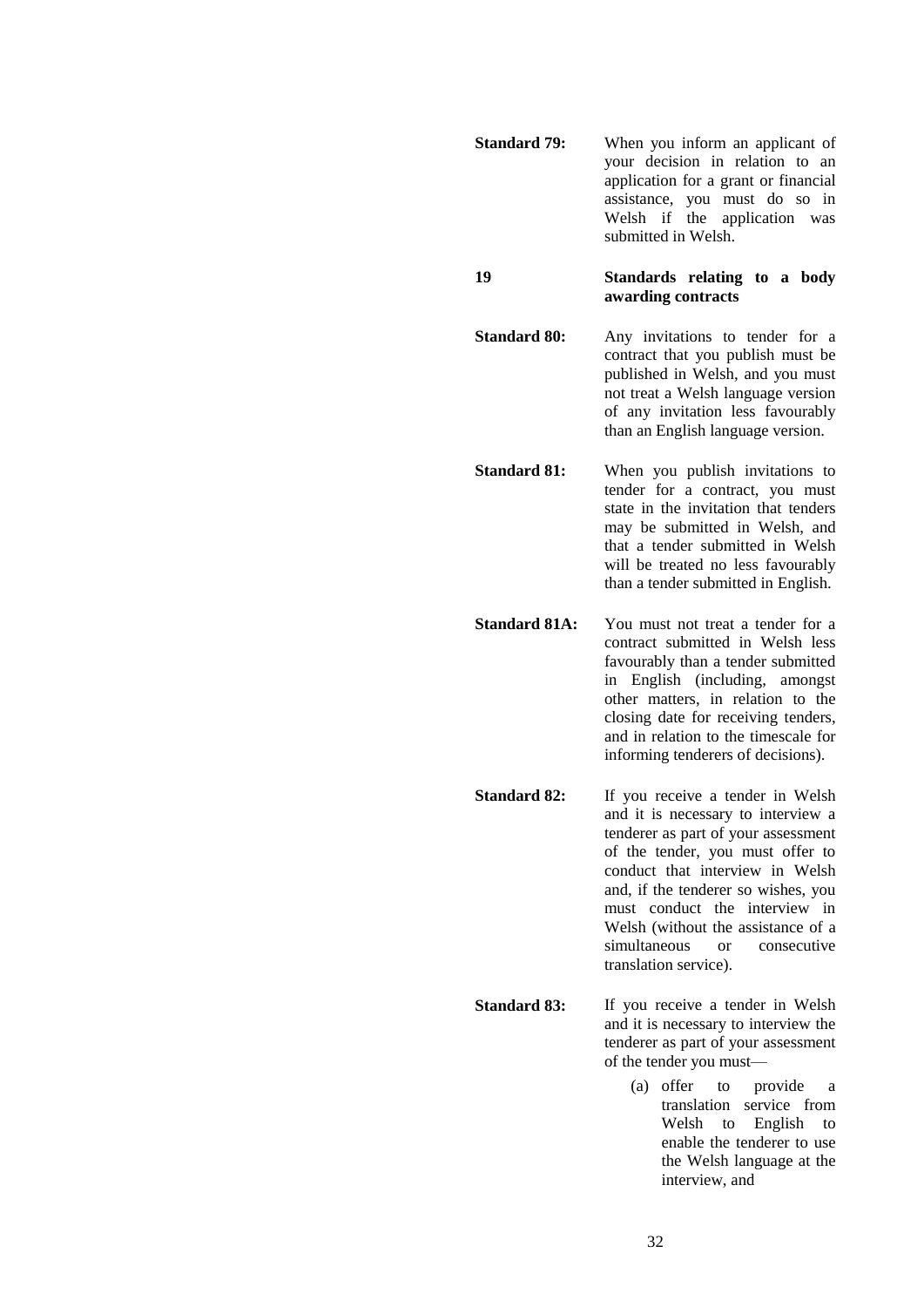**Standard 79:** When you inform an applicant of your decision in relation to an application for a grant or financial assistance, you must do so in Welsh if the application was submitted in Welsh.

## 19 Standards relating to a body awarding contracts

**Standard 80:** Any invitations to tender for a contract that you publish must be published in Welsh, and you must not treat a Welsh language version of any invitation less favourably than an English language version.

**Standard 81:** When you publish invitations to tender for a contract, you must state in the invitation that tenders may be submitted in Welsh, and that a tender submitted in Welsh will be treated no less favourably than a tender submitted in English.

**Standard 81A:** You must not treat a tender for a contract submitted in Welsh less favourably than a tender submitted in English (including, amongst other matters, in relation to the closing date for receiving tenders, and in relation to the timescale for informing tenderers of decisions).

**Standard 82:** If you receive a tender in Welsh and it is necessary to interview a tenderer as part of your assessment of the tender, you must offer to conduct that interview in Welsh and, if the tenderer so wishes, you must conduct the interview in Welsh (without the assistance of a simultaneous or consecutive translation service).

**Standard 83:** If you receive a tender in Welsh and it is necessary to interview the tenderer as part of your assessment of the tender you must—

(a) offer to provide a translation service from Welsh to English to enable the tenderer to use the Welsh language at the interview, and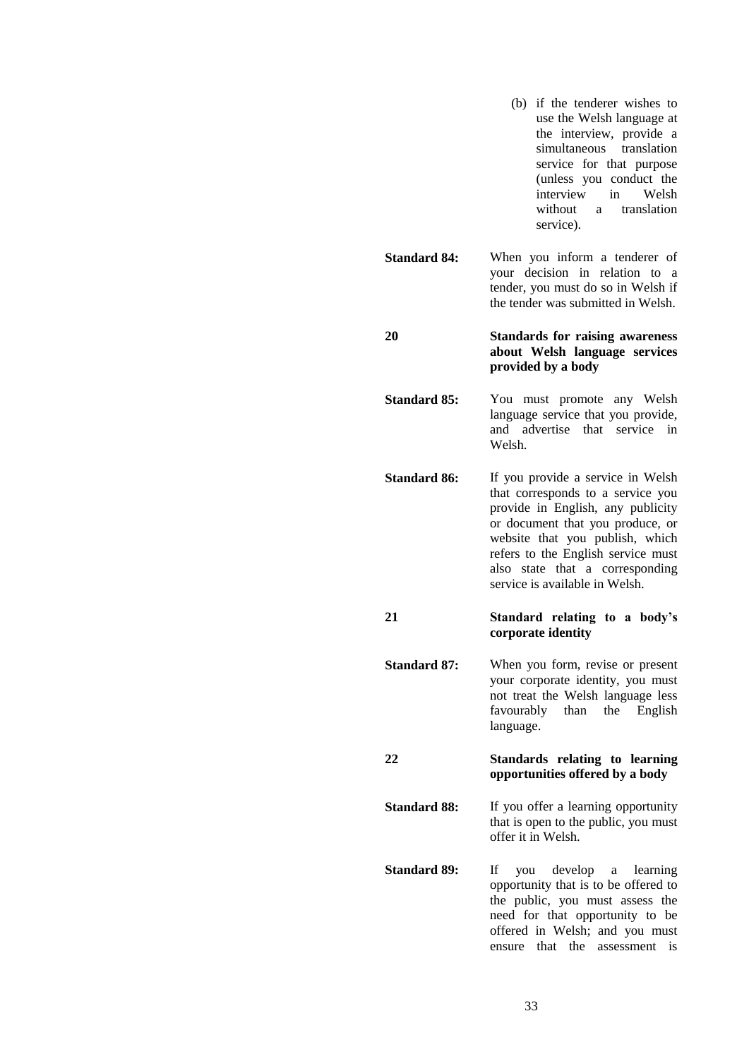(b) if the tenderer wishes to use the Welsh language at the interview, provide a simultaneous translation service for that purpose (unless you conduct the interview in Welsh without a translation service).

**Standard 84:** When you inform a tenderer of your decision in relation to a tender, you must do so in Welsh if the tender was submitted in Welsh.

## 20 Standards for raising awareness about Welsh language services provided by a body

**Standard 85:** You must promote any Welsh language service that you provide, and advertise that service in Welsh.

**Standard 86:** If you provide a service in Welsh that corresponds to a service you provide in English, any publicity or document that you produce, or website that you publish, which refers to the English service must also state that a corresponding service is available in Welsh.

## 21 Standard relating to a body's corporate identity

**Standard 87:** When you form, revise or present your corporate identity, you must not treat the Welsh language less favourably than the English language.

## 22 Standards relating to learning opportunities offered by a body

**Standard 88:** If you offer a learning opportunity that is open to the public, you must offer it in Welsh.

**Standard 89:** If you develop a learning opportunity that is to be offered to the public, you must assess the need for that opportunity to be offered in Welsh; and you must ensure that the assessment is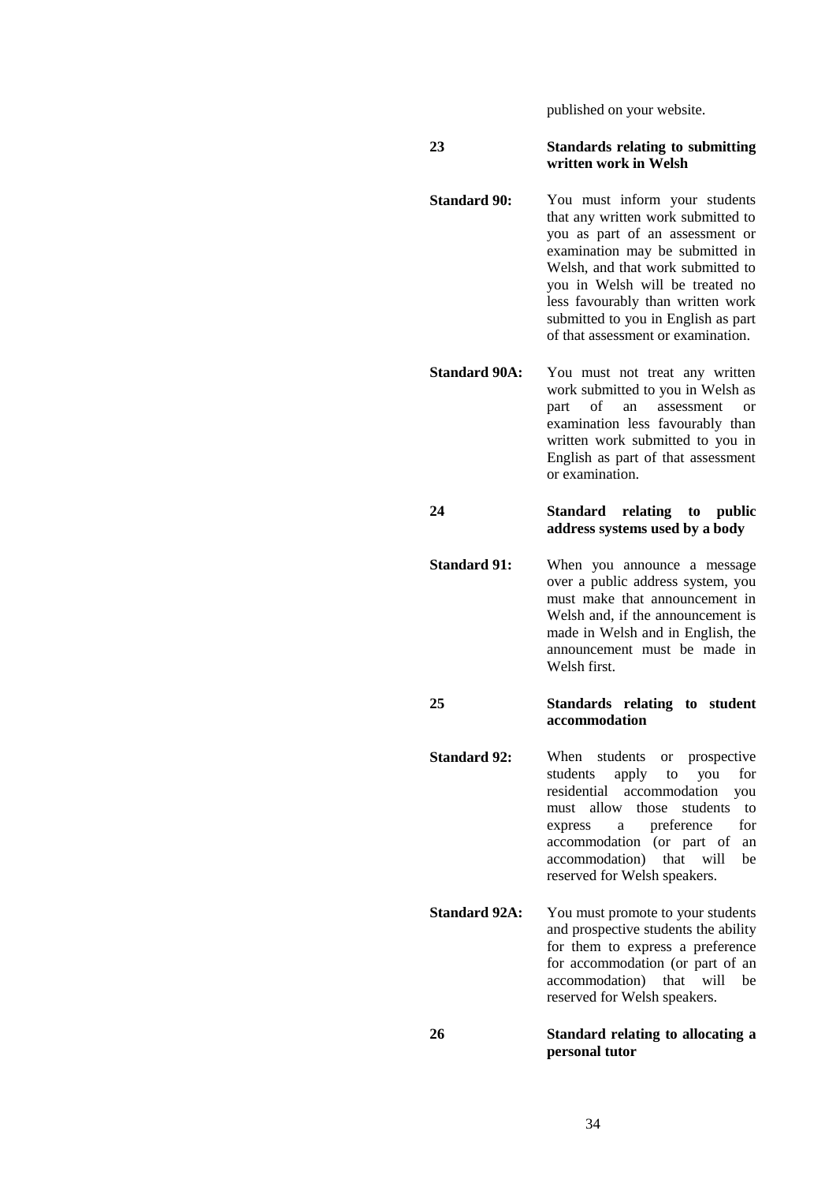published on your website.

**23 Standards relating to submitting written work in Welsh**

**Standard 90:** You must inform your students that any written work submitted to you as part of an assessment or examination may be submitted in Welsh, and that work submitted to you in Welsh will be treated no less favourably than written work submitted to you in English as part of that assessment or examination.

**Standard 90A:** You must not treat any written work submitted to you in Welsh as part of an assessment or examination less favourably than written work submitted to you in English as part of that assessment or examination.

**24 Standard relating to public address systems used by a body**

**Standard 91:** When you announce a message over a public address system, you must make that announcement in Welsh and, if the announcement is made in Welsh and in English, the announcement must be made in Welsh first.

**25 Standards relating to student accommodation**

**Standard 92:** When students or prospective students apply to you for residential accommodation you must allow those students to express a preference for accommodation (or part of an accommodation) that will be reserved for Welsh speakers.

**Standard 92A:** You must promote to your students and prospective students the ability for them to express a preference for accommodation (or part of an accommodation) that will be reserved for Welsh speakers.

**26 Standard relating to allocating a personal tutor**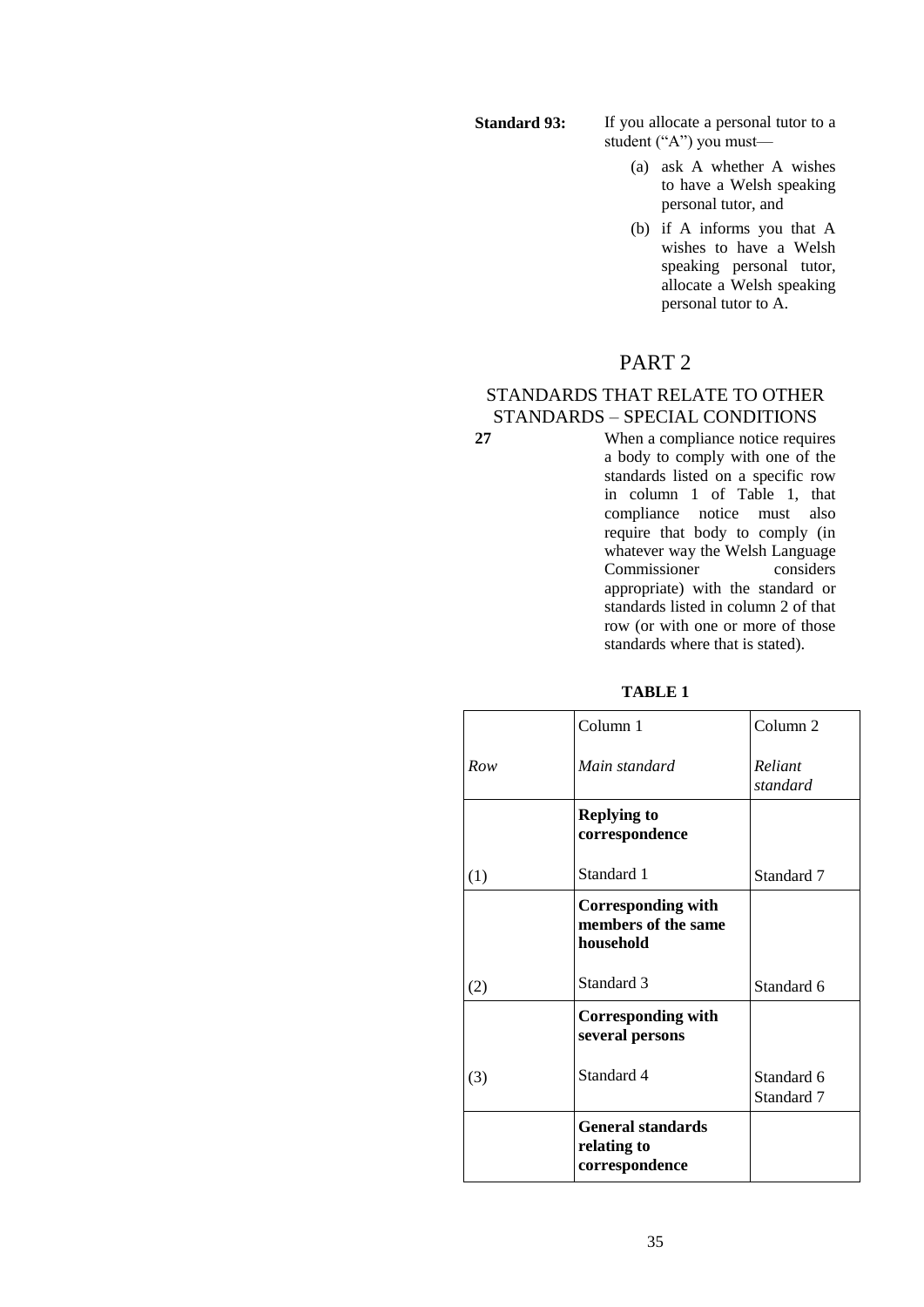**Standard 93:** If you allocate a personal tutor to a student ("A") you must—

(a) ask A whether A wishes to have a Welsh speaking personal tutor, and

(b) if A informs you that A wishes to have a Welsh speaking personal tutor, allocate a Welsh speaking personal tutor to A.

## PART 2

### STANDARDS THAT RELATE TO OTHER STANDARDS – SPECIAL CONDITIONS

**27** When a compliance notice requires a body to comply with one of the standards listed on a specific row in column 1 of Table 1, that compliance notice must also require that body to comply (in whatever way the Welsh Language Commissioner considers appropriate) with the standard or standards listed in column 2 of that row (or with one or more of those standards where that is stated).

**TABLE 1**

| | Column 1 | Column 2 |
|---|---|---|
| *Row* | *Main standard* | *Reliant standard* |
| | **Replying to correspondence** | |
| (1) | Standard 1 | Standard 7 |
| | **Corresponding with members of the same household** | |
| (2) | Standard 3 | Standard 6 |
| | **Corresponding with several persons** | |
| (3) | Standard 4 | Standard 6<br>Standard 7 |
| | **General standards relating to correspondence** | |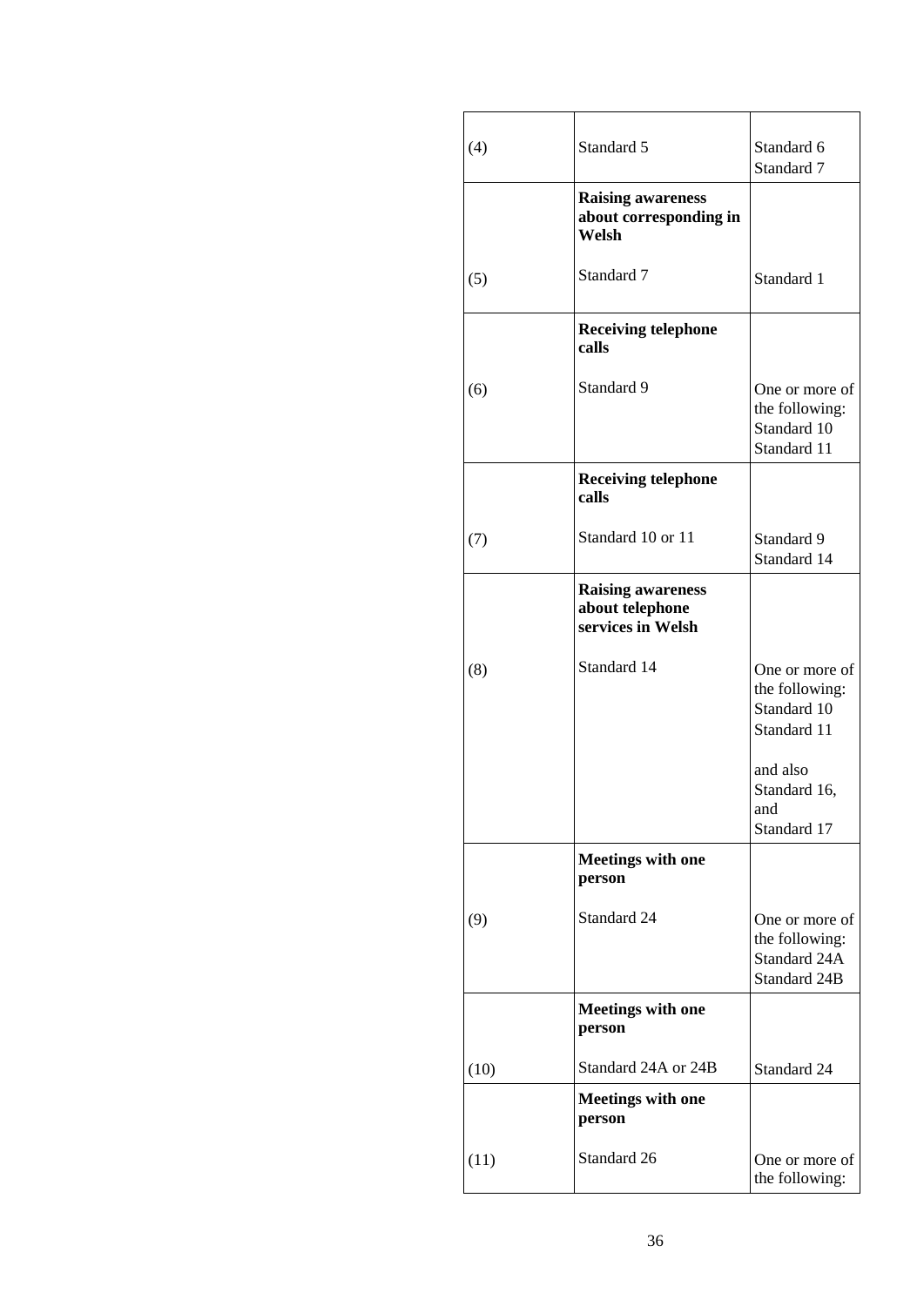| | | |
|---|---|---|
| (4) | Standard 5 | Standard 6<br>Standard 7 |
| (5) | **Raising awareness about corresponding in Welsh**<br><br>Standard 7 | Standard 1 |
| (6) | **Receiving telephone calls**<br><br>Standard 9 | One or more of the following:<br>Standard 10<br>Standard 11 |
| (7) | **Receiving telephone calls**<br><br>Standard 10 or 11 | Standard 9<br>Standard 14 |
| (8) | **Raising awareness about telephone services in Welsh**<br><br>Standard 14 | One or more of the following:<br>Standard 10<br>Standard 11<br><br>and also<br>Standard 16, and<br>Standard 17 |
| (9) | **Meetings with one person**<br><br>Standard 24 | One or more of the following:<br>Standard 24A<br>Standard 24B |
| (10) | **Meetings with one person**<br><br>Standard 24A or 24B | Standard 24 |
| (11) | **Meetings with one person**<br><br>Standard 26 | One or more of the following: |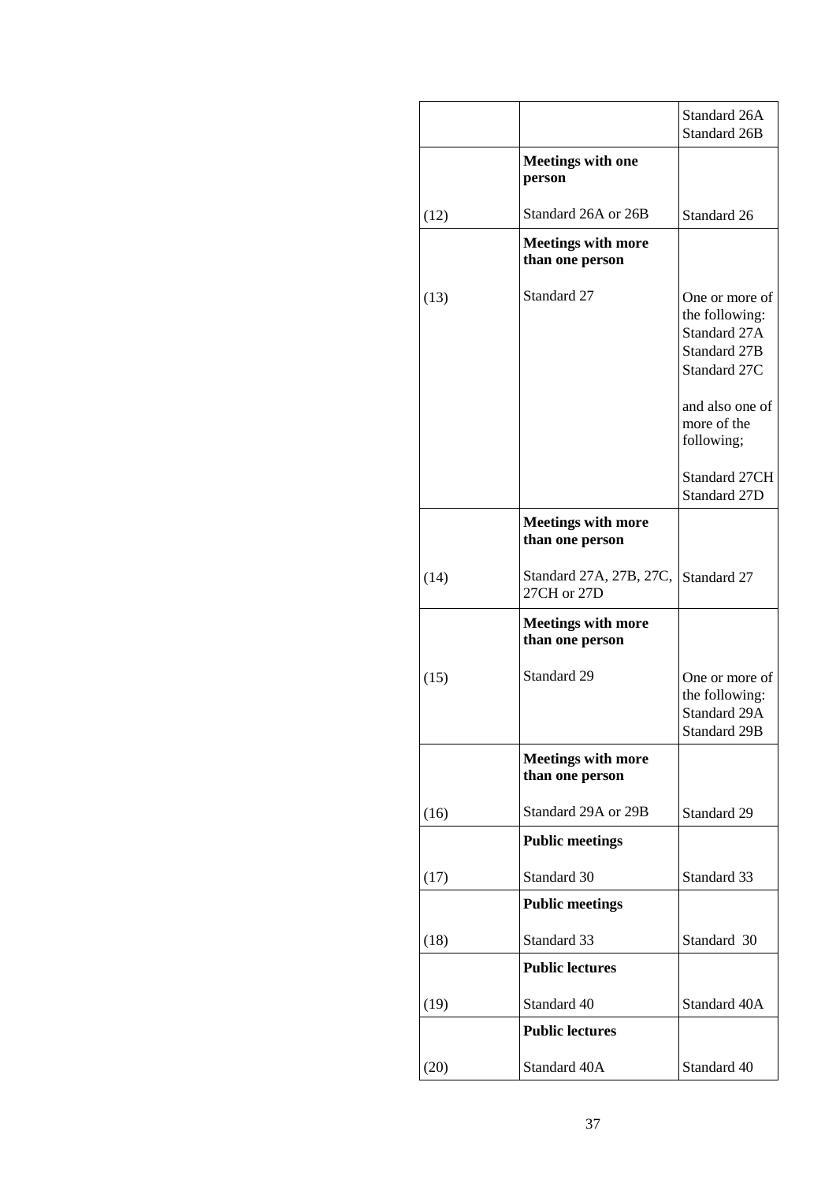| | | |
|---|---|---|
| | | Standard 26A<br>Standard 26B |
| (12) | **Meetings with one person**<br><br>Standard 26A or 26B | Standard 26 |
| (13) | **Meetings with more than one person**<br><br>Standard 27 | One or more of the following:<br>Standard 27A<br>Standard 27B<br>Standard 27C<br><br>and also one of more of the following;<br><br>Standard 27CH<br>Standard 27D |
| (14) | **Meetings with more than one person**<br><br>Standard 27A, 27B, 27C, 27CH or 27D | Standard 27 |
| (15) | **Meetings with more than one person**<br><br>Standard 29 | One or more of the following:<br>Standard 29A<br>Standard 29B |
| (16) | **Meetings with more than one person**<br><br>Standard 29A or 29B | Standard 29 |
| (17) | **Public meetings**<br><br>Standard 30 | Standard 33 |
| (18) | **Public meetings**<br><br>Standard 33 | Standard 30 |
| (19) | **Public lectures**<br><br>Standard 40 | Standard 40A |
| (20) | **Public lectures**<br><br>Standard 40A | Standard 40 |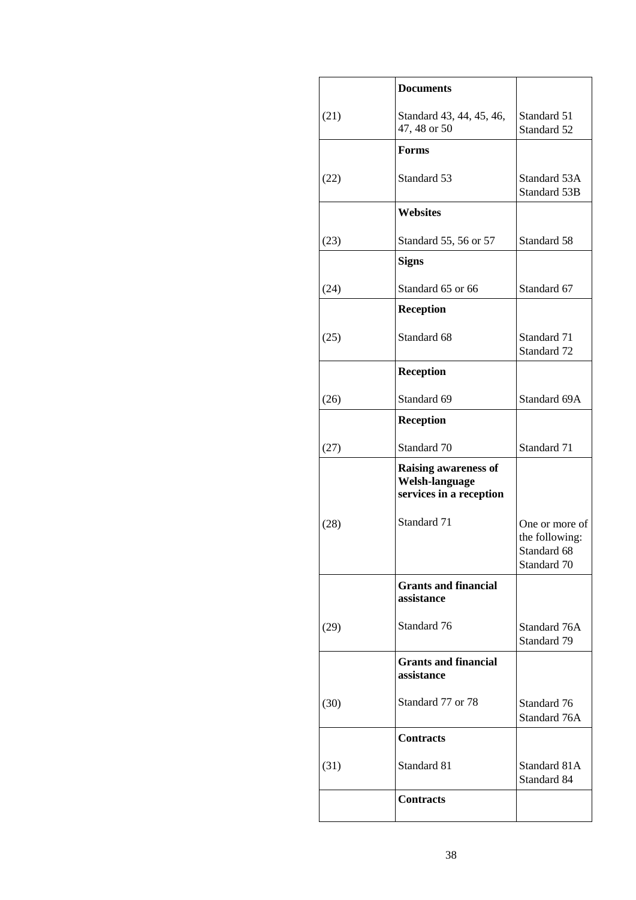| | | |
|---|---|---|
| | **Documents** | |
| (21) | Standard 43, 44, 45, 46, 47, 48 or 50 | Standard 51<br>Standard 52 |
| | **Forms** | |
| (22) | Standard 53 | Standard 53A<br>Standard 53B |
| | **Websites** | |
| (23) | Standard 55, 56 or 57 | Standard 58 |
| | **Signs** | |
| (24) | Standard 65 or 66 | Standard 67 |
| | **Reception** | |
| (25) | Standard 68 | Standard 71<br>Standard 72 |
| | **Reception** | |
| (26) | Standard 69 | Standard 69A |
| | **Reception** | |
| (27) | Standard 70 | Standard 71 |
| | **Raising awareness of Welsh-language services in a reception** | |
| (28) | Standard 71 | One or more of the following:<br>Standard 68<br>Standard 70 |
| | **Grants and financial assistance** | |
| (29) | Standard 76 | Standard 76A<br>Standard 79 |
| | **Grants and financial assistance** | |
| (30) | Standard 77 or 78 | Standard 76<br>Standard 76A |
| | **Contracts** | |
| (31) | Standard 81 | Standard 81A<br>Standard 84 |
| | **Contracts** | |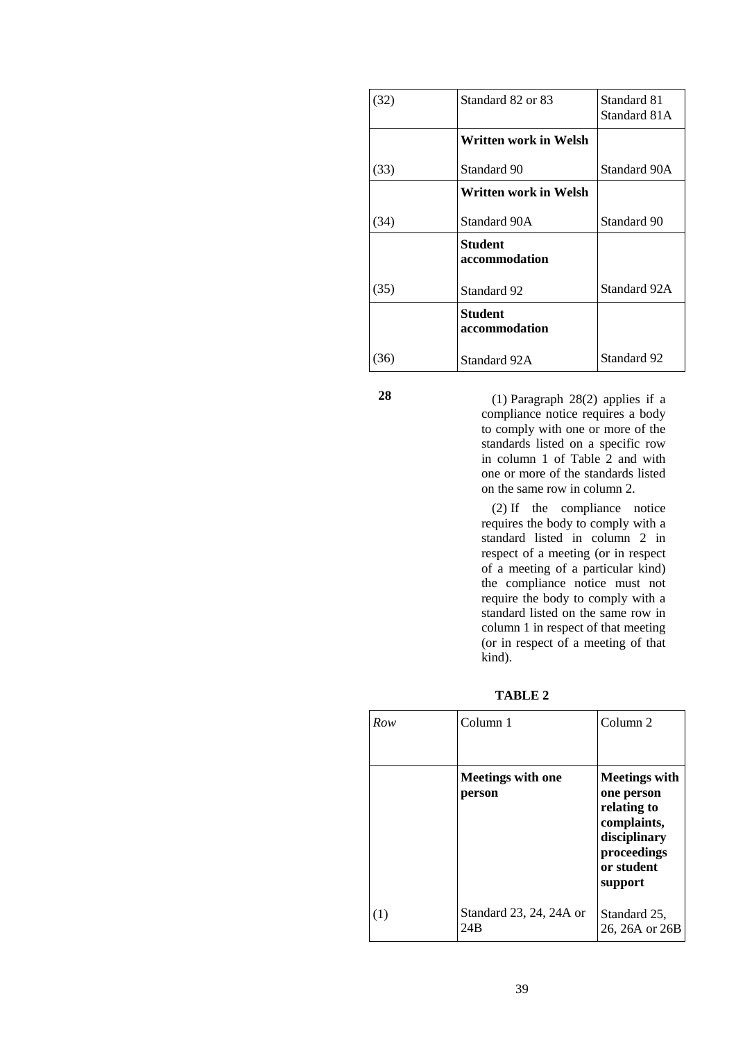| | | |
|---|---|---|
| (32) | Standard 82 or 83 | Standard 81<br>Standard 81A |
| | **Written work in Welsh** | |
| (33) | Standard 90 | Standard 90A |
| | **Written work in Welsh** | |
| (34) | Standard 90A | Standard 90 |
| | **Student accommodation** | |
| (35) | Standard 92 | Standard 92A |
| | **Student accommodation** | |
| (36) | Standard 92A | Standard 92 |

**28**

(1) Paragraph 28(2) applies if a compliance notice requires a body to comply with one or more of the standards listed on a specific row in column 1 of Table 2 and with one or more of the standards listed on the same row in column 2.

(2) If the compliance notice requires the body to comply with a standard listed in column 2 in respect of a meeting (or in respect of a meeting of a particular kind) the compliance notice must not require the body to comply with a standard listed on the same row in column 1 in respect of that meeting (or in respect of a meeting of that kind).

**TABLE 2**

| *Row* | Column 1 | Column 2 |
|---|---|---|
| | **Meetings with one person** | **Meetings with one person relating to complaints, disciplinary proceedings or student support** |
| (1) | Standard 23, 24, 24A or 24B | Standard 25, 26, 26A or 26B |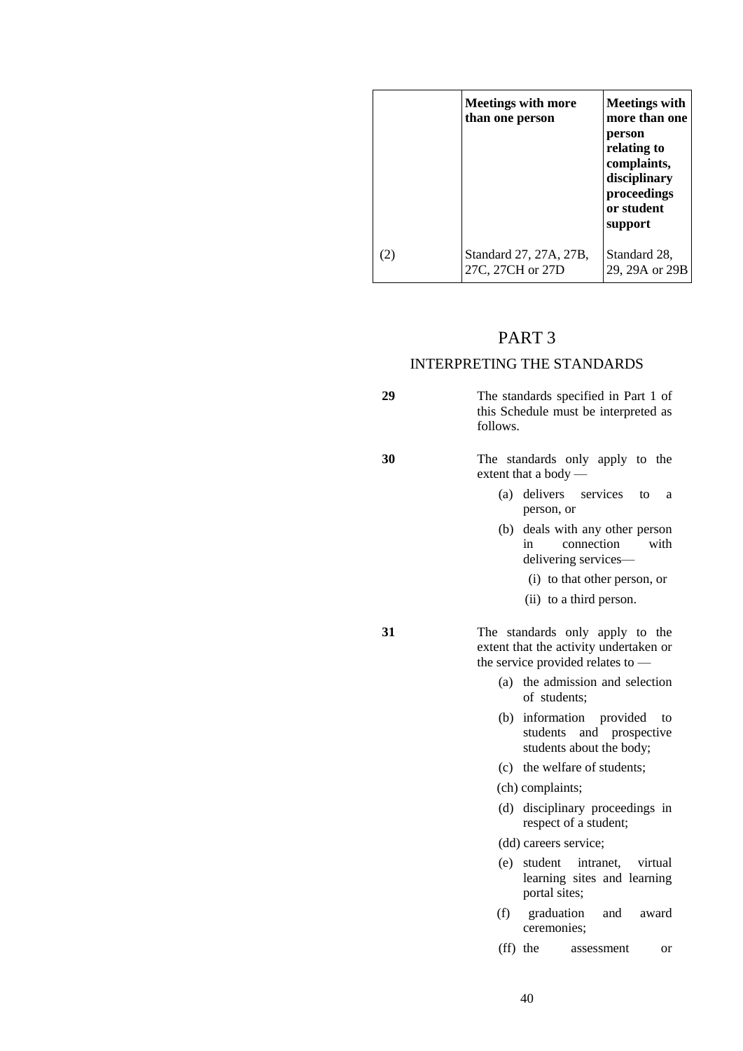| | Meetings with more than one person | Meetings with more than one person relating to complaints, disciplinary proceedings or student support |
|---|---|---|
| (2) | Standard 27, 27A, 27B, 27C, 27CH or 27D | Standard 28, 29, 29A or 29B |

# PART 3

## INTERPRETING THE STANDARDS

**29** The standards specified in Part 1 of this Schedule must be interpreted as follows.

**30** The standards only apply to the extent that a body —

(a) delivers services to a person, or

(b) deals with any other person in connection with delivering services—

(i) to that other person, or

(ii) to a third person.

**31** The standards only apply to the extent that the activity undertaken or the service provided relates to —

(a) the admission and selection of students;

(b) information provided to students and prospective students about the body;

(c) the welfare of students;

(ch) complaints;

(d) disciplinary proceedings in respect of a student;

(dd) careers service;

(e) student intranet, virtual learning sites and learning portal sites;

(f) graduation and award ceremonies;

(ff) the assessment or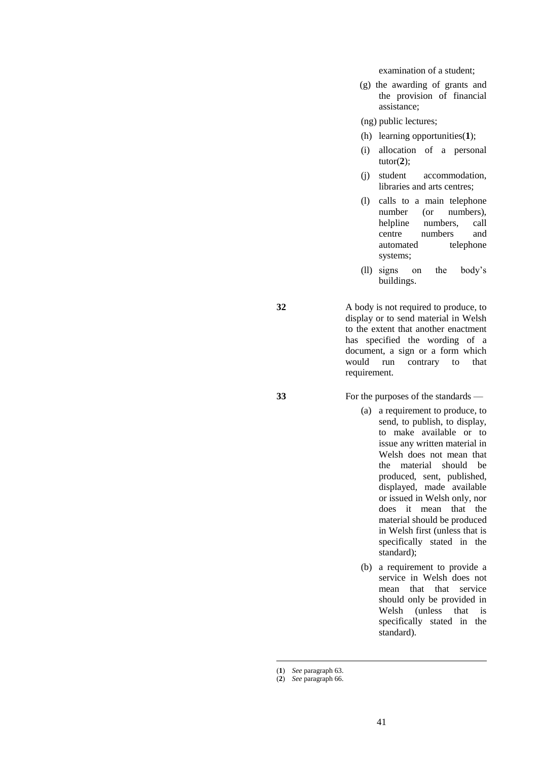examination of a student;

(g) the awarding of grants and the provision of financial assistance;

(ng) public lectures;

(h) learning opportunities([1]);

(i) allocation of a personal tutor([2]);

(j) student accommodation, libraries and arts centres;

(l) calls to a main telephone number (or numbers), helpline numbers, call centre numbers and automated telephone systems;

(ll) signs on the body's buildings.

**32** A body is not required to produce, to display or to send material in Welsh to the extent that another enactment has specified the wording of a document, a sign or a form which would run contrary to that requirement.

**33** For the purposes of the standards —

(a) a requirement to produce, to send, to publish, to display, to make available or to issue any written material in Welsh does not mean that the material should be produced, sent, published, displayed, made available or issued in Welsh only, nor does it mean that the material should be produced in Welsh first (unless that is specifically stated in the standard);

(b) a requirement to provide a service in Welsh does not mean that that service should only be provided in Welsh (unless that is specifically stated in the standard).

---

([1]) *See* paragraph 63.

([2]) *See* paragraph 66.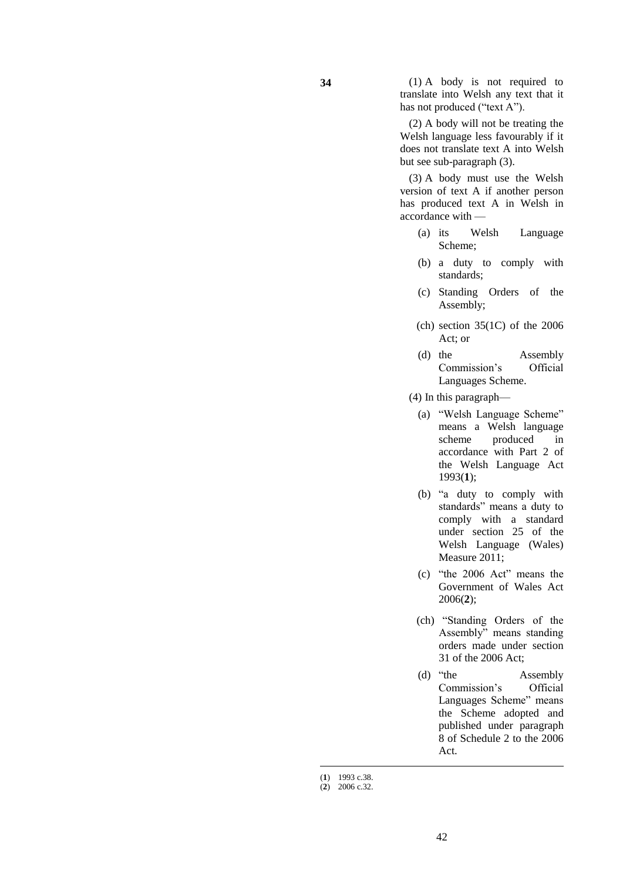**34**

(1) A body is not required to translate into Welsh any text that it has not produced ("text A").

(2) A body will not be treating the Welsh language less favourably if it does not translate text A into Welsh but see sub-paragraph (3).

(3) A body must use the Welsh version of text A if another person has produced text A in Welsh in accordance with —

- (a) its Welsh Language Scheme;
- (b) a duty to comply with standards;
- (c) Standing Orders of the Assembly;
- (ch) section 35(1C) of the 2006 Act; or
- (d) the Assembly Commission's Official Languages Scheme.

(4) In this paragraph—

- (a) "Welsh Language Scheme" means a Welsh language scheme produced in accordance with Part 2 of the Welsh Language Act 1993([1]);
- (b) "a duty to comply with standards" means a duty to comply with a standard under section 25 of the Welsh Language (Wales) Measure 2011;
- (c) "the 2006 Act" means the Government of Wales Act 2006([2]);
- (ch) "Standing Orders of the Assembly" means standing orders made under section 31 of the 2006 Act;
- (d) "the Assembly Commission's Official Languages Scheme" means the Scheme adopted and published under paragraph 8 of Schedule 2 to the 2006 Act.

---

(**1**) 1993 c.38.
(**2**) 2006 c.32.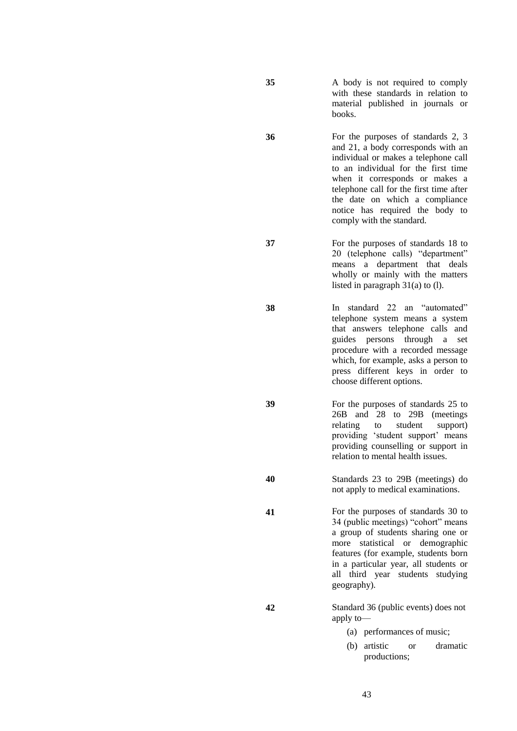**35** A body is not required to comply with these standards in relation to material published in journals or books.

**36** For the purposes of standards 2, 3 and 21, a body corresponds with an individual or makes a telephone call to an individual for the first time when it corresponds or makes a telephone call for the first time after the date on which a compliance notice has required the body to comply with the standard.

**37** For the purposes of standards 18 to 20 (telephone calls) "department" means a department that deals wholly or mainly with the matters listed in paragraph 31(a) to (l).

**38** In standard 22 an "automated" telephone system means a system that answers telephone calls and guides persons through a set procedure with a recorded message which, for example, asks a person to press different keys in order to choose different options.

**39** For the purposes of standards 25 to 26B and 28 to 29B (meetings relating to student support) providing 'student support' means providing counselling or support in relation to mental health issues.

**40** Standards 23 to 29B (meetings) do not apply to medical examinations.

**41** For the purposes of standards 30 to 34 (public meetings) "cohort" means a group of students sharing one or more statistical or demographic features (for example, students born in a particular year, all students or all third year students studying geography).

**42** Standard 36 (public events) does not apply to—

(a) performances of music;

(b) artistic or dramatic productions;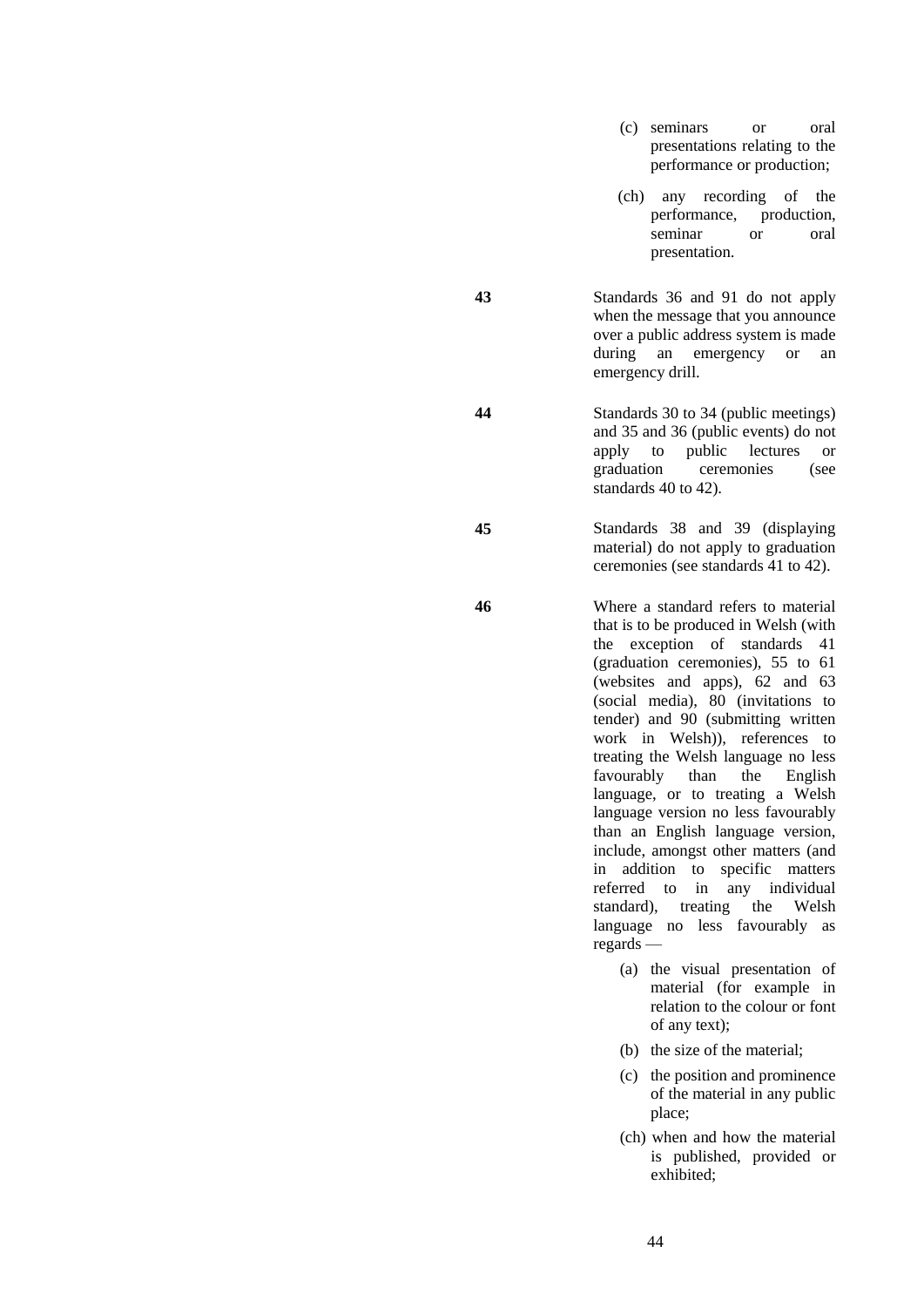(c) seminars or oral presentations relating to the performance or production;

(ch) any recording of the performance, production, seminar or oral presentation.

**43** Standards 36 and 91 do not apply when the message that you announce over a public address system is made during an emergency or an emergency drill.

**44** Standards 30 to 34 (public meetings) and 35 and 36 (public events) do not apply to public lectures or graduation ceremonies (see standards 40 to 42).

**45** Standards 38 and 39 (displaying material) do not apply to graduation ceremonies (see standards 41 to 42).

**46** Where a standard refers to material that is to be produced in Welsh (with the exception of standards 41 (graduation ceremonies), 55 to 61 (websites and apps), 62 and 63 (social media), 80 (invitations to tender) and 90 (submitting written work in Welsh)), references to treating the Welsh language no less favourably than the English language, or to treating a Welsh language version no less favourably than an English language version, include, amongst other matters (and in addition to specific matters referred to in any individual standard), treating the Welsh language no less favourably as regards —

(a) the visual presentation of material (for example in relation to the colour or font of any text);

(b) the size of the material;

(c) the position and prominence of the material in any public place;

(ch) when and how the material is published, provided or exhibited;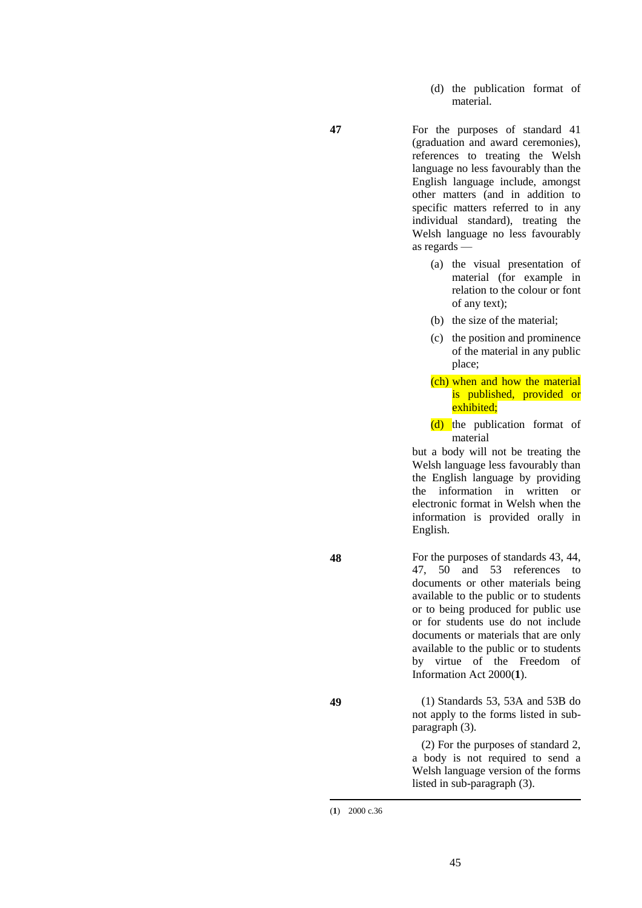(d) the publication format of material.

**47** For the purposes of standard 41 (graduation and award ceremonies), references to treating the Welsh language no less favourably than the English language include, amongst other matters (and in addition to specific matters referred to in any individual standard), treating the Welsh language no less favourably as regards —

(a) the visual presentation of material (for example in relation to the colour or font of any text);

(b) the size of the material;

(c) the position and prominence of the material in any public place;

(ch) when and how the material is published, provided or exhibited;

(d) the publication format of material

but a body will not be treating the Welsh language less favourably than the English language by providing the information in written or electronic format in Welsh when the information is provided orally in English.

**48** For the purposes of standards 43, 44, 47, 50 and 53 references to documents or other materials being available to the public or to students or to being produced for public use or for students use do not include documents or materials that are only available to the public or to students by virtue of the Freedom of Information Act 2000([1]).

**49** (1) Standards 53, 53A and 53B do not apply to the forms listed in sub-paragraph (3).

(2) For the purposes of standard 2, a body is not required to send a Welsh language version of the forms listed in sub-paragraph (3).

---

(**1**) 2000 c.36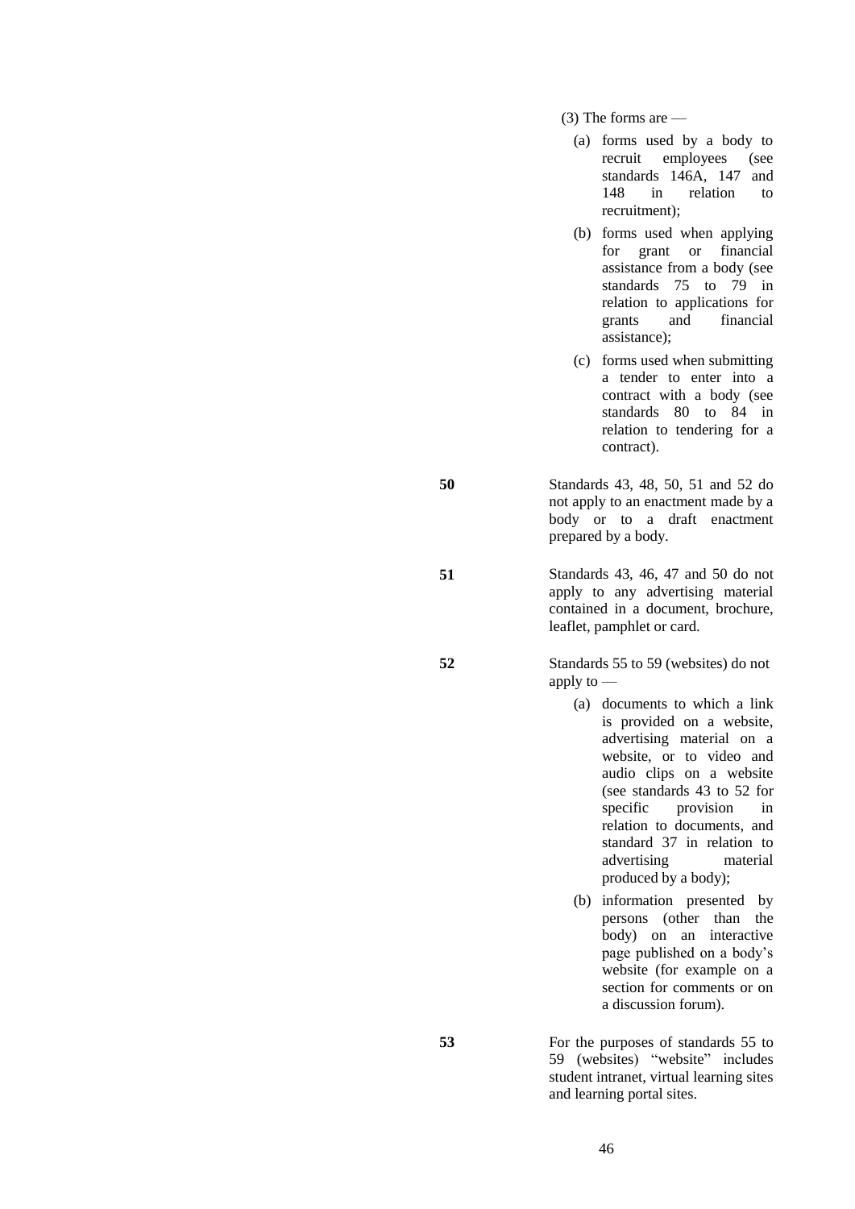(3) The forms are —

- (a) forms used by a body to recruit employees (see standards 146A, 147 and 148 in relation to recruitment);
- (b) forms used when applying for grant or financial assistance from a body (see standards 75 to 79 in relation to applications for grants and financial assistance);
- (c) forms used when submitting a tender to enter into a contract with a body (see standards 80 to 84 in relation to tendering for a contract).

**50** Standards 43, 48, 50, 51 and 52 do not apply to an enactment made by a body or to a draft enactment prepared by a body.

**51** Standards 43, 46, 47 and 50 do not apply to any advertising material contained in a document, brochure, leaflet, pamphlet or card.

**52** Standards 55 to 59 (websites) do not apply to —

- (a) documents to which a link is provided on a website, advertising material on a website, or to video and audio clips on a website (see standards 43 to 52 for specific provision in relation to documents, and standard 37 in relation to advertising material produced by a body);
- (b) information presented by persons (other than the body) on an interactive page published on a body's website (for example on a section for comments or on a discussion forum).

**53** For the purposes of standards 55 to 59 (websites) "website" includes student intranet, virtual learning sites and learning portal sites.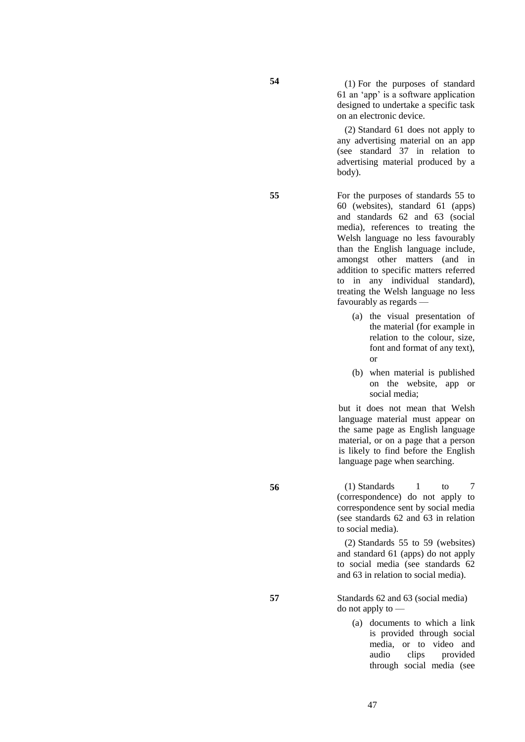**54**

(1) For the purposes of standard 61 an 'app' is a software application designed to undertake a specific task on an electronic device.

(2) Standard 61 does not apply to any advertising material on an app (see standard 37 in relation to advertising material produced by a body).

**55**

For the purposes of standards 55 to 60 (websites), standard 61 (apps) and standards 62 and 63 (social media), references to treating the Welsh language no less favourably than the English language include, amongst other matters (and in addition to specific matters referred to in any individual standard), treating the Welsh language no less favourably as regards —

(a) the visual presentation of the material (for example in relation to the colour, size, font and format of any text), or

(b) when material is published on the website, app or social media;

but it does not mean that Welsh language material must appear on the same page as English language material, or on a page that a person is likely to find before the English language page when searching.

**56**

(1) Standards 1 to 7 (correspondence) do not apply to correspondence sent by social media (see standards 62 and 63 in relation to social media).

(2) Standards 55 to 59 (websites) and standard 61 (apps) do not apply to social media (see standards 62 and 63 in relation to social media).

**57**

Standards 62 and 63 (social media) do not apply to —

(a) documents to which a link is provided through social media, or to video and audio clips provided through social media (see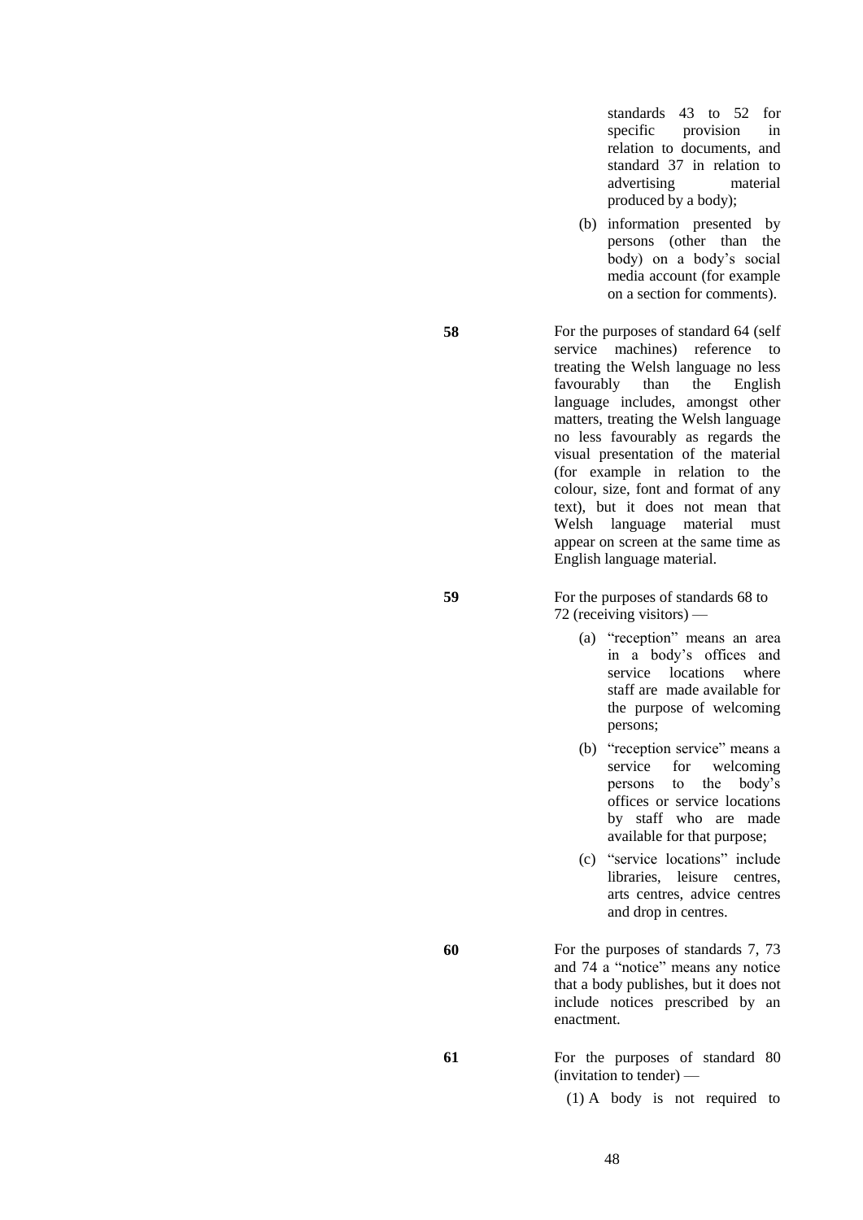standards 43 to 52 for specific provision in relation to documents, and standard 37 in relation to advertising material produced by a body);

(b) information presented by persons (other than the body) on a body's social media account (for example on a section for comments).

**58** For the purposes of standard 64 (self service machines) reference to treating the Welsh language no less favourably than the English language includes, amongst other matters, treating the Welsh language no less favourably as regards the visual presentation of the material (for example in relation to the colour, size, font and format of any text), but it does not mean that Welsh language material must appear on screen at the same time as English language material.

**59** For the purposes of standards 68 to 72 (receiving visitors) —

(a) "reception" means an area in a body's offices and service locations where staff are made available for the purpose of welcoming persons;

(b) "reception service" means a service for welcoming persons to the body's offices or service locations by staff who are made available for that purpose;

(c) "service locations" include libraries, leisure centres, arts centres, advice centres and drop in centres.

**60** For the purposes of standards 7, 73 and 74 a "notice" means any notice that a body publishes, but it does not include notices prescribed by an enactment.

**61** For the purposes of standard 80 (invitation to tender) —

(1) A body is not required to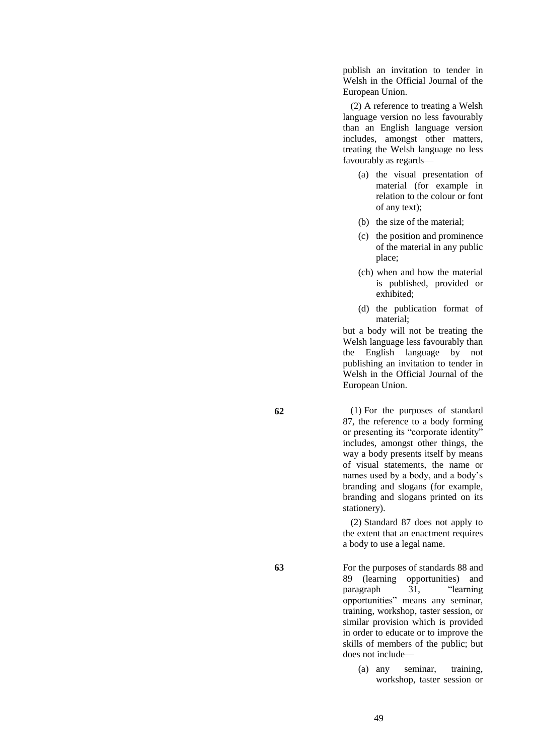publish an invitation to tender in Welsh in the Official Journal of the European Union.

(2) A reference to treating a Welsh language version no less favourably than an English language version includes, amongst other matters, treating the Welsh language no less favourably as regards—

(a) the visual presentation of material (for example in relation to the colour or font of any text);

(b) the size of the material;

(c) the position and prominence of the material in any public place;

(ch) when and how the material is published, provided or exhibited;

(d) the publication format of material;

but a body will not be treating the Welsh language less favourably than the English language by not publishing an invitation to tender in Welsh in the Official Journal of the European Union.

**62** (1) For the purposes of standard 87, the reference to a body forming or presenting its "corporate identity" includes, amongst other things, the way a body presents itself by means of visual statements, the name or names used by a body, and a body's branding and slogans (for example, branding and slogans printed on its stationery).

(2) Standard 87 does not apply to the extent that an enactment requires a body to use a legal name.

**63** For the purposes of standards 88 and 89 (learning opportunities) and paragraph 31, "learning opportunities" means any seminar, training, workshop, taster session, or similar provision which is provided in order to educate or to improve the skills of members of the public; but does not include—

(a) any seminar, training, workshop, taster session or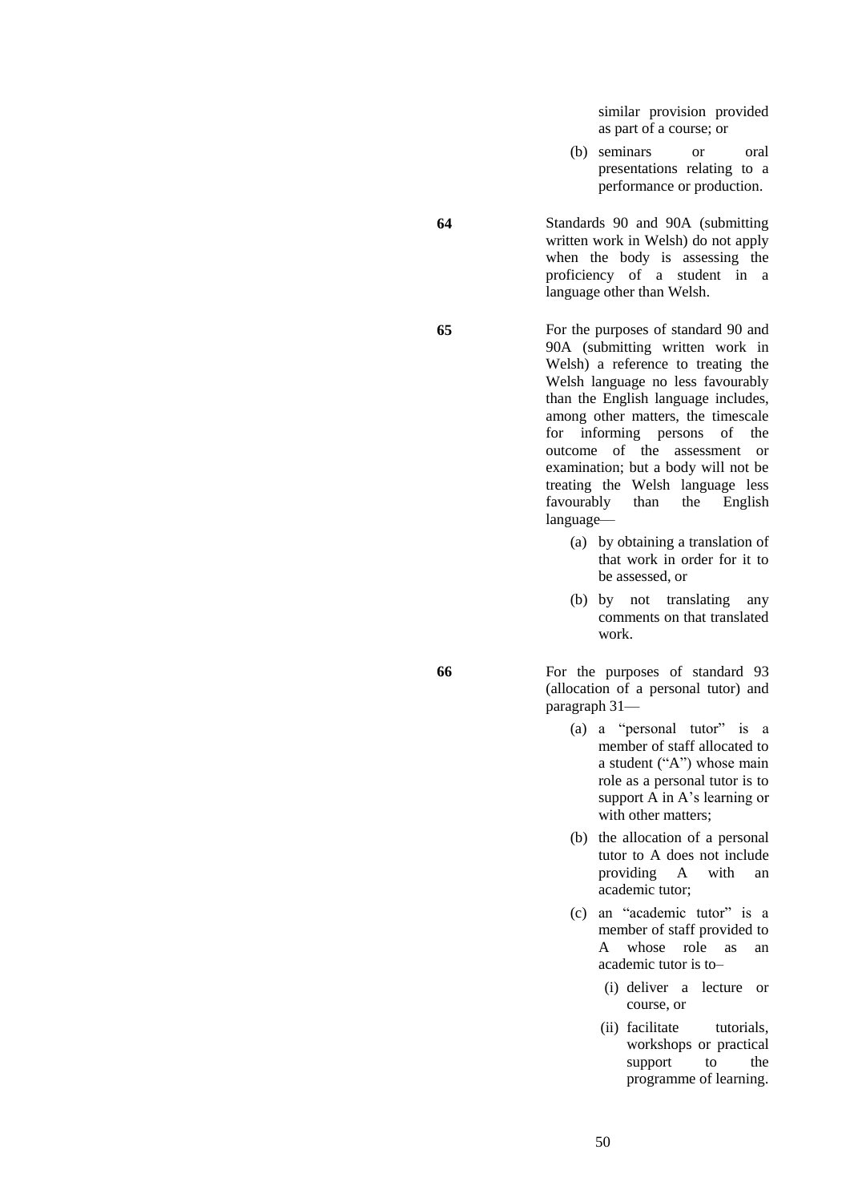similar provision provided as part of a course; or

(b) seminars or oral presentations relating to a performance or production.

**64** Standards 90 and 90A (submitting written work in Welsh) do not apply when the body is assessing the proficiency of a student in a language other than Welsh.

**65** For the purposes of standard 90 and 90A (submitting written work in Welsh) a reference to treating the Welsh language no less favourably than the English language includes, among other matters, the timescale for informing persons of the outcome of the assessment or examination; but a body will not be treating the Welsh language less favourably than the English language—

(a) by obtaining a translation of that work in order for it to be assessed, or

(b) by not translating any comments on that translated work.

**66** For the purposes of standard 93 (allocation of a personal tutor) and paragraph 31—

(a) a "personal tutor" is a member of staff allocated to a student ("A") whose main role as a personal tutor is to support A in A's learning or with other matters;

(b) the allocation of a personal tutor to A does not include providing A with an academic tutor;

(c) an "academic tutor" is a member of staff provided to A whose role as an academic tutor is to–

(i) deliver a lecture or course, or

(ii) facilitate tutorials, workshops or practical support to the programme of learning.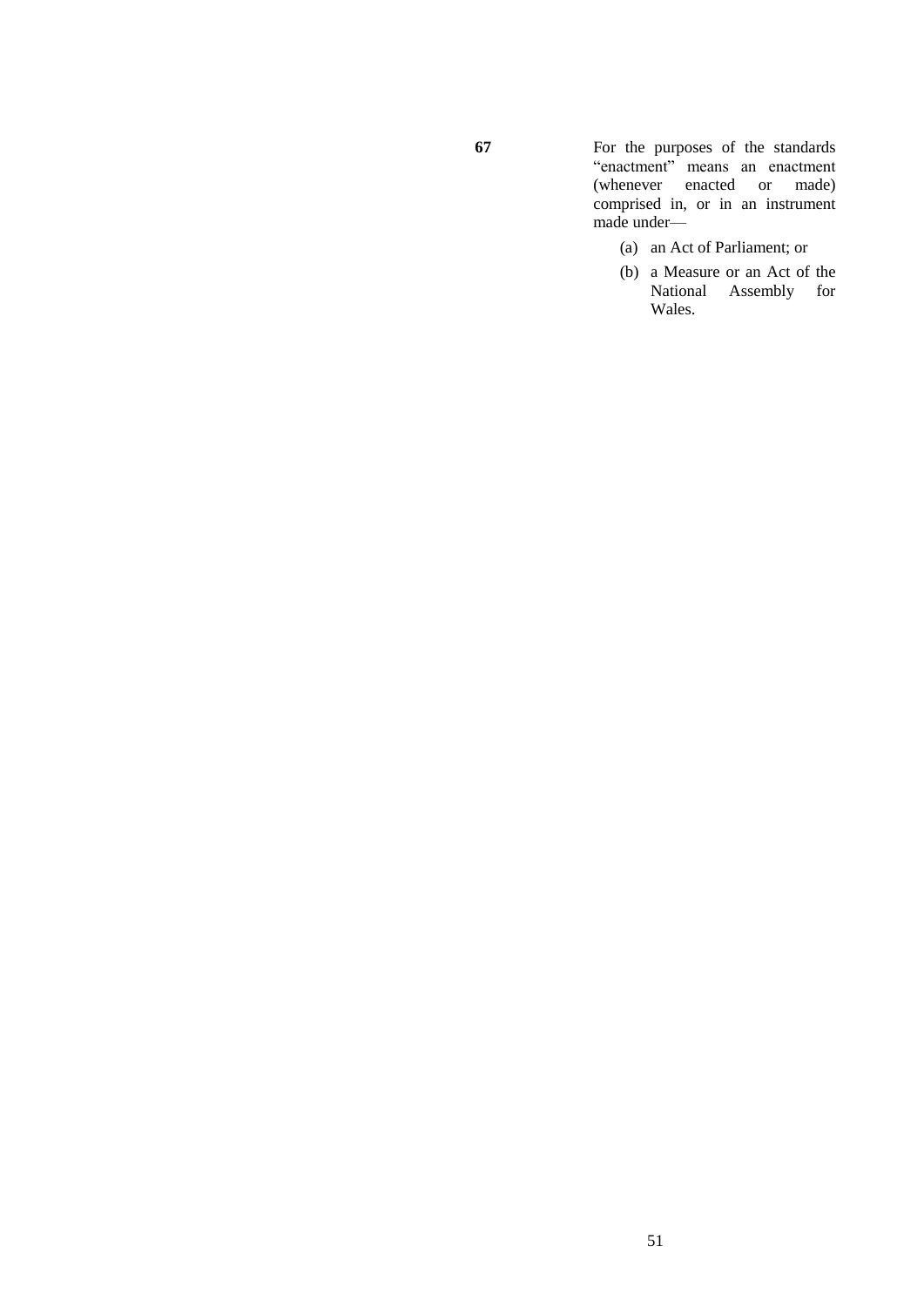**67** For the purposes of the standards "enactment" means an enactment (whenever enacted or made) comprised in, or in an instrument made under—

(a) an Act of Parliament; or

(b) a Measure or an Act of the National Assembly for Wales.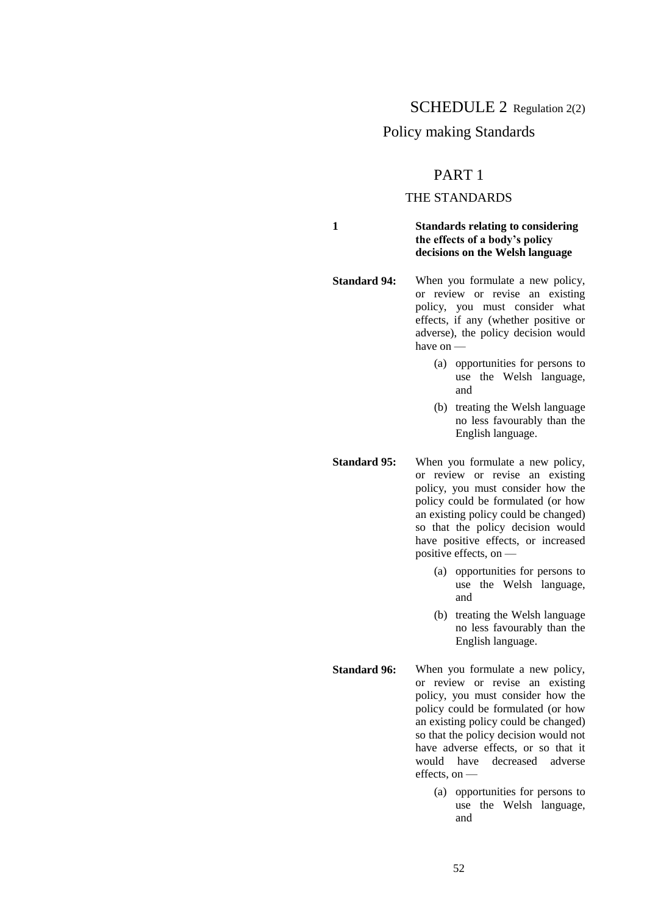# SCHEDULE 2 Regulation 2(2)

## Policy making Standards

## PART 1

### THE STANDARDS

**1 Standards relating to considering the effects of a body's policy decisions on the Welsh language**

**Standard 94:** When you formulate a new policy, or review or revise an existing policy, you must consider what effects, if any (whether positive or adverse), the policy decision would have on —

(a) opportunities for persons to use the Welsh language, and

(b) treating the Welsh language no less favourably than the English language.

**Standard 95:** When you formulate a new policy, or review or revise an existing policy, you must consider how the policy could be formulated (or how an existing policy could be changed) so that the policy decision would have positive effects, or increased positive effects, on —

(a) opportunities for persons to use the Welsh language, and

(b) treating the Welsh language no less favourably than the English language.

**Standard 96:** When you formulate a new policy, or review or revise an existing policy, you must consider how the policy could be formulated (or how an existing policy could be changed) so that the policy decision would not have adverse effects, or so that it would have decreased adverse effects, on —

(a) opportunities for persons to use the Welsh language, and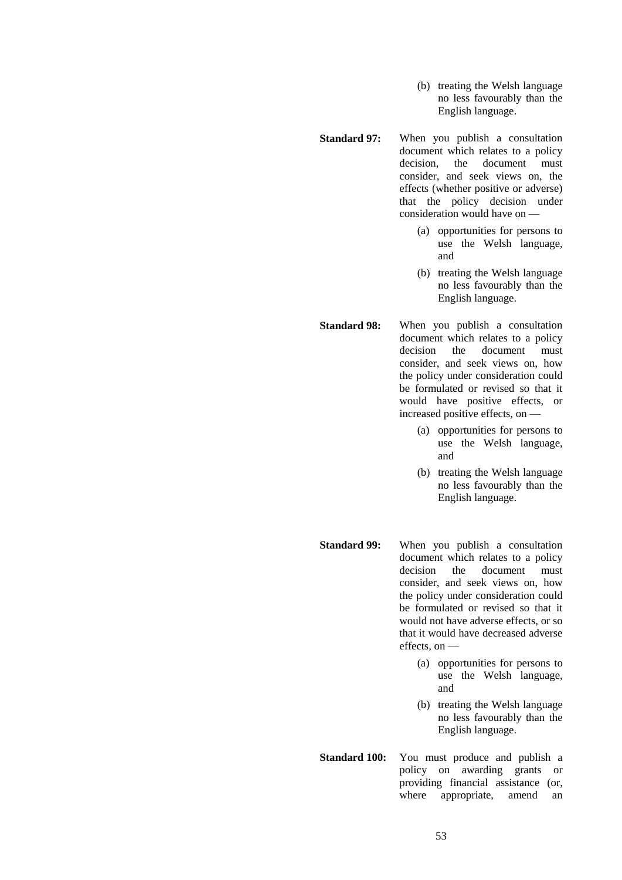(b) treating the Welsh language no less favourably than the English language.

**Standard 97:** When you publish a consultation document which relates to a policy decision, the document must consider, and seek views on, the effects (whether positive or adverse) that the policy decision under consideration would have on —

(a) opportunities for persons to use the Welsh language, and

(b) treating the Welsh language no less favourably than the English language.

**Standard 98:** When you publish a consultation document which relates to a policy decision the document must consider, and seek views on, how the policy under consideration could be formulated or revised so that it would have positive effects, or increased positive effects, on —

(a) opportunities for persons to use the Welsh language, and

(b) treating the Welsh language no less favourably than the English language.

**Standard 99:** When you publish a consultation document which relates to a policy decision the document must consider, and seek views on, how the policy under consideration could be formulated or revised so that it would not have adverse effects, or so that it would have decreased adverse effects, on —

(a) opportunities for persons to use the Welsh language, and

(b) treating the Welsh language no less favourably than the English language.

**Standard 100:** You must produce and publish a policy on awarding grants or providing financial assistance (or, where appropriate, amend an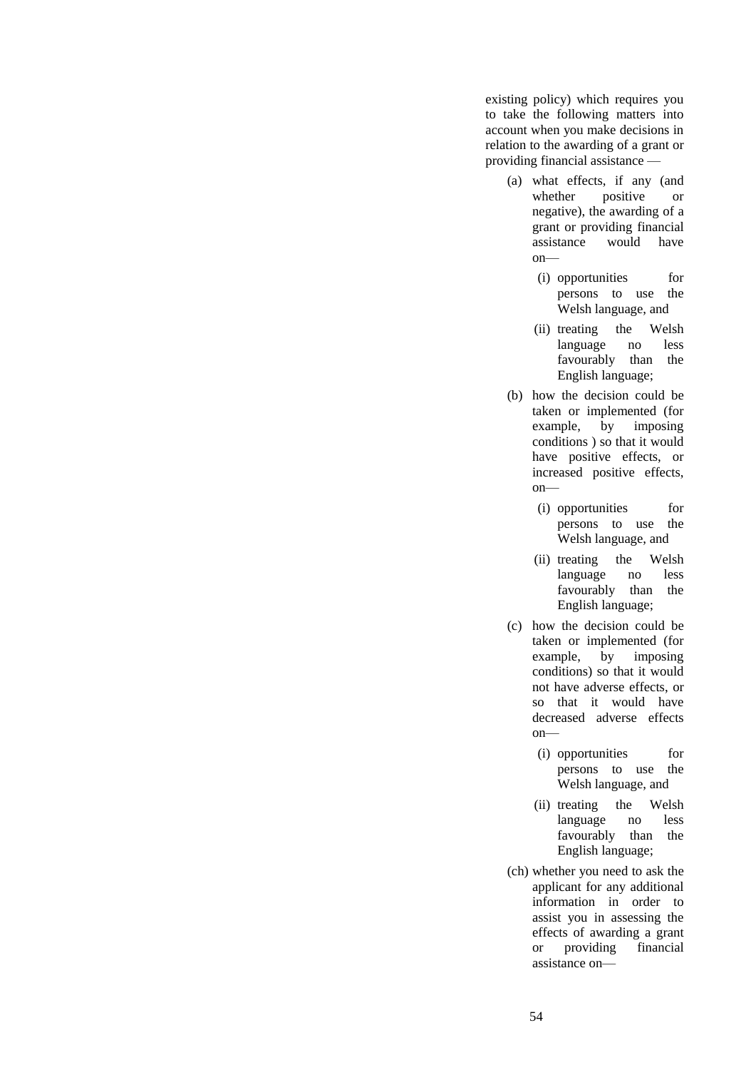existing policy) which requires you to take the following matters into account when you make decisions in relation to the awarding of a grant or providing financial assistance —

(a) what effects, if any (and whether positive or negative), the awarding of a grant or providing financial assistance would have on—

  (i) opportunities for persons to use the Welsh language, and

  (ii) treating the Welsh language no less favourably than the English language;

(b) how the decision could be taken or implemented (for example, by imposing conditions ) so that it would have positive effects, or increased positive effects, on—

  (i) opportunities for persons to use the Welsh language, and

  (ii) treating the Welsh language no less favourably than the English language;

(c) how the decision could be taken or implemented (for example, by imposing conditions) so that it would not have adverse effects, or so that it would have decreased adverse effects on—

  (i) opportunities for persons to use the Welsh language, and

  (ii) treating the Welsh language no less favourably than the English language;

(ch) whether you need to ask the applicant for any additional information in order to assist you in assessing the effects of awarding a grant or providing financial assistance on—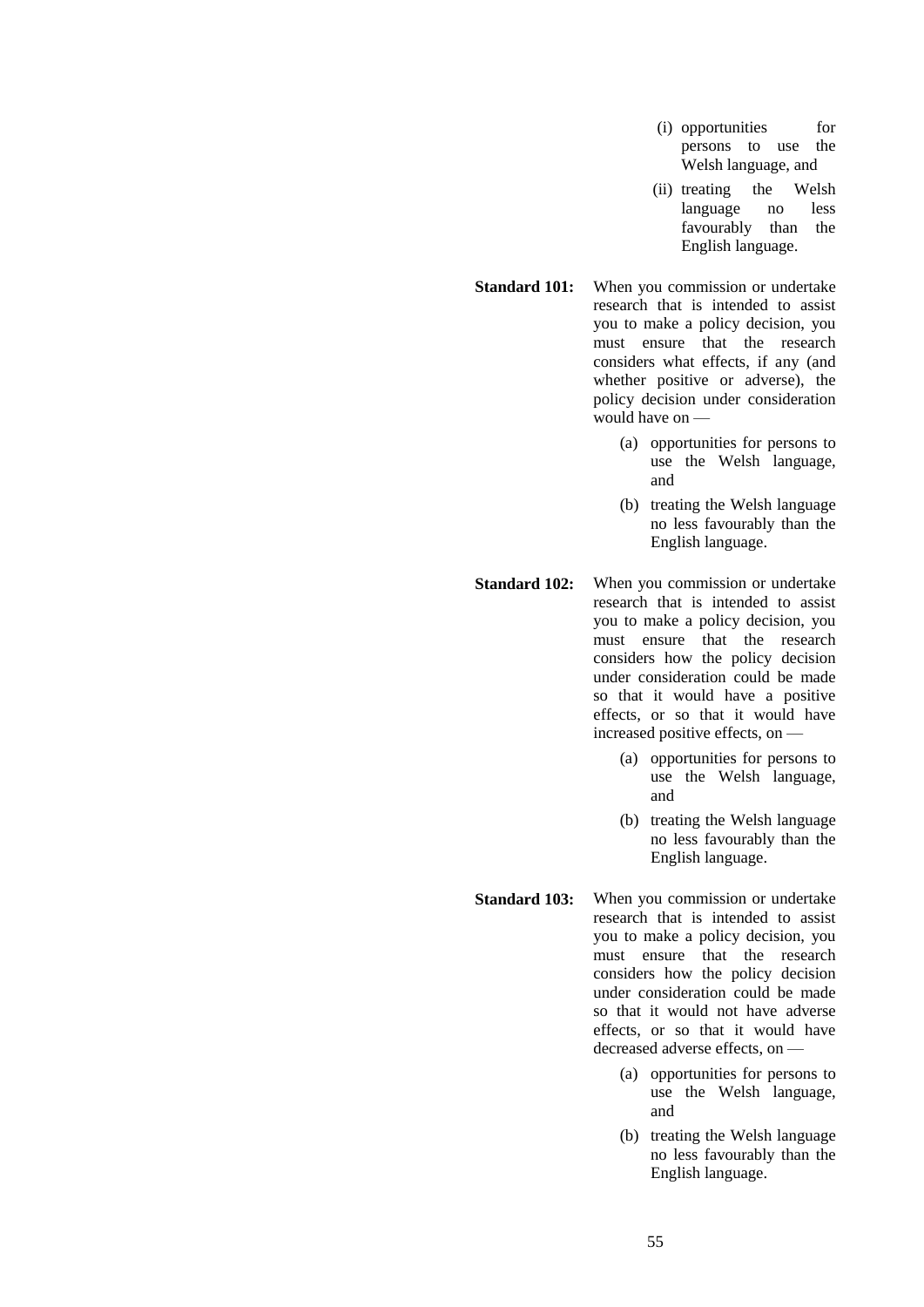(i) opportunities for persons to use the Welsh language, and

(ii) treating the Welsh language no less favourably than the English language.

**Standard 101:** When you commission or undertake research that is intended to assist you to make a policy decision, you must ensure that the research considers what effects, if any (and whether positive or adverse), the policy decision under consideration would have on —

(a) opportunities for persons to use the Welsh language, and

(b) treating the Welsh language no less favourably than the English language.

**Standard 102:** When you commission or undertake research that is intended to assist you to make a policy decision, you must ensure that the research considers how the policy decision under consideration could be made so that it would have a positive effects, or so that it would have increased positive effects, on —

(a) opportunities for persons to use the Welsh language, and

(b) treating the Welsh language no less favourably than the English language.

**Standard 103:** When you commission or undertake research that is intended to assist you to make a policy decision, you must ensure that the research considers how the policy decision under consideration could be made so that it would not have adverse effects, or so that it would have decreased adverse effects, on —

(a) opportunities for persons to use the Welsh language, and

(b) treating the Welsh language no less favourably than the English language.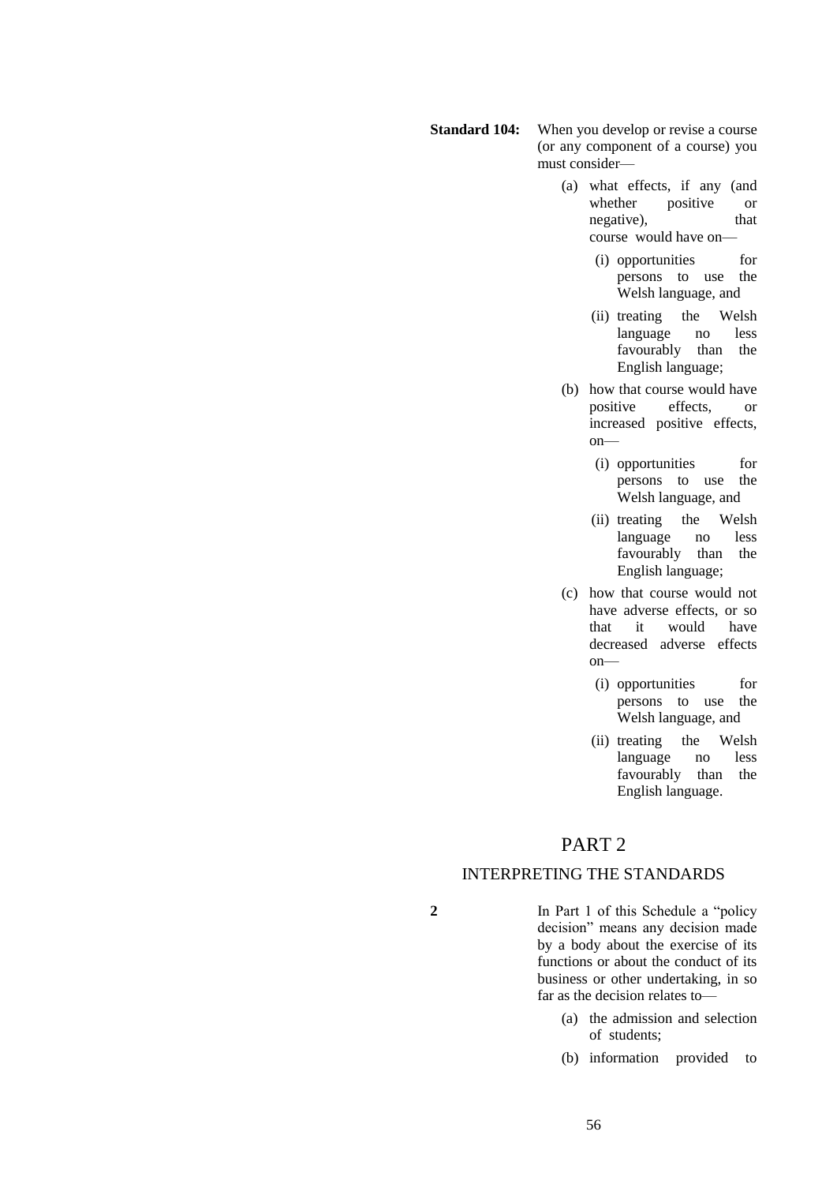**Standard 104:** When you develop or revise a course (or any component of a course) you must consider—

(a) what effects, if any (and whether positive or negative), that course would have on—

  (i) opportunities for persons to use the Welsh language, and

  (ii) treating the Welsh language no less favourably than the English language;

(b) how that course would have positive effects, or increased positive effects, on—

  (i) opportunities for persons to use the Welsh language, and

  (ii) treating the Welsh language no less favourably than the English language;

(c) how that course would not have adverse effects, or so that it would have decreased adverse effects on—

  (i) opportunities for persons to use the Welsh language, and

  (ii) treating the Welsh language no less favourably than the English language.

# PART 2

## INTERPRETING THE STANDARDS

**2** In Part 1 of this Schedule a "policy decision" means any decision made by a body about the exercise of its functions or about the conduct of its business or other undertaking, in so far as the decision relates to—

(a) the admission and selection of students;

(b) information provided to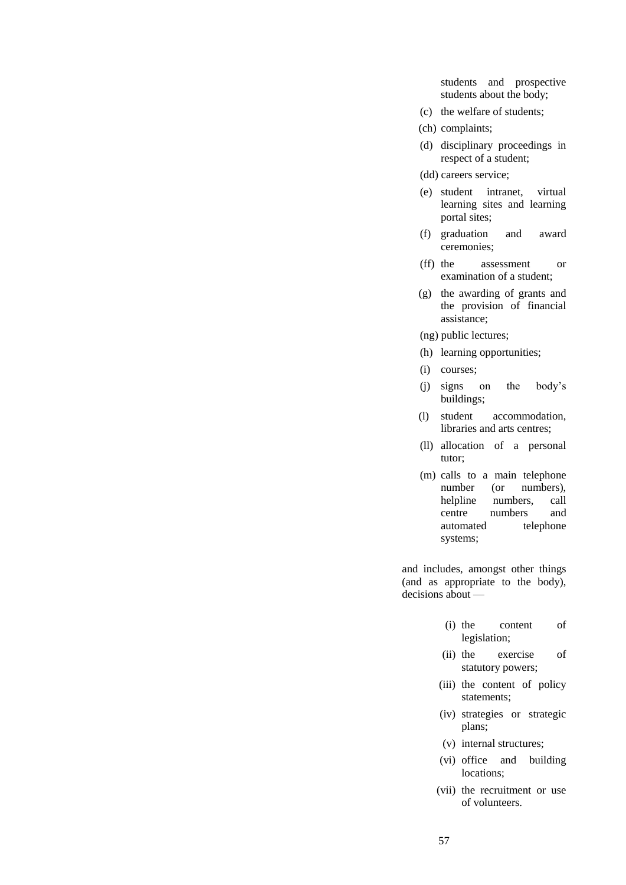students and prospective students about the body;

(c) the welfare of students;

(ch) complaints;

(d) disciplinary proceedings in respect of a student;

(dd) careers service;

(e) student intranet, virtual learning sites and learning portal sites;

(f) graduation and award ceremonies;

(ff) the assessment or examination of a student;

(g) the awarding of grants and the provision of financial assistance;

(ng) public lectures;

(h) learning opportunities;

(i) courses;

(j) signs on the body's buildings;

(l) student accommodation, libraries and arts centres;

(ll) allocation of a personal tutor;

(m) calls to a main telephone number (or numbers), helpline numbers, call centre numbers and automated telephone systems;

and includes, amongst other things (and as appropriate to the body), decisions about —

(i) the content of legislation;

(ii) the exercise of statutory powers;

(iii) the content of policy statements;

(iv) strategies or strategic plans;

(v) internal structures;

(vi) office and building locations;

(vii) the recruitment or use of volunteers.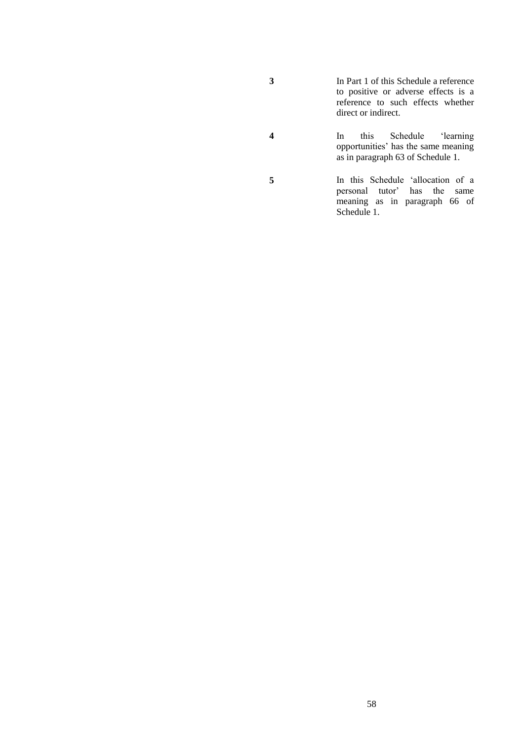**3** In Part 1 of this Schedule a reference to positive or adverse effects is a reference to such effects whether direct or indirect.

**4** In this Schedule 'learning opportunities' has the same meaning as in paragraph 63 of Schedule 1.

**5** In this Schedule 'allocation of a personal tutor' has the same meaning as in paragraph 66 of Schedule 1.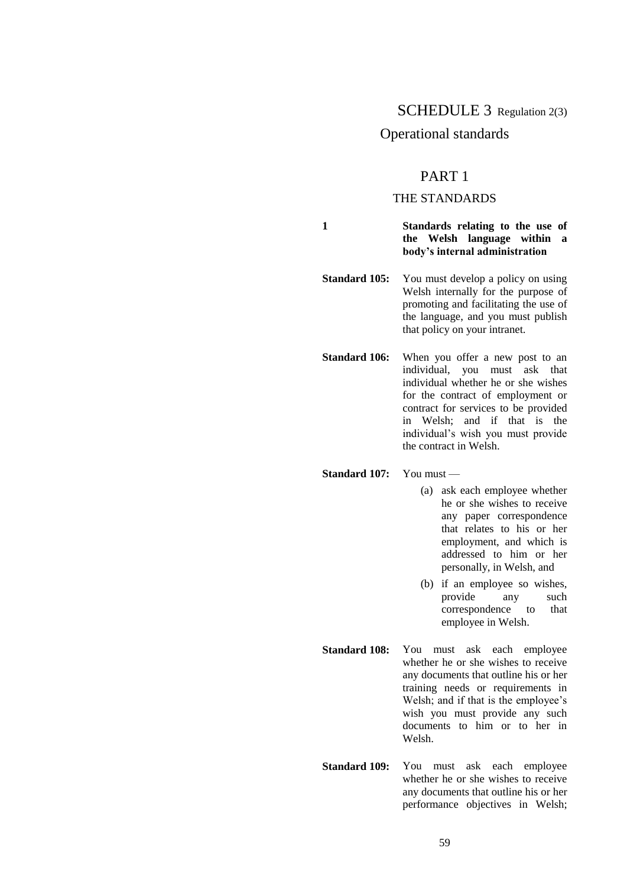# SCHEDULE 3 Regulation 2(3)

## Operational standards

## PART 1

### THE STANDARDS

**1 Standards relating to the use of the Welsh language within a body's internal administration**

**Standard 105:** You must develop a policy on using Welsh internally for the purpose of promoting and facilitating the use of the language, and you must publish that policy on your intranet.

**Standard 106:** When you offer a new post to an individual, you must ask that individual whether he or she wishes for the contract of employment or contract for services to be provided in Welsh; and if that is the individual's wish you must provide the contract in Welsh.

**Standard 107:** You must —

(a) ask each employee whether he or she wishes to receive any paper correspondence that relates to his or her employment, and which is addressed to him or her personally, in Welsh, and

(b) if an employee so wishes, provide any such correspondence to that employee in Welsh.

**Standard 108:** You must ask each employee whether he or she wishes to receive any documents that outline his or her training needs or requirements in Welsh; and if that is the employee's wish you must provide any such documents to him or to her in Welsh.

**Standard 109:** You must ask each employee whether he or she wishes to receive any documents that outline his or her performance objectives in Welsh;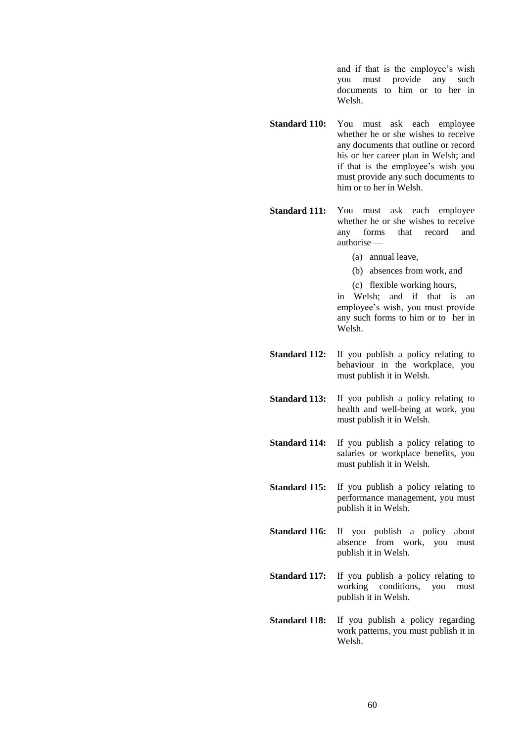and if that is the employee's wish you must provide any such documents to him or to her in Welsh.

**Standard 110:** You must ask each employee whether he or she wishes to receive any documents that outline or record his or her career plan in Welsh; and if that is the employee's wish you must provide any such documents to him or to her in Welsh.

**Standard 111:** You must ask each employee whether he or she wishes to receive any forms that record and authorise —

(a) annual leave,

(b) absences from work, and

(c) flexible working hours,

in Welsh; and if that is an employee's wish, you must provide any such forms to him or to her in Welsh.

**Standard 112:** If you publish a policy relating to behaviour in the workplace, you must publish it in Welsh.

**Standard 113:** If you publish a policy relating to health and well-being at work, you must publish it in Welsh.

**Standard 114:** If you publish a policy relating to salaries or workplace benefits, you must publish it in Welsh.

**Standard 115:** If you publish a policy relating to performance management, you must publish it in Welsh.

**Standard 116:** If you publish a policy about absence from work, you must publish it in Welsh.

**Standard 117:** If you publish a policy relating to working conditions, you must publish it in Welsh.

**Standard 118:** If you publish a policy regarding work patterns, you must publish it in Welsh.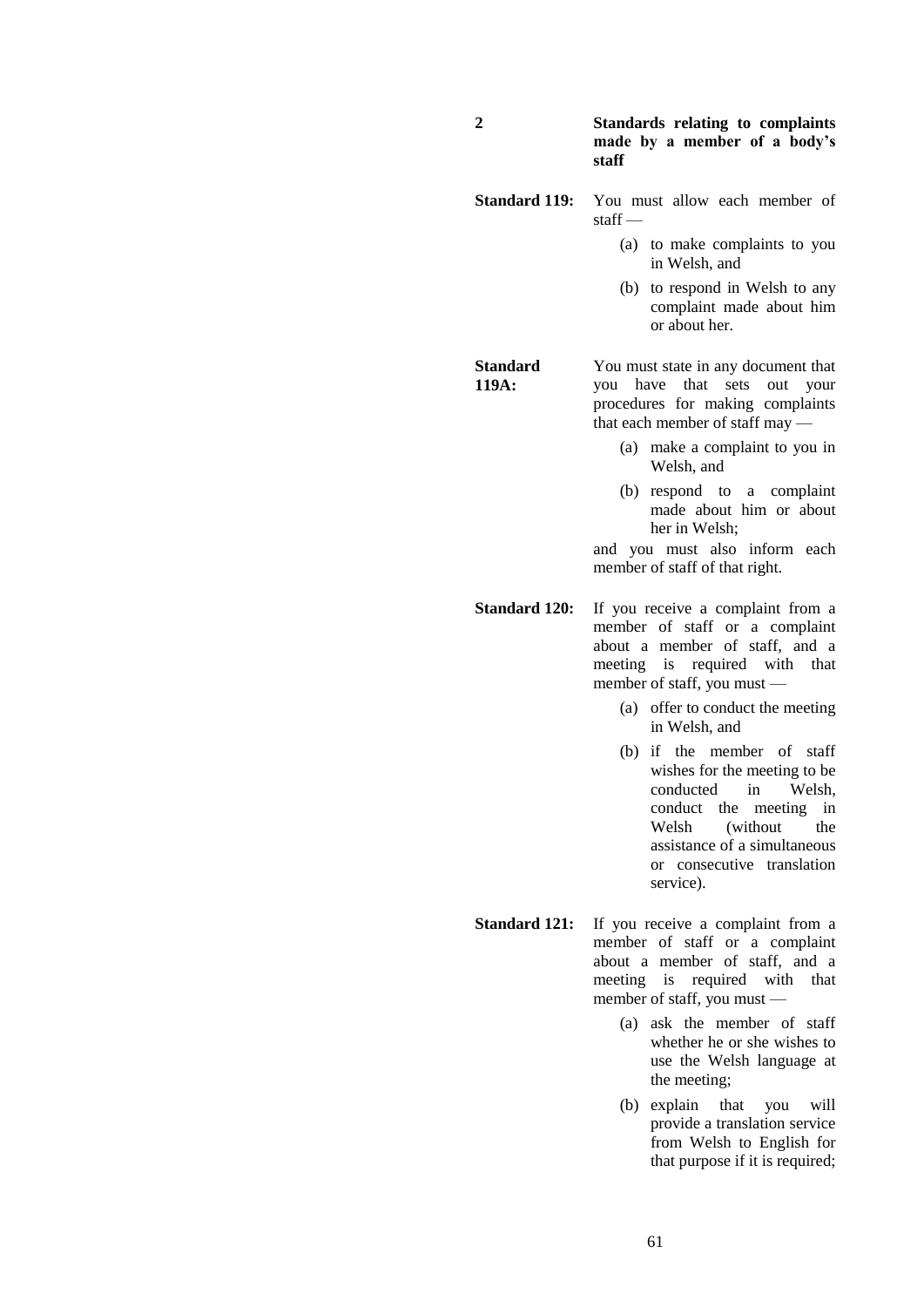## 2 Standards relating to complaints made by a member of a body's staff

**Standard 119:** You must allow each member of staff —

(a) to make complaints to you in Welsh, and

(b) to respond in Welsh to any complaint made about him or about her.

**Standard 119A:** You must state in any document that you have that sets out your procedures for making complaints that each member of staff may —

(a) make a complaint to you in Welsh, and

(b) respond to a complaint made about him or about her in Welsh;

and you must also inform each member of staff of that right.

**Standard 120:** If you receive a complaint from a member of staff or a complaint about a member of staff, and a meeting is required with that member of staff, you must —

(a) offer to conduct the meeting in Welsh, and

(b) if the member of staff wishes for the meeting to be conducted in Welsh, conduct the meeting in Welsh (without the assistance of a simultaneous or consecutive translation service).

**Standard 121:** If you receive a complaint from a member of staff or a complaint about a member of staff, and a meeting is required with that member of staff, you must —

(a) ask the member of staff whether he or she wishes to use the Welsh language at the meeting;

(b) explain that you will provide a translation service from Welsh to English for that purpose if it is required;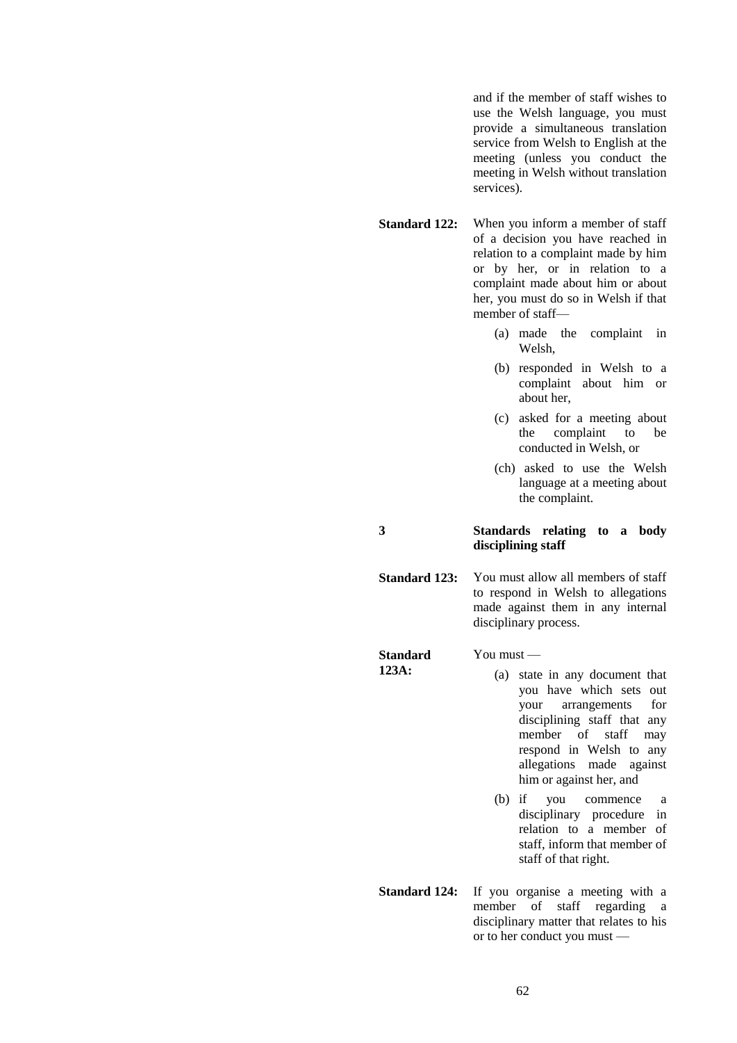and if the member of staff wishes to use the Welsh language, you must provide a simultaneous translation service from Welsh to English at the meeting (unless you conduct the meeting in Welsh without translation services).

**Standard 122:** When you inform a member of staff of a decision you have reached in relation to a complaint made by him or by her, or in relation to a complaint made about him or about her, you must do so in Welsh if that member of staff—

(a) made the complaint in Welsh,

(b) responded in Welsh to a complaint about him or about her,

(c) asked for a meeting about the complaint to be conducted in Welsh, or

(ch) asked to use the Welsh language at a meeting about the complaint.

## 3 Standards relating to a body disciplining staff

**Standard 123:** You must allow all members of staff to respond in Welsh to allegations made against them in any internal disciplinary process.

**Standard 123A:** You must —

(a) state in any document that you have which sets out your arrangements for disciplining staff that any member of staff may respond in Welsh to any allegations made against him or against her, and

(b) if you commence a disciplinary procedure in relation to a member of staff, inform that member of staff of that right.

**Standard 124:** If you organise a meeting with a member of staff regarding a disciplinary matter that relates to his or to her conduct you must —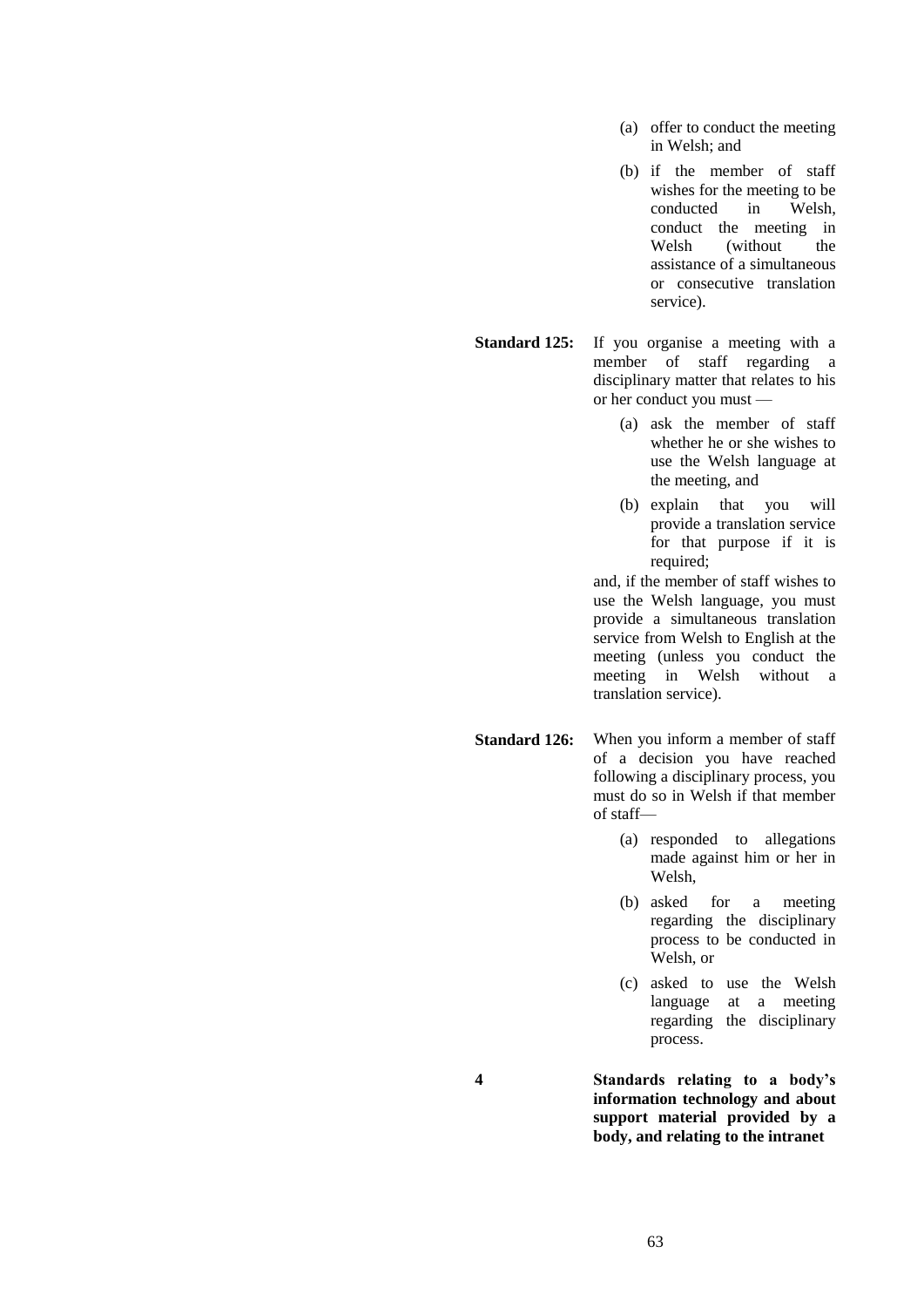(a) offer to conduct the meeting in Welsh; and

(b) if the member of staff wishes for the meeting to be conducted in Welsh, conduct the meeting in Welsh (without the assistance of a simultaneous or consecutive translation service).

**Standard 125:** If you organise a meeting with a member of staff regarding a disciplinary matter that relates to his or her conduct you must —

(a) ask the member of staff whether he or she wishes to use the Welsh language at the meeting, and

(b) explain that you will provide a translation service for that purpose if it is required;

and, if the member of staff wishes to use the Welsh language, you must provide a simultaneous translation service from Welsh to English at the meeting (unless you conduct the meeting in Welsh without a translation service).

**Standard 126:** When you inform a member of staff of a decision you have reached following a disciplinary process, you must do so in Welsh if that member of staff—

(a) responded to allegations made against him or her in Welsh,

(b) asked for a meeting regarding the disciplinary process to be conducted in Welsh, or

(c) asked to use the Welsh language at a meeting regarding the disciplinary process.

## 4 Standards relating to a body's information technology and about support material provided by a body, and relating to the intranet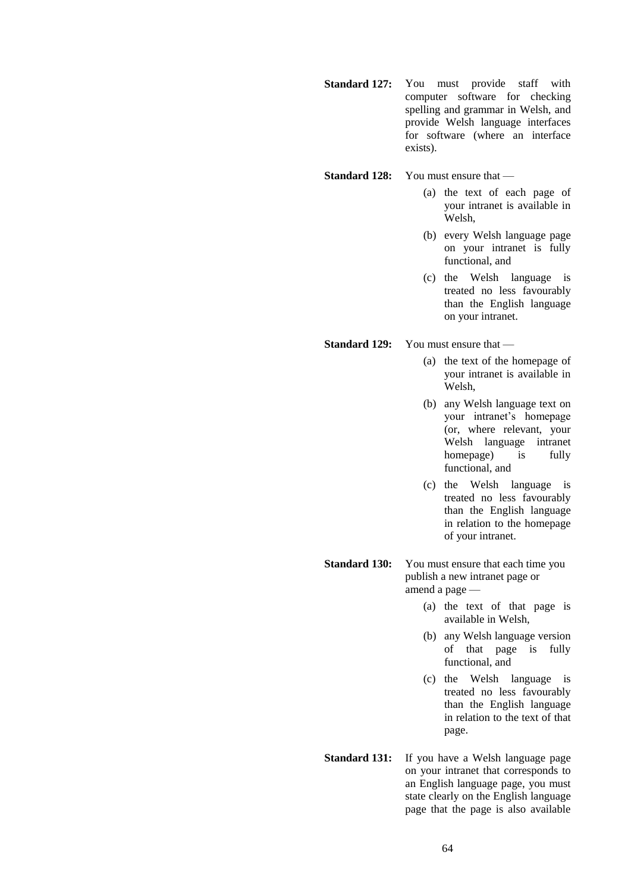**Standard 127:** You must provide staff with computer software for checking spelling and grammar in Welsh, and provide Welsh language interfaces for software (where an interface exists).

**Standard 128:** You must ensure that —

(a) the text of each page of your intranet is available in Welsh,

(b) every Welsh language page on your intranet is fully functional, and

(c) the Welsh language is treated no less favourably than the English language on your intranet.

**Standard 129:** You must ensure that —

(a) the text of the homepage of your intranet is available in Welsh,

(b) any Welsh language text on your intranet's homepage (or, where relevant, your Welsh language intranet homepage) is fully functional, and

(c) the Welsh language is treated no less favourably than the English language in relation to the homepage of your intranet.

**Standard 130:** You must ensure that each time you publish a new intranet page or amend a page —

(a) the text of that page is available in Welsh,

(b) any Welsh language version of that page is fully functional, and

(c) the Welsh language is treated no less favourably than the English language in relation to the text of that page.

**Standard 131:** If you have a Welsh language page on your intranet that corresponds to an English language page, you must state clearly on the English language page that the page is also available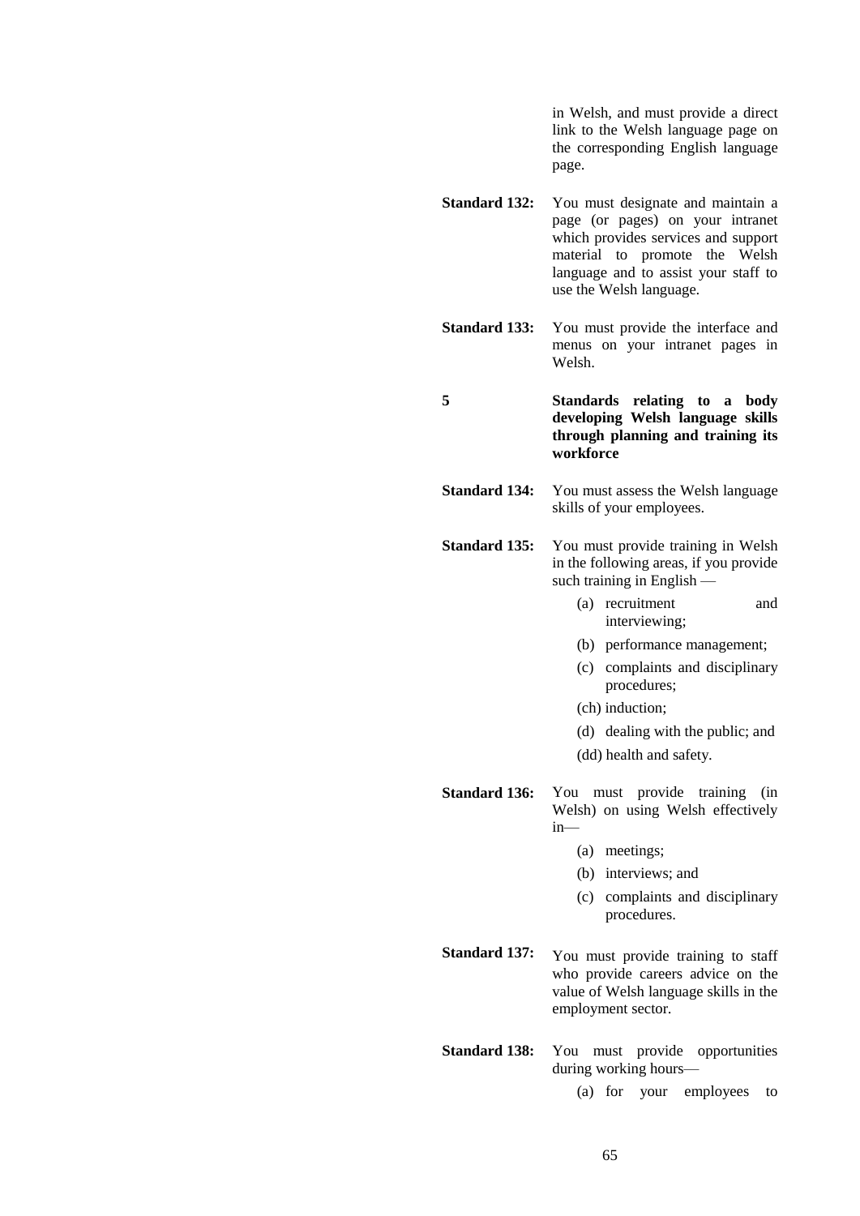in Welsh, and must provide a direct link to the Welsh language page on the corresponding English language page.

**Standard 132:** You must designate and maintain a page (or pages) on your intranet which provides services and support material to promote the Welsh language and to assist your staff to use the Welsh language.

**Standard 133:** You must provide the interface and menus on your intranet pages in Welsh.

## 5 Standards relating to a body developing Welsh language skills through planning and training its workforce

**Standard 134:** You must assess the Welsh language skills of your employees.

**Standard 135:** You must provide training in Welsh in the following areas, if you provide such training in English —

- (a) recruitment and interviewing;
- (b) performance management;
- (c) complaints and disciplinary procedures;
- (ch) induction;
- (d) dealing with the public; and
- (dd) health and safety.

**Standard 136:** You must provide training (in Welsh) on using Welsh effectively in—

- (a) meetings;
- (b) interviews; and
- (c) complaints and disciplinary procedures.

**Standard 137:** You must provide training to staff who provide careers advice on the value of Welsh language skills in the employment sector.

**Standard 138:** You must provide opportunities during working hours—

- (a) for your employees to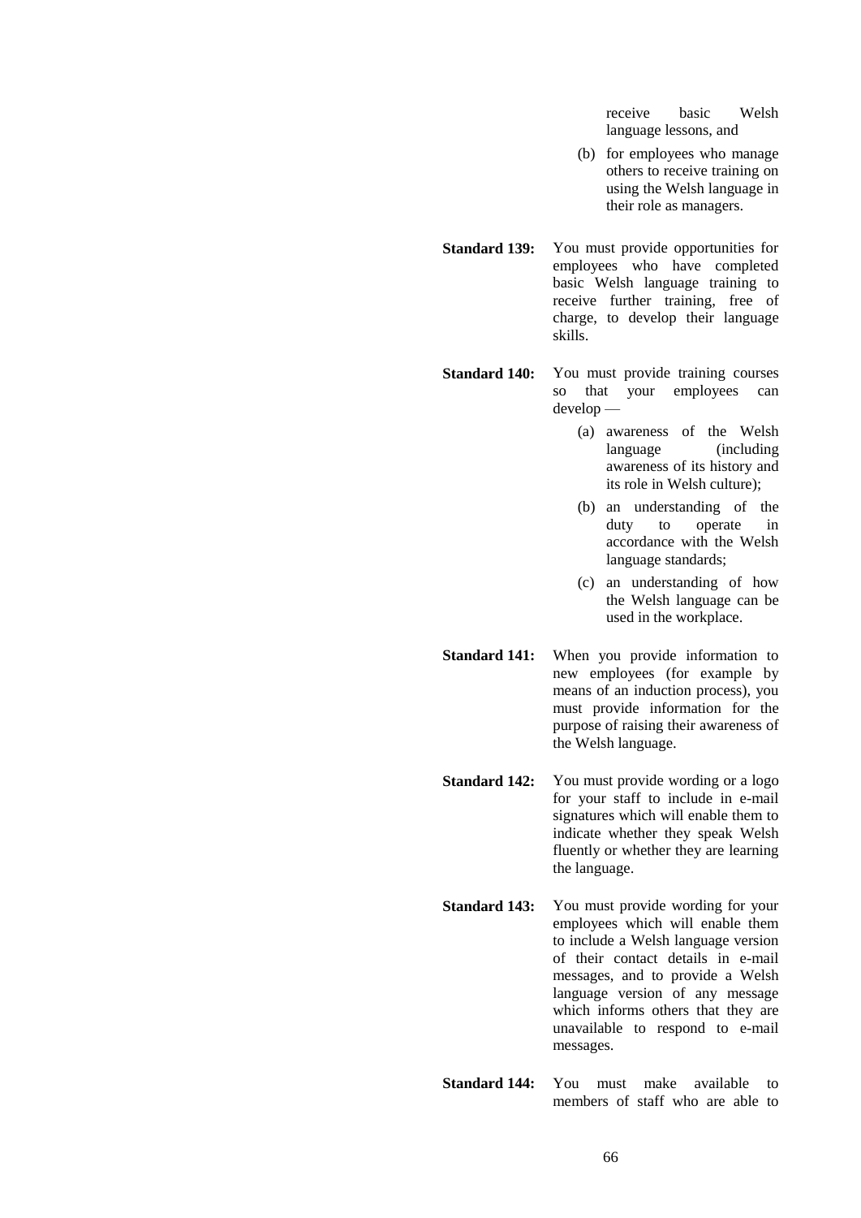receive basic Welsh language lessons, and

(b) for employees who manage others to receive training on using the Welsh language in their role as managers.

**Standard 139:** You must provide opportunities for employees who have completed basic Welsh language training to receive further training, free of charge, to develop their language skills.

**Standard 140:** You must provide training courses so that your employees can develop —

(a) awareness of the Welsh language (including awareness of its history and its role in Welsh culture);

(b) an understanding of the duty to operate in accordance with the Welsh language standards;

(c) an understanding of how the Welsh language can be used in the workplace.

**Standard 141:** When you provide information to new employees (for example by means of an induction process), you must provide information for the purpose of raising their awareness of the Welsh language.

**Standard 142:** You must provide wording or a logo for your staff to include in e-mail signatures which will enable them to indicate whether they speak Welsh fluently or whether they are learning the language.

**Standard 143:** You must provide wording for your employees which will enable them to include a Welsh language version of their contact details in e-mail messages, and to provide a Welsh language version of any message which informs others that they are unavailable to respond to e-mail messages.

**Standard 144:** You must make available to members of staff who are able to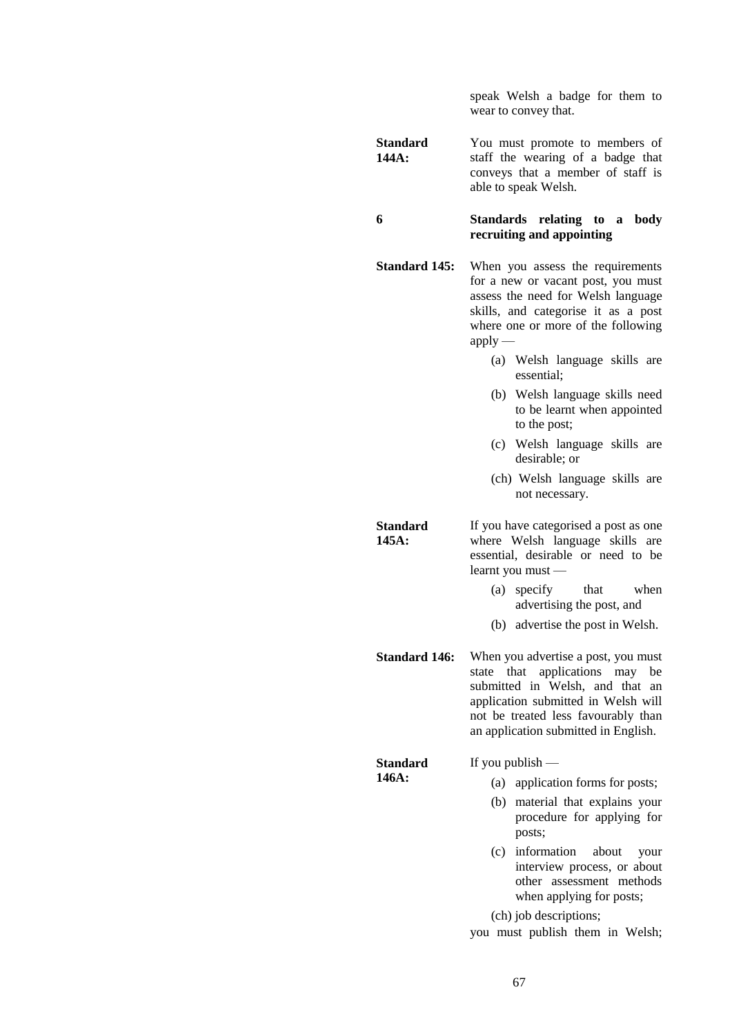speak Welsh a badge for them to wear to convey that.

**Standard 144A:** You must promote to members of staff the wearing of a badge that conveys that a member of staff is able to speak Welsh.

## 6 Standards relating to a body recruiting and appointing

**Standard 145:** When you assess the requirements for a new or vacant post, you must assess the need for Welsh language skills, and categorise it as a post where one or more of the following apply —

(a) Welsh language skills are essential;

(b) Welsh language skills need to be learnt when appointed to the post;

(c) Welsh language skills are desirable; or

(ch) Welsh language skills are not necessary.

**Standard 145A:** If you have categorised a post as one where Welsh language skills are essential, desirable or need to be learnt you must —

(a) specify that when advertising the post, and

(b) advertise the post in Welsh.

**Standard 146:** When you advertise a post, you must state that applications may be submitted in Welsh, and that an application submitted in Welsh will not be treated less favourably than an application submitted in English.

**Standard 146A:** If you publish —

(a) application forms for posts;

(b) material that explains your procedure for applying for posts;

(c) information about your interview process, or about other assessment methods when applying for posts;

(ch) job descriptions;

you must publish them in Welsh;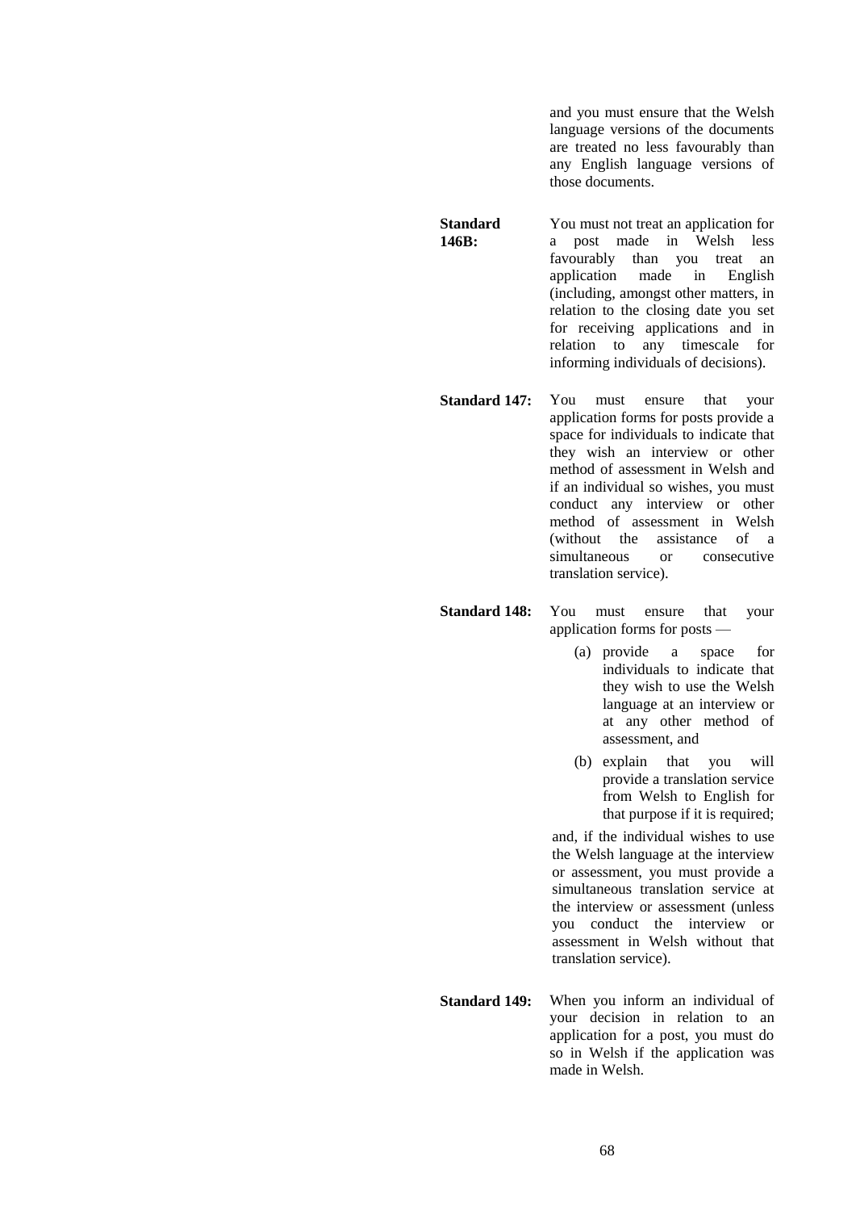and you must ensure that the Welsh language versions of the documents are treated no less favourably than any English language versions of those documents.

**Standard 146B:** You must not treat an application for a post made in Welsh less favourably than you treat an application made in English (including, amongst other matters, in relation to the closing date you set for receiving applications and in relation to any timescale for informing individuals of decisions).

**Standard 147:** You must ensure that your application forms for posts provide a space for individuals to indicate that they wish an interview or other method of assessment in Welsh and if an individual so wishes, you must conduct any interview or other method of assessment in Welsh (without the assistance of a simultaneous or consecutive translation service).

**Standard 148:** You must ensure that your application forms for posts —

(a) provide a space for individuals to indicate that they wish to use the Welsh language at an interview or at any other method of assessment, and

(b) explain that you will provide a translation service from Welsh to English for that purpose if it is required;

and, if the individual wishes to use the Welsh language at the interview or assessment, you must provide a simultaneous translation service at the interview or assessment (unless you conduct the interview or assessment in Welsh without that translation service).

**Standard 149:** When you inform an individual of your decision in relation to an application for a post, you must do so in Welsh if the application was made in Welsh.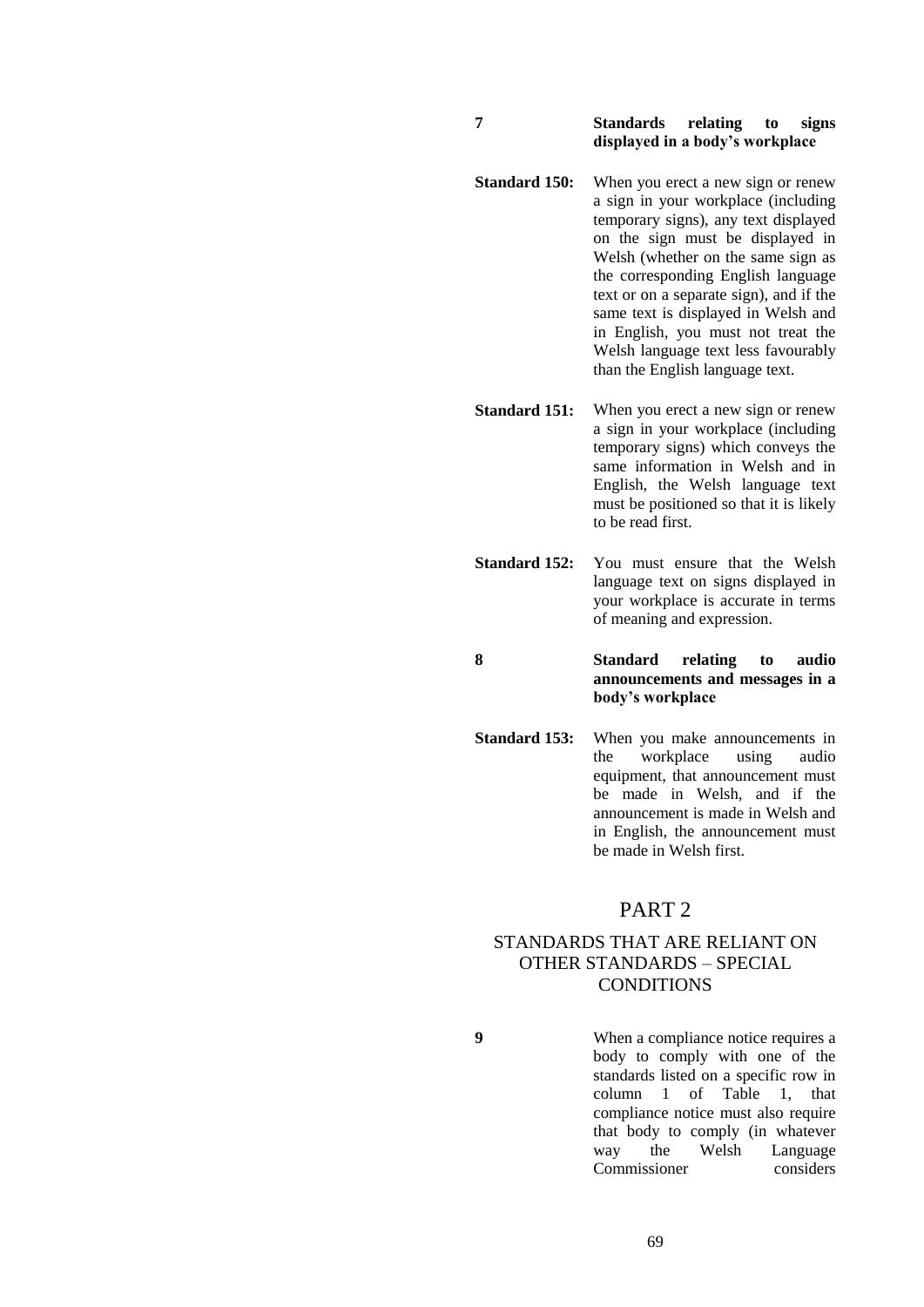## 7 Standards relating to signs displayed in a body's workplace

**Standard 150:** When you erect a new sign or renew a sign in your workplace (including temporary signs), any text displayed on the sign must be displayed in Welsh (whether on the same sign as the corresponding English language text or on a separate sign), and if the same text is displayed in Welsh and in English, you must not treat the Welsh language text less favourably than the English language text.

**Standard 151:** When you erect a new sign or renew a sign in your workplace (including temporary signs) which conveys the same information in Welsh and in English, the Welsh language text must be positioned so that it is likely to be read first.

**Standard 152:** You must ensure that the Welsh language text on signs displayed in your workplace is accurate in terms of meaning and expression.

## 8 Standard relating to audio announcements and messages in a body's workplace

**Standard 153:** When you make announcements in the workplace using audio equipment, that announcement must be made in Welsh, and if the announcement is made in Welsh and in English, the announcement must be made in Welsh first.

# PART 2

## STANDARDS THAT ARE RELIANT ON OTHER STANDARDS – SPECIAL CONDITIONS

**9** When a compliance notice requires a body to comply with one of the standards listed on a specific row in column 1 of Table 1, that compliance notice must also require that body to comply (in whatever way the Welsh Language Commissioner considers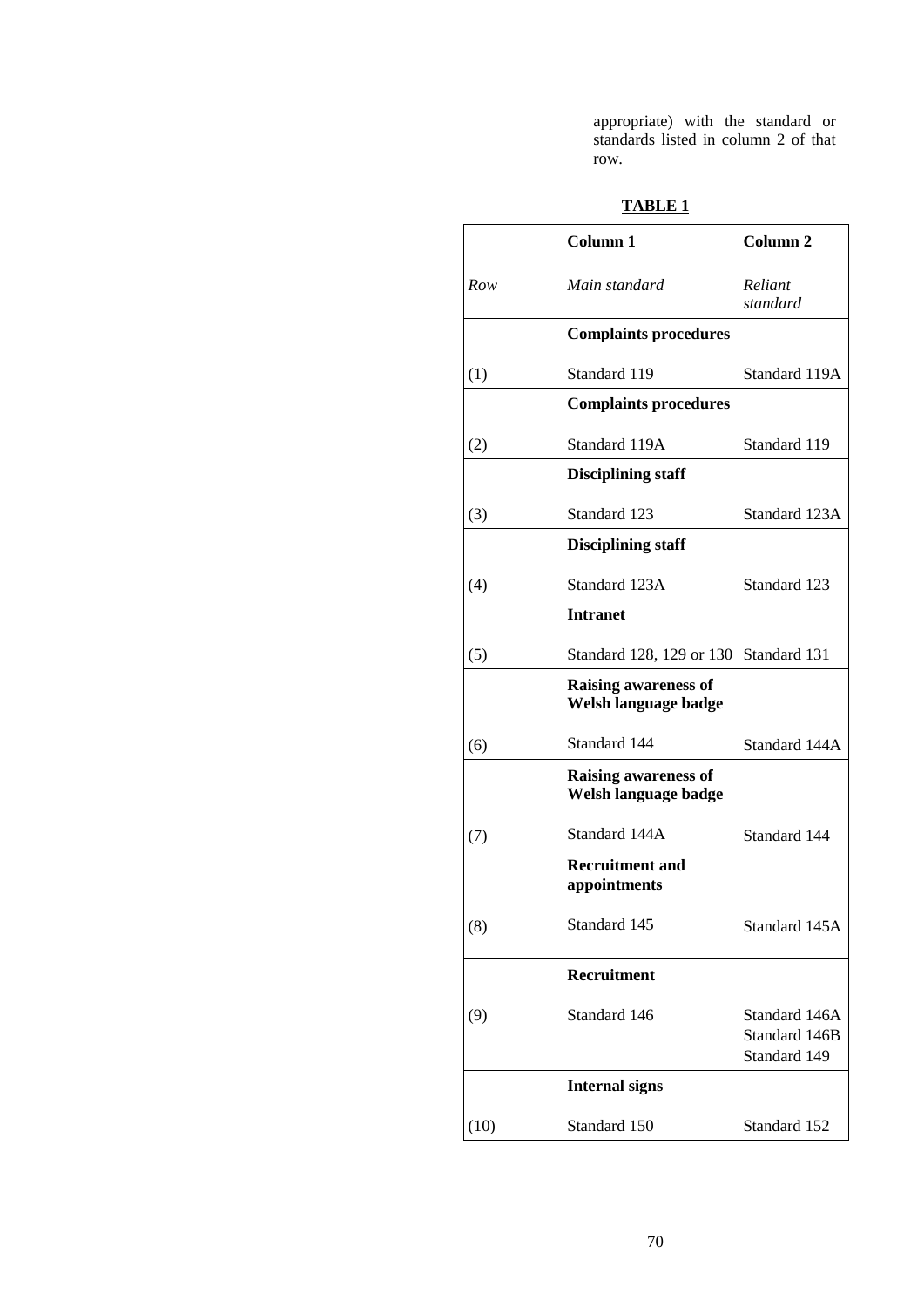appropriate) with the standard or standards listed in column 2 of that row.

**TABLE 1**

| | Column 1 | Column 2 |
|---|---|---|
| *Row* | *Main standard* | *Reliant standard* |
| | **Complaints procedures** | |
| (1) | Standard 119 | Standard 119A |
| | **Complaints procedures** | |
| (2) | Standard 119A | Standard 119 |
| | **Disciplining staff** | |
| (3) | Standard 123 | Standard 123A |
| | **Disciplining staff** | |
| (4) | Standard 123A | Standard 123 |
| | **Intranet** | |
| (5) | Standard 128, 129 or 130 | Standard 131 |
| | **Raising awareness of Welsh language badge** | |
| (6) | Standard 144 | Standard 144A |
| | **Raising awareness of Welsh language badge** | |
| (7) | Standard 144A | Standard 144 |
| | **Recruitment and appointments** | |
| (8) | Standard 145 | Standard 145A |
| | **Recruitment** | |
| (9) | Standard 146 | Standard 146A<br>Standard 146B<br>Standard 149 |
| | **Internal signs** | |
| (10) | Standard 150 | Standard 152 |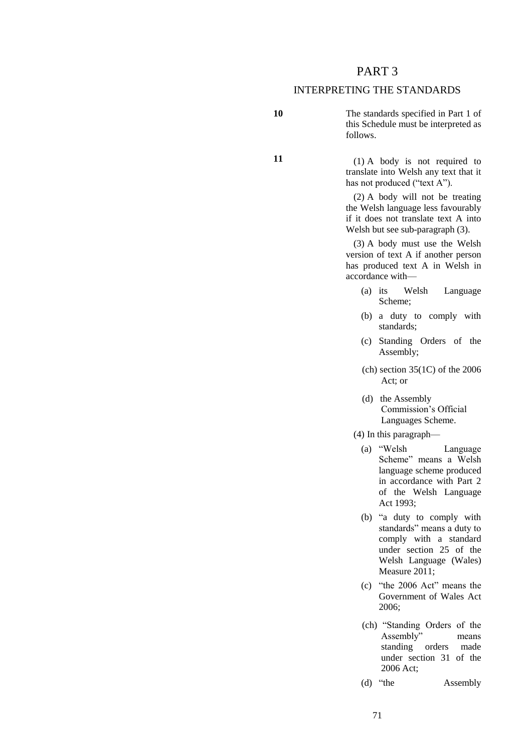# PART 3

## INTERPRETING THE STANDARDS

**10** The standards specified in Part 1 of this Schedule must be interpreted as follows.

**11** (1) A body is not required to translate into Welsh any text that it has not produced ("text A").

(2) A body will not be treating the Welsh language less favourably if it does not translate text A into Welsh but see sub-paragraph (3).

(3) A body must use the Welsh version of text A if another person has produced text A in Welsh in accordance with—

- (a) its Welsh Language Scheme;
- (b) a duty to comply with standards;
- (c) Standing Orders of the Assembly;
- (ch) section 35(1C) of the 2006 Act; or
- (d) the Assembly Commission's Official Languages Scheme.

(4) In this paragraph—

- (a) "Welsh Language Scheme" means a Welsh language scheme produced in accordance with Part 2 of the Welsh Language Act 1993;
- (b) "a duty to comply with standards" means a duty to comply with a standard under section 25 of the Welsh Language (Wales) Measure 2011;
- (c) "the 2006 Act" means the Government of Wales Act 2006;
- (ch) "Standing Orders of the Assembly" means standing orders made under section 31 of the 2006 Act;
- (d) "the Assembly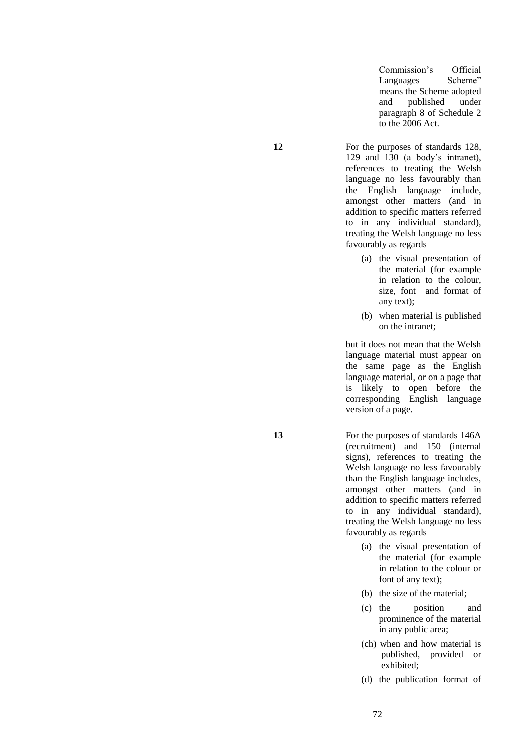Commission's Official Languages Scheme" means the Scheme adopted and published under paragraph 8 of Schedule 2 to the 2006 Act.

**12** For the purposes of standards 128, 129 and 130 (a body's intranet), references to treating the Welsh language no less favourably than the English language include, amongst other matters (and in addition to specific matters referred to in any individual standard), treating the Welsh language no less favourably as regards—

(a) the visual presentation of the material (for example in relation to the colour, size, font and format of any text);

(b) when material is published on the intranet;

but it does not mean that the Welsh language material must appear on the same page as the English language material, or on a page that is likely to open before the corresponding English language version of a page.

**13** For the purposes of standards 146A (recruitment) and 150 (internal signs), references to treating the Welsh language no less favourably than the English language includes, amongst other matters (and in addition to specific matters referred to in any individual standard), treating the Welsh language no less favourably as regards —

(a) the visual presentation of the material (for example in relation to the colour or font of any text);

(b) the size of the material;

(c) the position and prominence of the material in any public area;

(ch) when and how material is published, provided or exhibited;

(d) the publication format of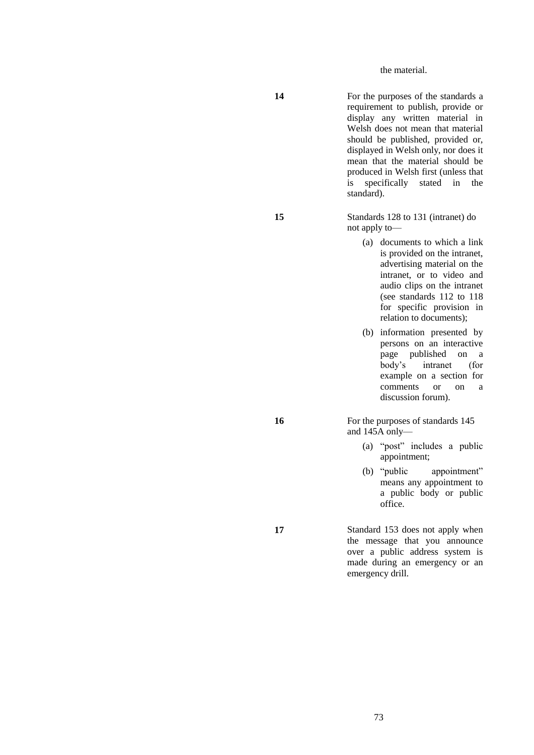the material.

**14** For the purposes of the standards a requirement to publish, provide or display any written material in Welsh does not mean that material should be published, provided or, displayed in Welsh only, nor does it mean that the material should be produced in Welsh first (unless that is specifically stated in the standard).

**15** Standards 128 to 131 (intranet) do not apply to—

(a) documents to which a link is provided on the intranet, advertising material on the intranet, or to video and audio clips on the intranet (see standards 112 to 118 for specific provision in relation to documents);

(b) information presented by persons on an interactive page published on a body's intranet (for example on a section for comments or on a discussion forum).

**16** For the purposes of standards 145 and 145A only—

(a) "post" includes a public appointment;

(b) "public appointment" means any appointment to a public body or public office.

**17** Standard 153 does not apply when the message that you announce over a public address system is made during an emergency or an emergency drill.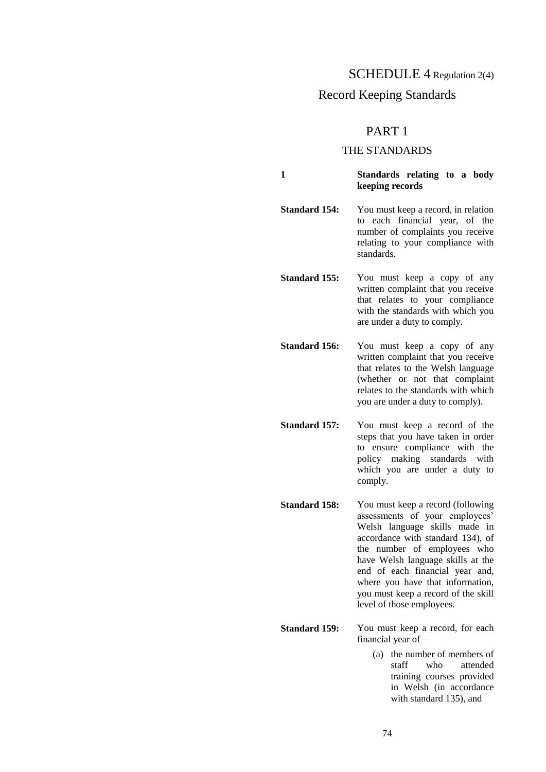# SCHEDULE 4 Regulation 2(4)

## Record Keeping Standards

## PART 1

### THE STANDARDS

**1 Standards relating to a body keeping records**

**Standard 154:** You must keep a record, in relation to each financial year, of the number of complaints you receive relating to your compliance with standards.

**Standard 155:** You must keep a copy of any written complaint that you receive that relates to your compliance with the standards with which you are under a duty to comply.

**Standard 156:** You must keep a copy of any written complaint that you receive that relates to the Welsh language (whether or not that complaint relates to the standards with which you are under a duty to comply).

**Standard 157:** You must keep a record of the steps that you have taken in order to ensure compliance with the policy making standards with which you are under a duty to comply.

**Standard 158:** You must keep a record (following assessments of your employees' Welsh language skills made in accordance with standard 134), of the number of employees who have Welsh language skills at the end of each financial year and, where you have that information, you must keep a record of the skill level of those employees.

**Standard 159:** You must keep a record, for each financial year of—

(a) the number of members of staff who attended training courses provided in Welsh (in accordance with standard 135), and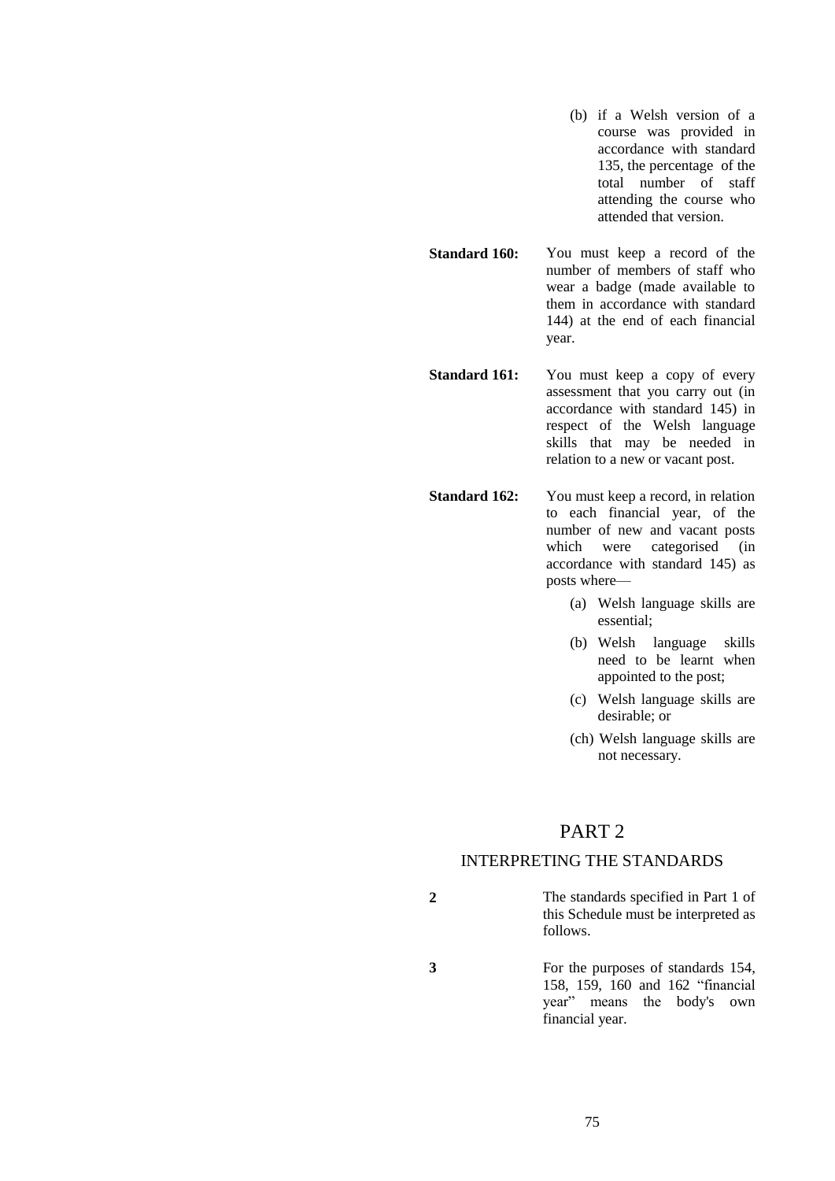(b) if a Welsh version of a course was provided in accordance with standard 135, the percentage of the total number of staff attending the course who attended that version.

**Standard 160:** You must keep a record of the number of members of staff who wear a badge (made available to them in accordance with standard 144) at the end of each financial year.

**Standard 161:** You must keep a copy of every assessment that you carry out (in accordance with standard 145) in respect of the Welsh language skills that may be needed in relation to a new or vacant post.

**Standard 162:** You must keep a record, in relation to each financial year, of the number of new and vacant posts which were categorised (in accordance with standard 145) as posts where—

(a) Welsh language skills are essential;

(b) Welsh language skills need to be learnt when appointed to the post;

(c) Welsh language skills are desirable; or

(ch) Welsh language skills are not necessary.

## PART 2

### INTERPRETING THE STANDARDS

**2** The standards specified in Part 1 of this Schedule must be interpreted as follows.

**3** For the purposes of standards 154, 158, 159, 160 and 162 "financial year" means the body's own financial year.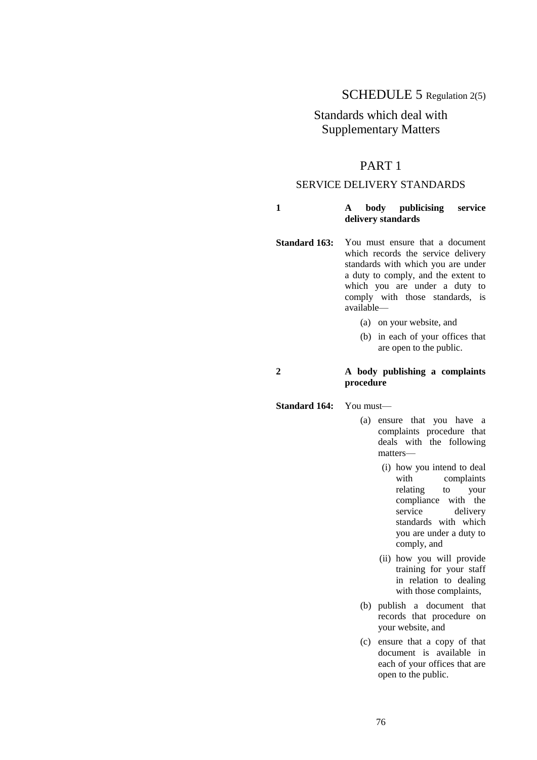# SCHEDULE 5 Regulation 2(5)

## Standards which deal with Supplementary Matters

## PART 1

### SERVICE DELIVERY STANDARDS

**1 A body publicising service delivery standards**

**Standard 163:** You must ensure that a document which records the service delivery standards with which you are under a duty to comply, and the extent to which you are under a duty to comply with those standards, is available—

(a) on your website, and

(b) in each of your offices that are open to the public.

**2 A body publishing a complaints procedure**

**Standard 164:** You must—

(a) ensure that you have a complaints procedure that deals with the following matters—

(i) how you intend to deal with complaints relating to your compliance with the service delivery standards with which you are under a duty to comply, and

(ii) how you will provide training for your staff in relation to dealing with those complaints,

(b) publish a document that records that procedure on your website, and

(c) ensure that a copy of that document is available in each of your offices that are open to the public.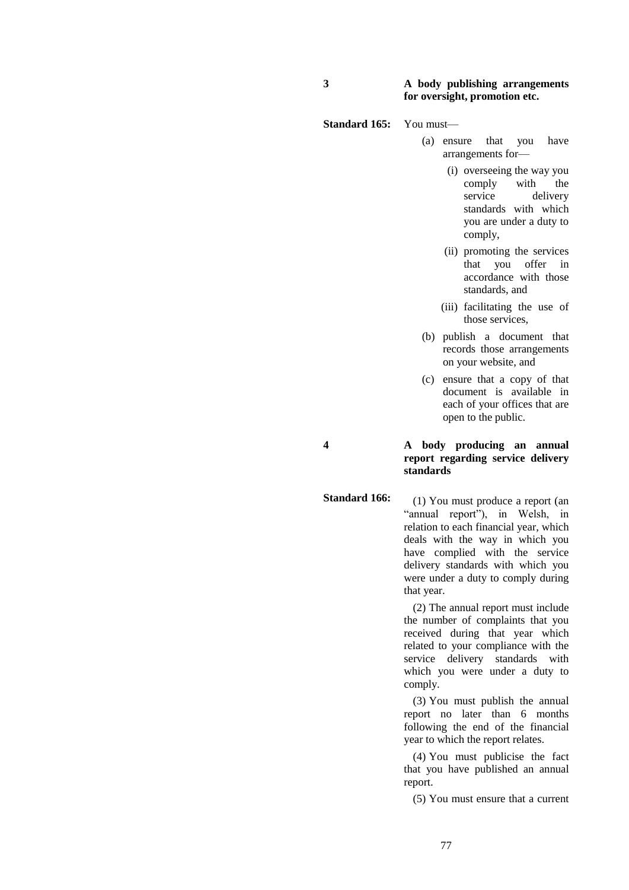**3** **A body publishing arrangements for oversight, promotion etc.**

**Standard 165:** You must—

(a) ensure that you have arrangements for—

(i) overseeing the way you comply with the service delivery standards with which you are under a duty to comply,

(ii) promoting the services that you offer in accordance with those standards, and

(iii) facilitating the use of those services,

(b) publish a document that records those arrangements on your website, and

(c) ensure that a copy of that document is available in each of your offices that are open to the public.

**4** **A body producing an annual report regarding service delivery standards**

**Standard 166:** (1) You must produce a report (an "annual report"), in Welsh, in relation to each financial year, which deals with the way in which you have complied with the service delivery standards with which you were under a duty to comply during that year.

(2) The annual report must include the number of complaints that you received during that year which related to your compliance with the service delivery standards with which you were under a duty to comply.

(3) You must publish the annual report no later than 6 months following the end of the financial year to which the report relates.

(4) You must publicise the fact that you have published an annual report.

(5) You must ensure that a current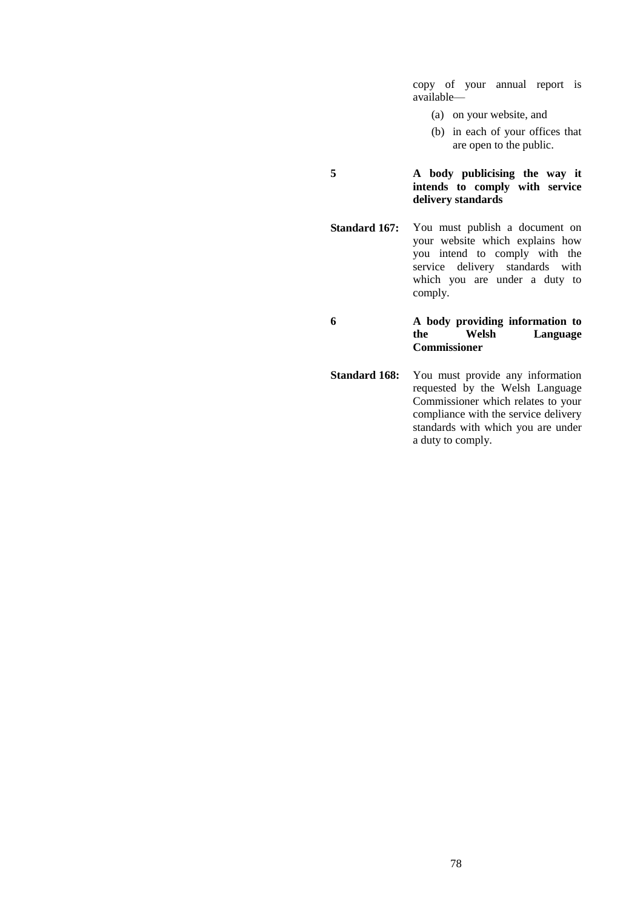copy of your annual report is available—

(a) on your website, and

(b) in each of your offices that are open to the public.

**5** **A body publicising the way it intends to comply with service delivery standards**

**Standard 167:** You must publish a document on your website which explains how you intend to comply with the service delivery standards with which you are under a duty to comply.

**6** **A body providing information to the Welsh Language Commissioner**

**Standard 168:** You must provide any information requested by the Welsh Language Commissioner which relates to your compliance with the service delivery standards with which you are under a duty to comply.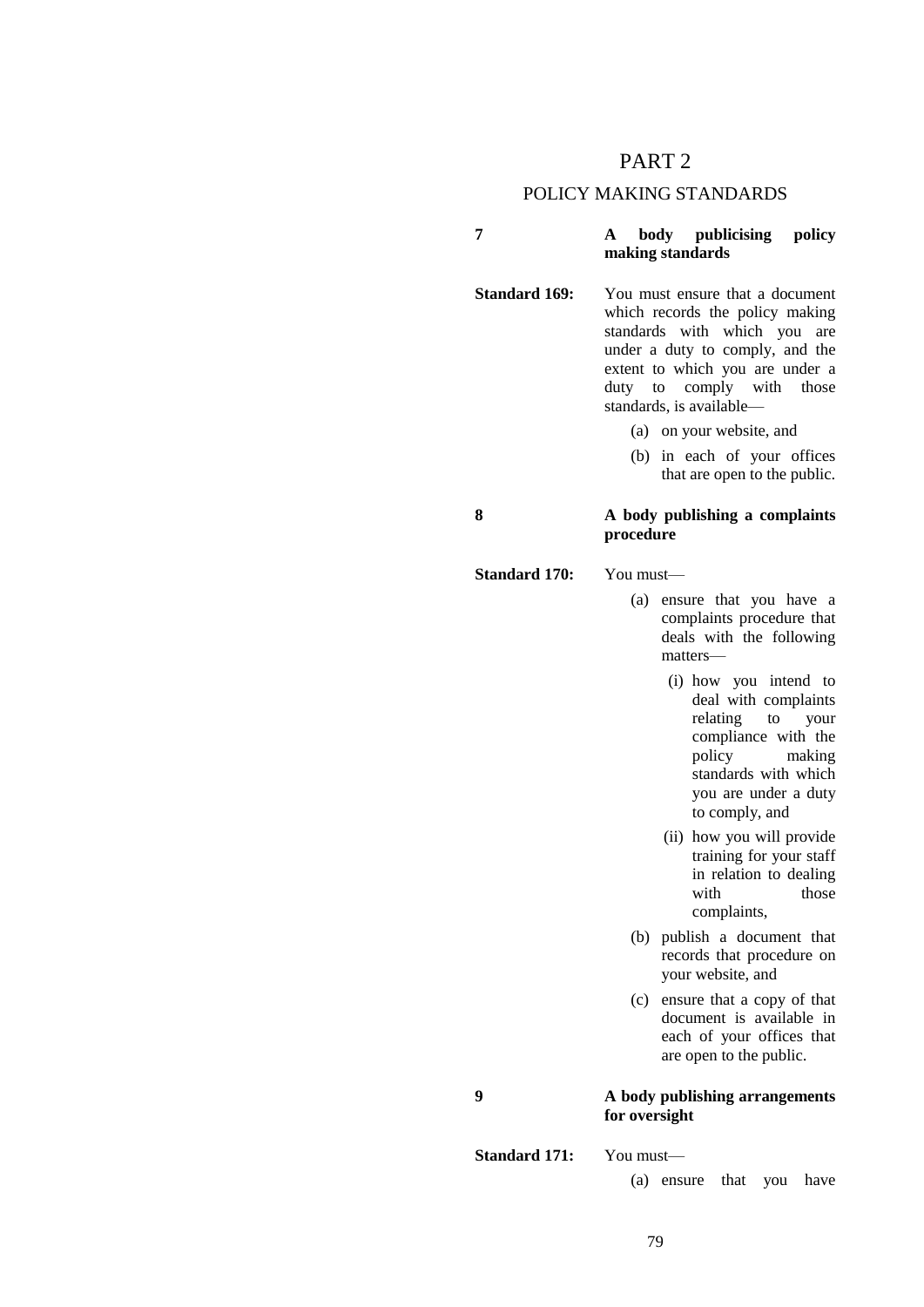# PART 2

## POLICY MAKING STANDARDS

### 7 A body publicising policy making standards

**Standard 169:** You must ensure that a document which records the policy making standards with which you are under a duty to comply, and the extent to which you are under a duty to comply with those standards, is available—

(a) on your website, and

(b) in each of your offices that are open to the public.

### 8 A body publishing a complaints procedure

**Standard 170:** You must—

(a) ensure that you have a complaints procedure that deals with the following matters—

(i) how you intend to deal with complaints relating to your compliance with the policy making standards with which you are under a duty to comply, and

(ii) how you will provide training for your staff in relation to dealing with those complaints,

(b) publish a document that records that procedure on your website, and

(c) ensure that a copy of that document is available in each of your offices that are open to the public.

### 9 A body publishing arrangements for oversight

**Standard 171:** You must—

(a) ensure that you have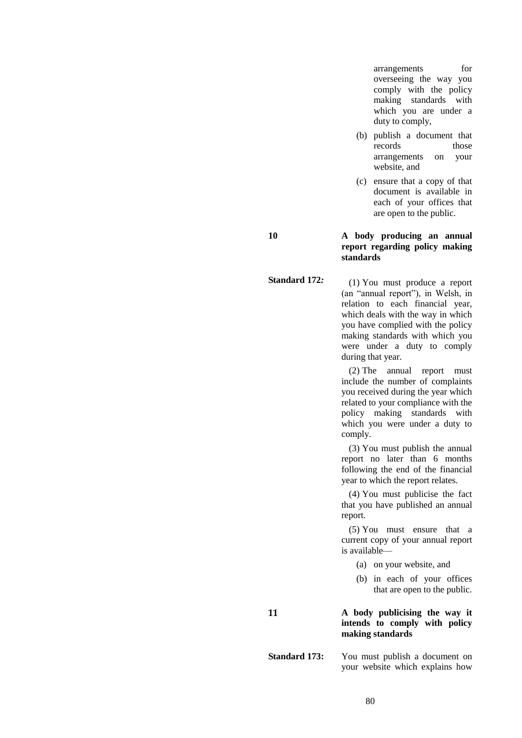arrangements for overseeing the way you comply with the policy making standards with which you are under a duty to comply,

(b) publish a document that records those arrangements on your website, and

(c) ensure that a copy of that document is available in each of your offices that are open to the public.

**10 A body producing an annual report regarding policy making standards**

**Standard 172:** (1) You must produce a report (an "annual report"), in Welsh, in relation to each financial year, which deals with the way in which you have complied with the policy making standards with which you were under a duty to comply during that year.

(2) The annual report must include the number of complaints you received during the year which related to your compliance with the policy making standards with which you were under a duty to comply.

(3) You must publish the annual report no later than 6 months following the end of the financial year to which the report relates.

(4) You must publicise the fact that you have published an annual report.

(5) You must ensure that a current copy of your annual report is available—

(a) on your website, and

(b) in each of your offices that are open to the public.

**11 A body publicising the way it intends to comply with policy making standards**

**Standard 173:** You must publish a document on your website which explains how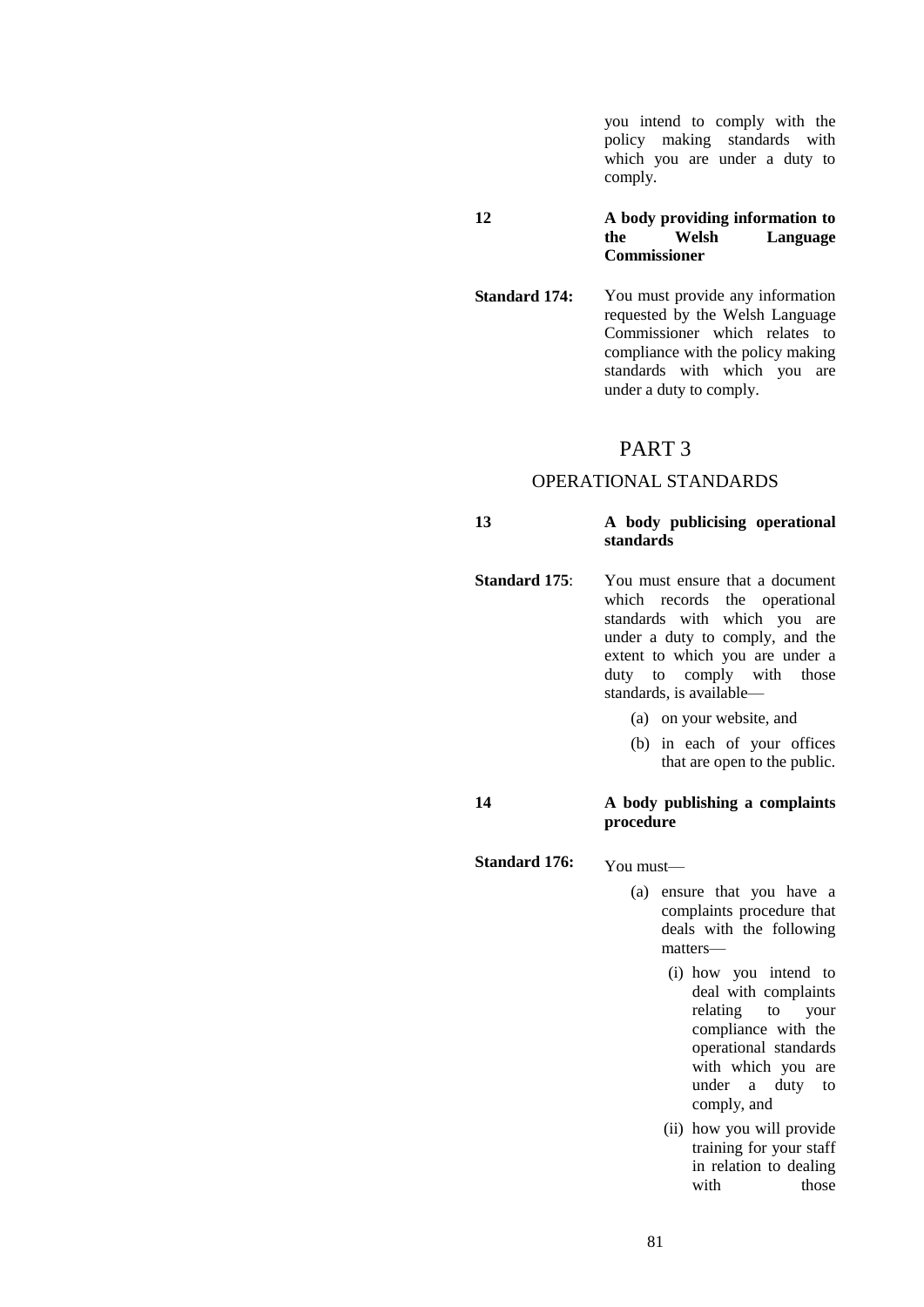you intend to comply with the policy making standards with which you are under a duty to comply.

**12** **A body providing information to the Welsh Language Commissioner**

**Standard 174:** You must provide any information requested by the Welsh Language Commissioner which relates to compliance with the policy making standards with which you are under a duty to comply.

# PART 3

## OPERATIONAL STANDARDS

**13** **A body publicising operational standards**

**Standard 175**: You must ensure that a document which records the operational standards with which you are under a duty to comply, and the extent to which you are under a duty to comply with those standards, is available—

(a) on your website, and

(b) in each of your offices that are open to the public.

**14** **A body publishing a complaints procedure**

**Standard 176:** You must—

(a) ensure that you have a complaints procedure that deals with the following matters—

(i) how you intend to deal with complaints relating to your compliance with the operational standards with which you are under a duty to comply, and

(ii) how you will provide training for your staff in relation to dealing with those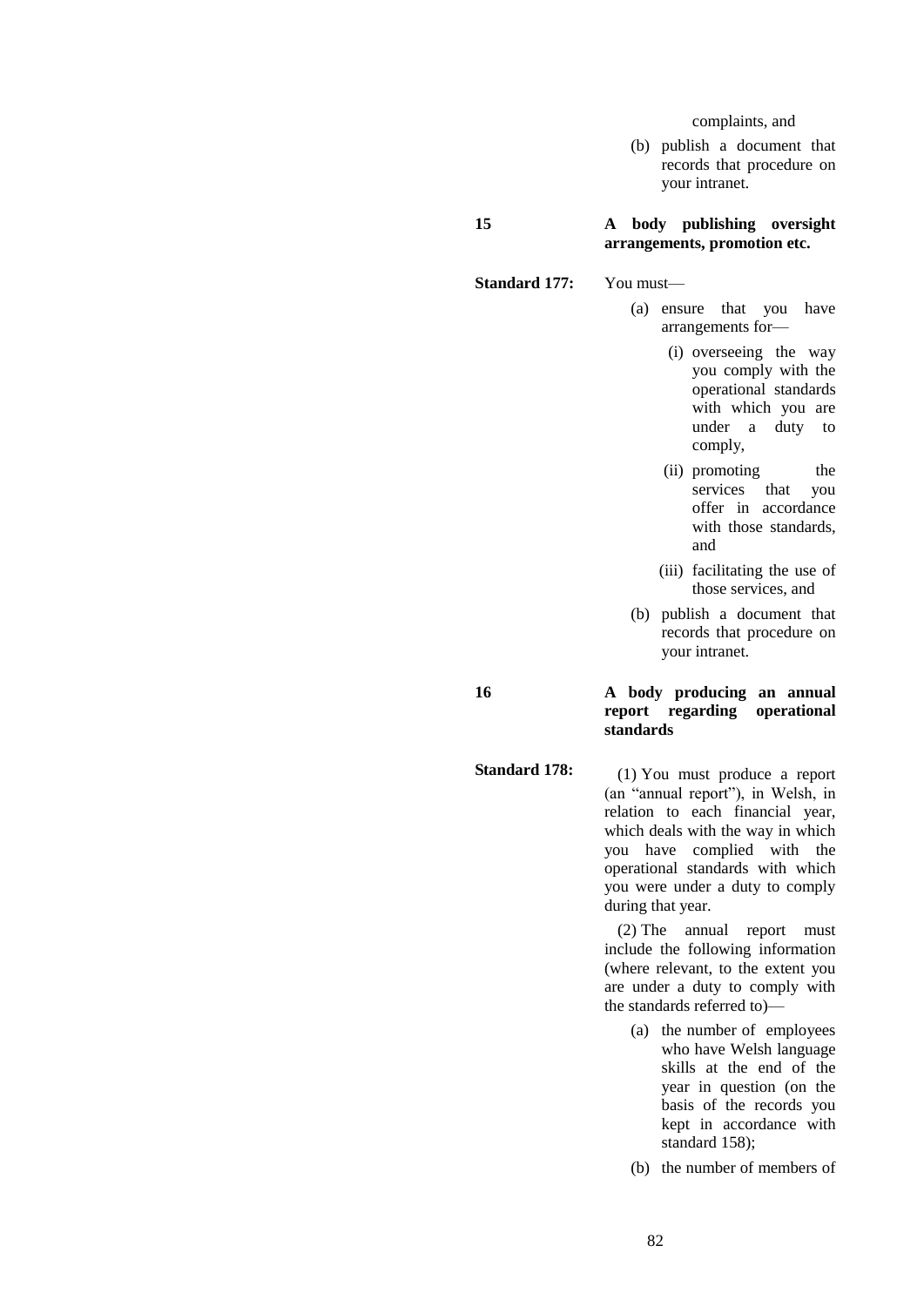complaints, and

(b) publish a document that records that procedure on your intranet.

**15** **A body publishing oversight arrangements, promotion etc.**

**Standard 177:** You must—

(a) ensure that you have arrangements for—

(i) overseeing the way you comply with the operational standards with which you are under a duty to comply,

(ii) promoting the services that you offer in accordance with those standards, and

(iii) facilitating the use of those services, and

(b) publish a document that records that procedure on your intranet.

**16** **A body producing an annual report regarding operational standards**

**Standard 178:** (1) You must produce a report (an "annual report"), in Welsh, in relation to each financial year, which deals with the way in which you have complied with the operational standards with which you were under a duty to comply during that year.

(2) The annual report must include the following information (where relevant, to the extent you are under a duty to comply with the standards referred to)—

(a) the number of employees who have Welsh language skills at the end of the year in question (on the basis of the records you kept in accordance with standard 158);

(b) the number of members of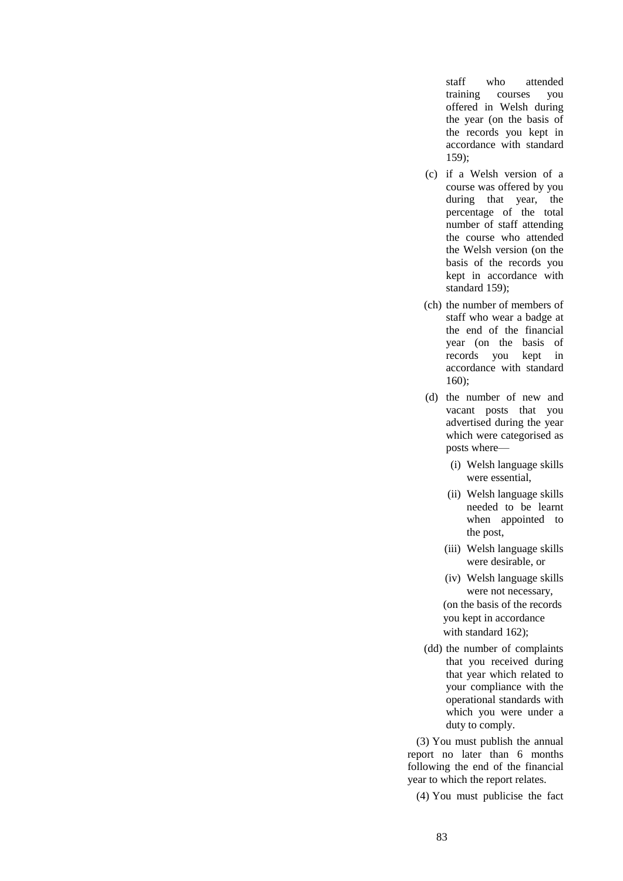staff who attended training courses you offered in Welsh during the year (on the basis of the records you kept in accordance with standard 159);

(c) if a Welsh version of a course was offered by you during that year, the percentage of the total number of staff attending the course who attended the Welsh version (on the basis of the records you kept in accordance with standard 159);

(ch) the number of members of staff who wear a badge at the end of the financial year (on the basis of records you kept in accordance with standard 160);

(d) the number of new and vacant posts that you advertised during the year which were categorised as posts where—

- (i) Welsh language skills were essential,
- (ii) Welsh language skills needed to be learnt when appointed to the post,
- (iii) Welsh language skills were desirable, or
- (iv) Welsh language skills were not necessary,

(on the basis of the records you kept in accordance with standard 162);

(dd) the number of complaints that you received during that year which related to your compliance with the operational standards with which you were under a duty to comply.

(3) You must publish the annual report no later than 6 months following the end of the financial year to which the report relates.

(4) You must publicise the fact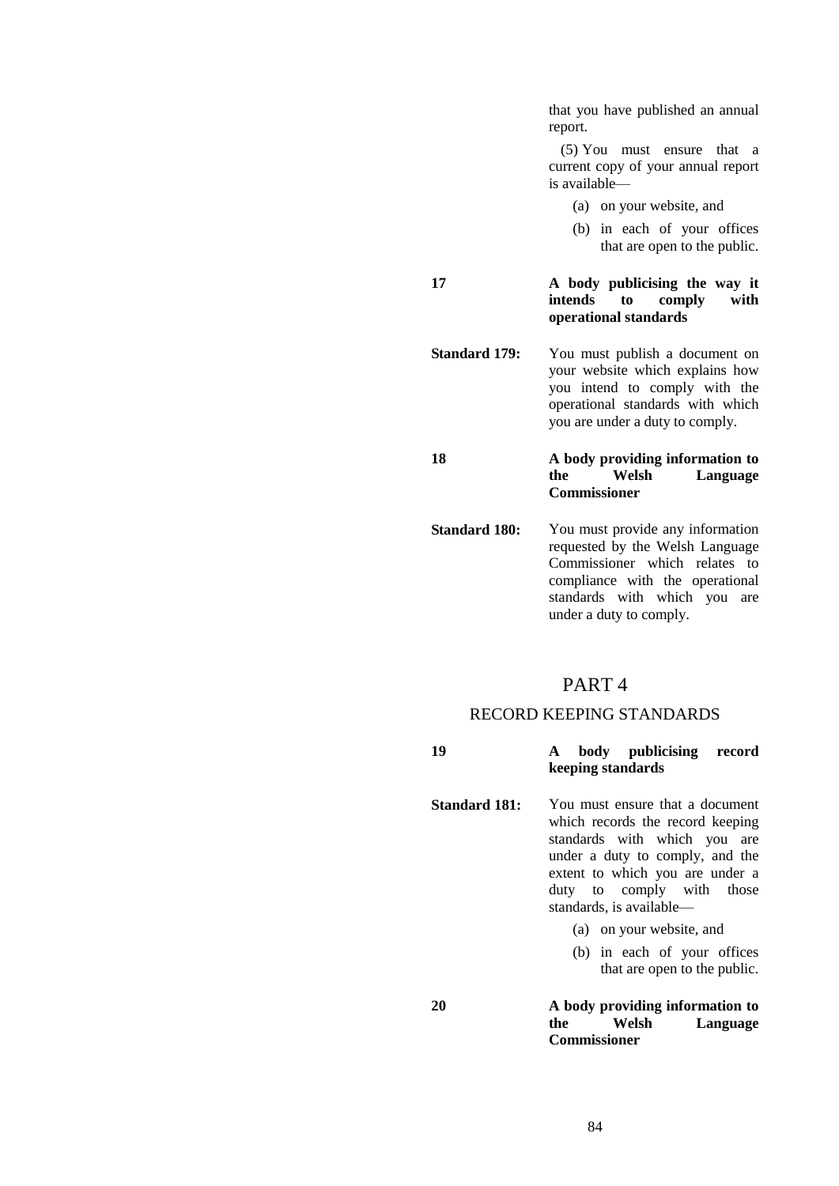that you have published an annual report.

(5) You must ensure that a current copy of your annual report is available—

(a) on your website, and

(b) in each of your offices that are open to the public.

**17** **A body publicising the way it intends to comply with operational standards**

**Standard 179:** You must publish a document on your website which explains how you intend to comply with the operational standards with which you are under a duty to comply.

**18** **A body providing information to the Welsh Language Commissioner**

**Standard 180:** You must provide any information requested by the Welsh Language Commissioner which relates to compliance with the operational standards with which you are under a duty to comply.

# PART 4

## RECORD KEEPING STANDARDS

**19** **A body publicising record keeping standards**

**Standard 181:** You must ensure that a document which records the record keeping standards with which you are under a duty to comply, and the extent to which you are under a duty to comply with those standards, is available—

(a) on your website, and

(b) in each of your offices that are open to the public.

**20** **A body providing information to the Welsh Language Commissioner**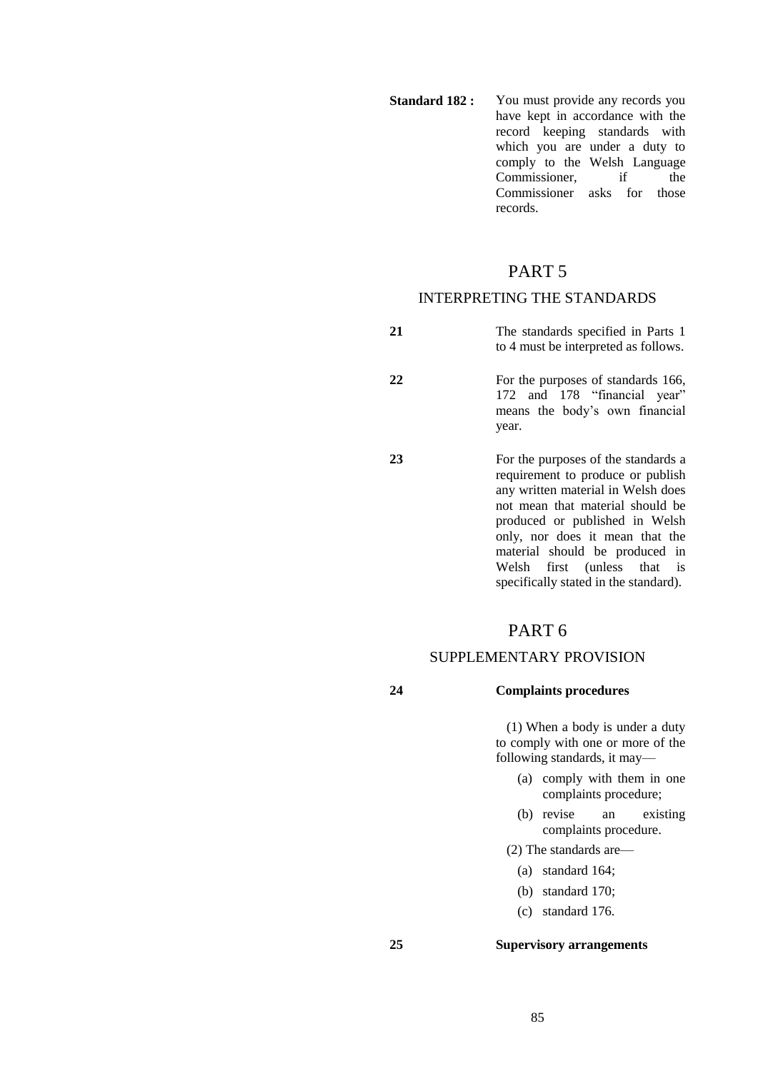**Standard 182 :** You must provide any records you have kept in accordance with the record keeping standards with which you are under a duty to comply to the Welsh Language Commissioner, if the Commissioner asks for those records.

# PART 5

## INTERPRETING THE STANDARDS

**21** The standards specified in Parts 1 to 4 must be interpreted as follows.

**22** For the purposes of standards 166, 172 and 178 "financial year" means the body's own financial year.

**23** For the purposes of the standards a requirement to produce or publish any written material in Welsh does not mean that material should be produced or published in Welsh only, nor does it mean that the material should be produced in Welsh first (unless that is specifically stated in the standard).

# PART 6

## SUPPLEMENTARY PROVISION

**24** **Complaints procedures**

(1) When a body is under a duty to comply with one or more of the following standards, it may—

(a) comply with them in one complaints procedure;

(b) revise an existing complaints procedure.

(2) The standards are—

(a) standard 164;

(b) standard 170;

(c) standard 176.

**25** **Supervisory arrangements**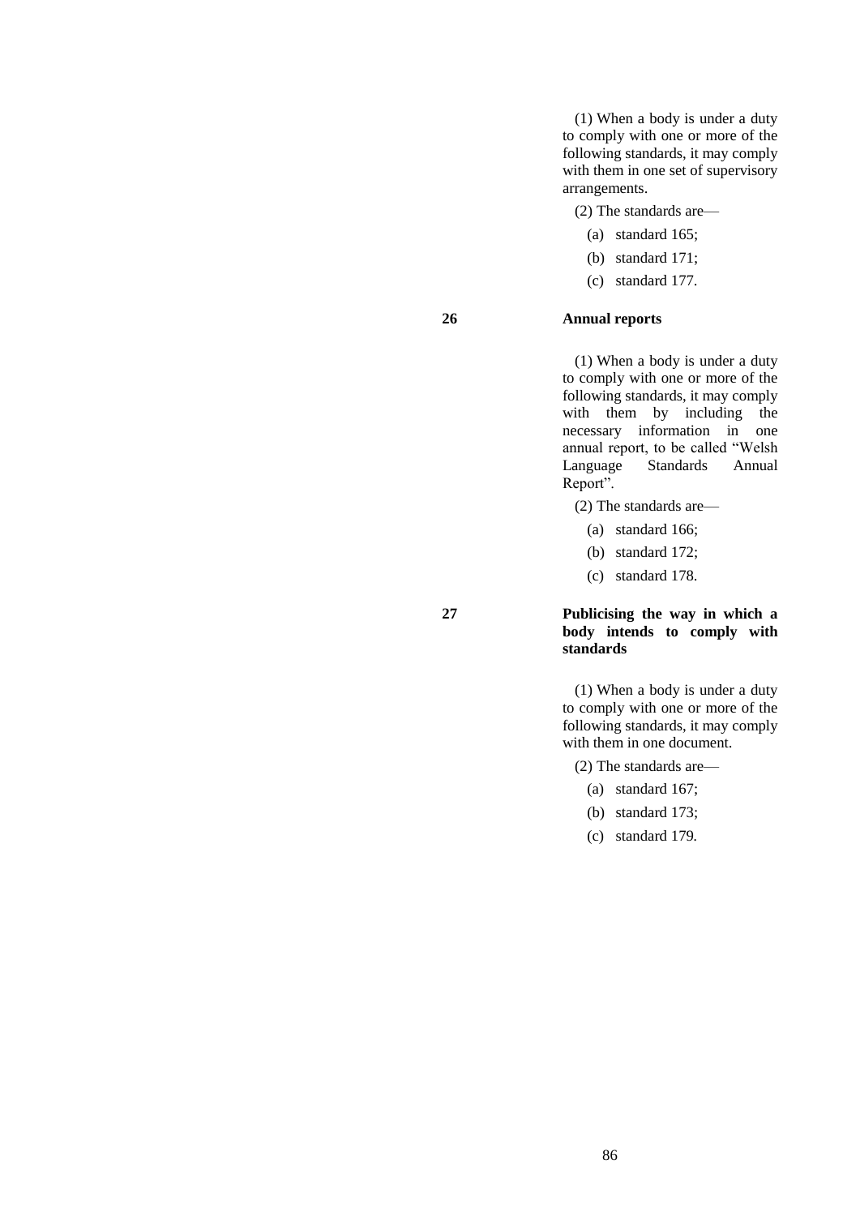(1) When a body is under a duty to comply with one or more of the following standards, it may comply with them in one set of supervisory arrangements.

(2) The standards are—

(a) standard 165;

(b) standard 171;

(c) standard 177.

### 26 Annual reports

(1) When a body is under a duty to comply with one or more of the following standards, it may comply with them by including the necessary information in one annual report, to be called "Welsh Language Standards Annual Report".

(2) The standards are—

(a) standard 166;

(b) standard 172;

(c) standard 178.

### 27 Publicising the way in which a body intends to comply with standards

(1) When a body is under a duty to comply with one or more of the following standards, it may comply with them in one document.

(2) The standards are—

(a) standard 167;

(b) standard 173;

(c) standard 179.